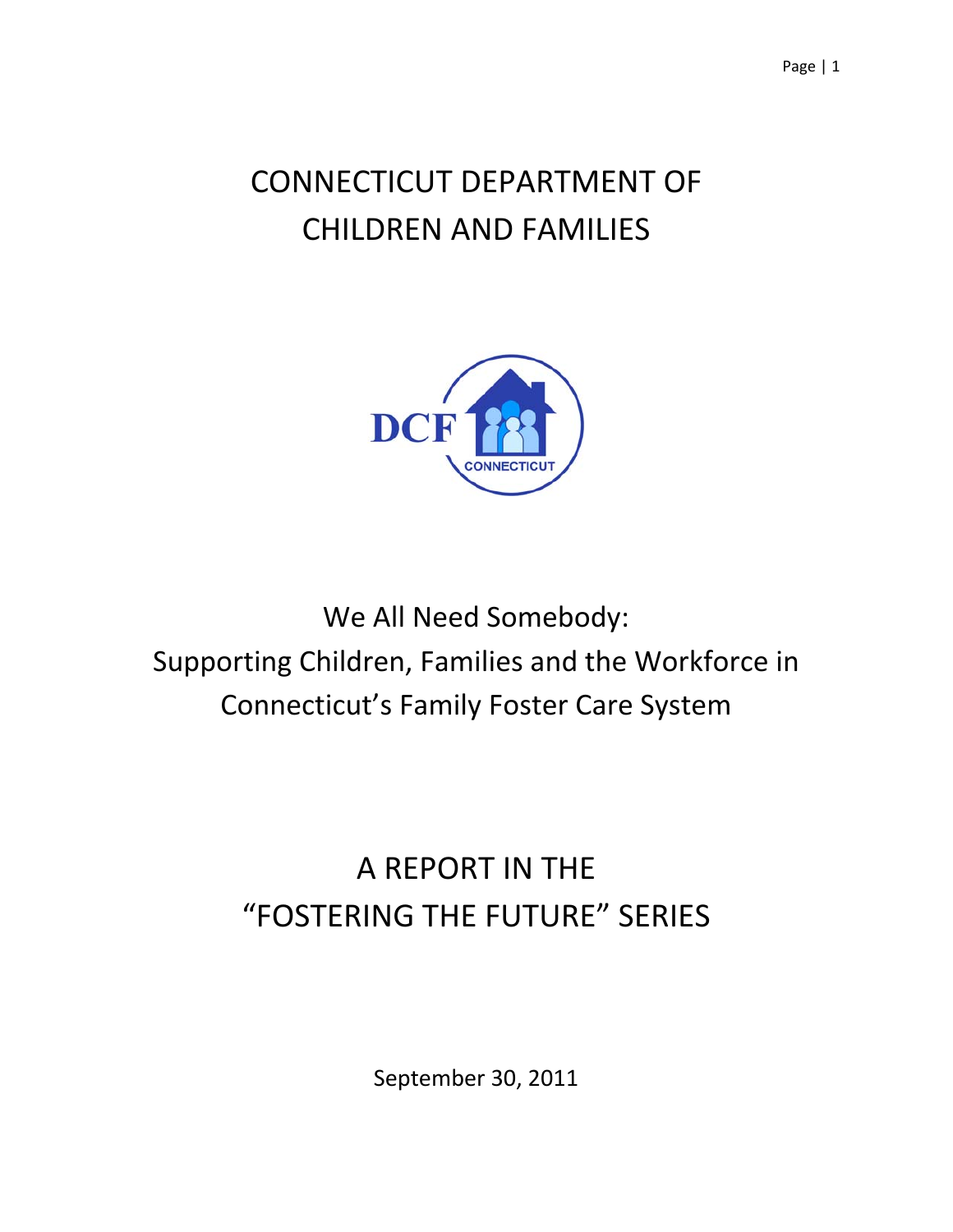# CONNECTICUT DEPARTMENT OF CHILDREN AND FAMILIES

## We All Need Somebody: Supporting Children, Families and the Workforce in Connecticut's Family Foster Care System

## A REPORT IN THE "FOSTERING THE FUTURE" SERIES

September 30, 2011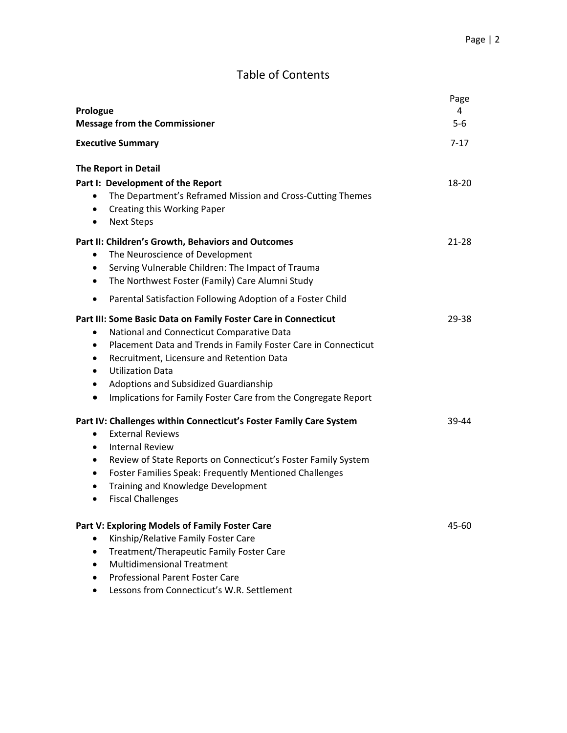# Table of Contents

| | Page |
|---|---|
| **Prologue** | 4 |
| **Message from the Commissioner** | 5-6 |
| **Executive Summary** | 7-17 |
| **The Report in Detail** | |
| **Part I: Development of the Report** | 18-20 |
| • The Department's Reframed Mission and Cross-Cutting Themes | |
| • Creating this Working Paper | |
| • Next Steps | |
| **Part II: Children's Growth, Behaviors and Outcomes** | 21-28 |
| • The Neuroscience of Development | |
| • Serving Vulnerable Children: The Impact of Trauma | |
| • The Northwest Foster (Family) Care Alumni Study | |
| • Parental Satisfaction Following Adoption of a Foster Child | |
| **Part III: Some Basic Data on Family Foster Care in Connecticut** | 29-38 |
| • National and Connecticut Comparative Data | |
| • Placement Data and Trends in Family Foster Care in Connecticut | |
| • Recruitment, Licensure and Retention Data | |
| • Utilization Data | |
| • Adoptions and Subsidized Guardianship | |
| • Implications for Family Foster Care from the Congregate Report | |
| **Part IV: Challenges within Connecticut's Foster Family Care System** | 39-44 |
| • External Reviews | |
| • Internal Review | |
| • Review of State Reports on Connecticut's Foster Family System | |
| • Foster Families Speak: Frequently Mentioned Challenges | |
| • Training and Knowledge Development | |
| • Fiscal Challenges | |
| **Part V: Exploring Models of Family Foster Care** | 45-60 |
| • Kinship/Relative Family Foster Care | |
| • Treatment/Therapeutic Family Foster Care | |
| • Multidimensional Treatment | |
| • Professional Parent Foster Care | |
| • Lessons from Connecticut's W.R. Settlement | |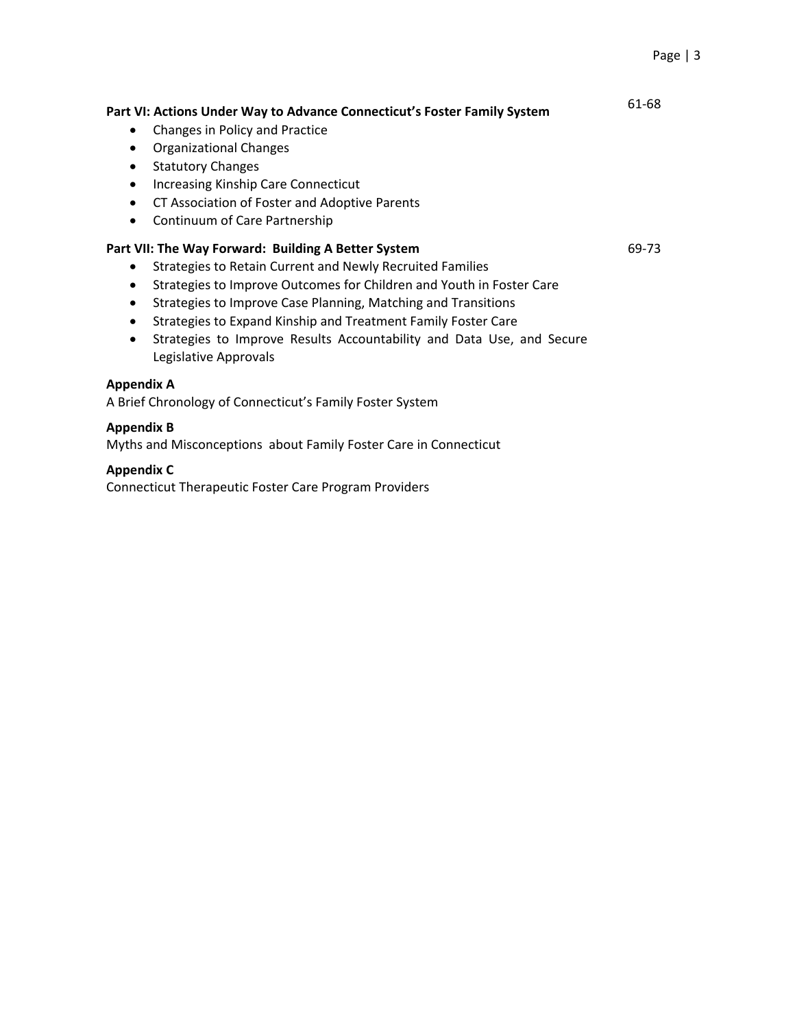**Part VI: Actions Under Way to Advance Connecticut's Foster Family System** 61-68

- Changes in Policy and Practice
- Organizational Changes
- Statutory Changes
- Increasing Kinship Care Connecticut
- CT Association of Foster and Adoptive Parents
- Continuum of Care Partnership

**Part VII: The Way Forward: Building A Better System** 69-73

- Strategies to Retain Current and Newly Recruited Families
- Strategies to Improve Outcomes for Children and Youth in Foster Care
- Strategies to Improve Case Planning, Matching and Transitions
- Strategies to Expand Kinship and Treatment Family Foster Care
- Strategies to Improve Results Accountability and Data Use, and Secure Legislative Approvals

**Appendix A**
A Brief Chronology of Connecticut's Family Foster System

**Appendix B**
Myths and Misconceptions about Family Foster Care in Connecticut

**Appendix C**
Connecticut Therapeutic Foster Care Program Providers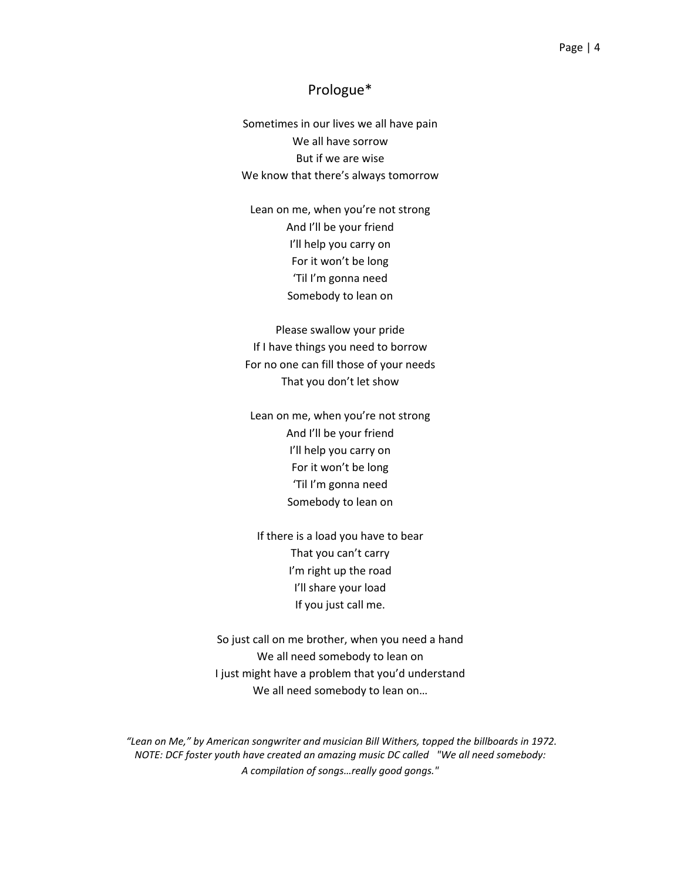## Prologue*

Sometimes in our lives we all have pain  
We all have sorrow  
But if we are wise  
We know that there's always tomorrow

Lean on me, when you're not strong  
And I'll be your friend  
I'll help you carry on  
For it won't be long  
'Til I'm gonna need  
Somebody to lean on

Please swallow your pride  
If I have things you need to borrow  
For no one can fill those of your needs  
That you don't let show

Lean on me, when you're not strong  
And I'll be your friend  
I'll help you carry on  
For it won't be long  
'Til I'm gonna need  
Somebody to lean on

If there is a load you have to bear  
That you can't carry  
I'm right up the road  
I'll share your load  
If you just call me.

So just call on me brother, when you need a hand  
We all need somebody to lean on  
I just might have a problem that you'd understand  
We all need somebody to lean on…

*"Lean on Me," by American songwriter and musician Bill Withers, topped the billboards in 1972.*  
*NOTE: DCF foster youth have created an amazing music DC called "We all need somebody:*  
*A compilation of songs…really good gongs."*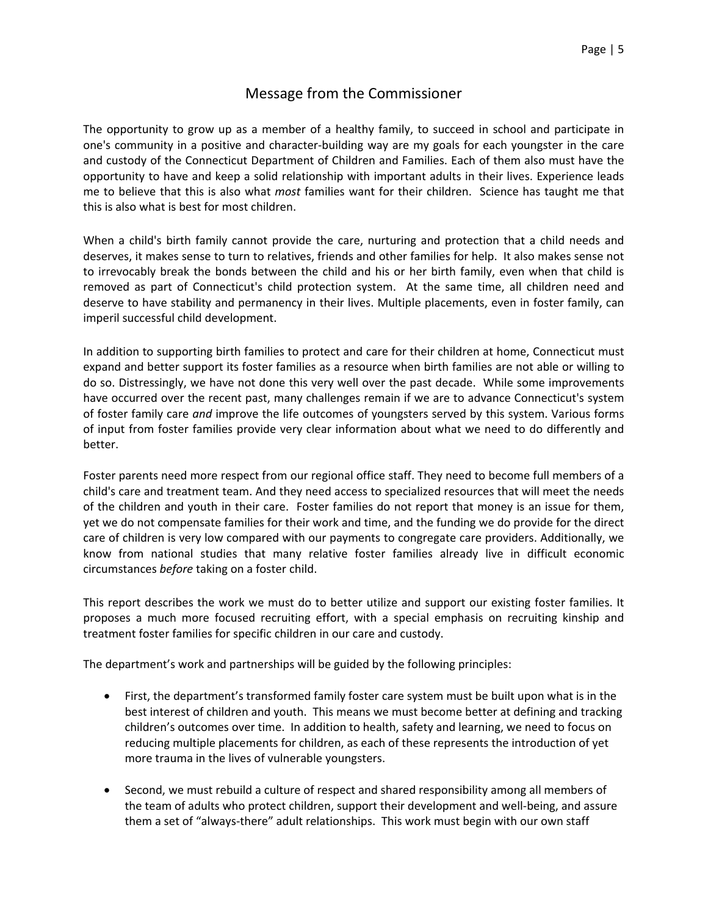## Message from the Commissioner

The opportunity to grow up as a member of a healthy family, to succeed in school and participate in one's community in a positive and character-building way are my goals for each youngster in the care and custody of the Connecticut Department of Children and Families. Each of them also must have the opportunity to have and keep a solid relationship with important adults in their lives. Experience leads me to believe that this is also what *most* families want for their children. Science has taught me that this is also what is best for most children.

When a child's birth family cannot provide the care, nurturing and protection that a child needs and deserves, it makes sense to turn to relatives, friends and other families for help. It also makes sense not to irrevocably break the bonds between the child and his or her birth family, even when that child is removed as part of Connecticut's child protection system. At the same time, all children need and deserve to have stability and permanency in their lives. Multiple placements, even in foster family, can imperil successful child development.

In addition to supporting birth families to protect and care for their children at home, Connecticut must expand and better support its foster families as a resource when birth families are not able or willing to do so. Distressingly, we have not done this very well over the past decade. While some improvements have occurred over the recent past, many challenges remain if we are to advance Connecticut's system of foster family care *and* improve the life outcomes of youngsters served by this system. Various forms of input from foster families provide very clear information about what we need to do differently and better.

Foster parents need more respect from our regional office staff. They need to become full members of a child's care and treatment team. And they need access to specialized resources that will meet the needs of the children and youth in their care. Foster families do not report that money is an issue for them, yet we do not compensate families for their work and time, and the funding we do provide for the direct care of children is very low compared with our payments to congregate care providers. Additionally, we know from national studies that many relative foster families already live in difficult economic circumstances *before* taking on a foster child.

This report describes the work we must do to better utilize and support our existing foster families. It proposes a much more focused recruiting effort, with a special emphasis on recruiting kinship and treatment foster families for specific children in our care and custody.

The department's work and partnerships will be guided by the following principles:

- First, the department's transformed family foster care system must be built upon what is in the best interest of children and youth. This means we must become better at defining and tracking children's outcomes over time. In addition to health, safety and learning, we need to focus on reducing multiple placements for children, as each of these represents the introduction of yet more trauma in the lives of vulnerable youngsters.

- Second, we must rebuild a culture of respect and shared responsibility among all members of the team of adults who protect children, support their development and well-being, and assure them a set of "always-there" adult relationships. This work must begin with our own staff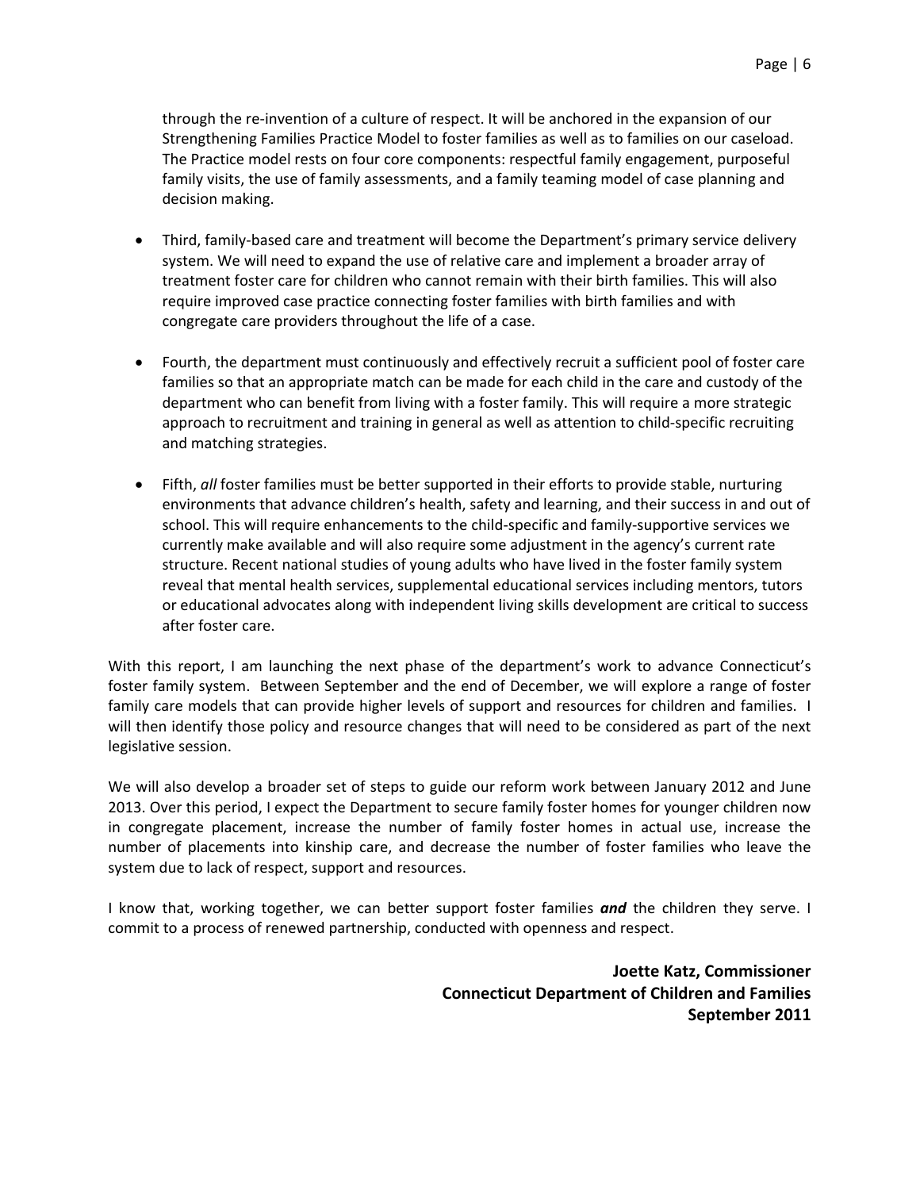through the re-invention of a culture of respect. It will be anchored in the expansion of our Strengthening Families Practice Model to foster families as well as to families on our caseload. The Practice model rests on four core components: respectful family engagement, purposeful family visits, the use of family assessments, and a family teaming model of case planning and decision making.

- Third, family-based care and treatment will become the Department's primary service delivery system. We will need to expand the use of relative care and implement a broader array of treatment foster care for children who cannot remain with their birth families. This will also require improved case practice connecting foster families with birth families and with congregate care providers throughout the life of a case.

- Fourth, the department must continuously and effectively recruit a sufficient pool of foster care families so that an appropriate match can be made for each child in the care and custody of the department who can benefit from living with a foster family. This will require a more strategic approach to recruitment and training in general as well as attention to child-specific recruiting and matching strategies.

- Fifth, *all* foster families must be better supported in their efforts to provide stable, nurturing environments that advance children's health, safety and learning, and their success in and out of school. This will require enhancements to the child-specific and family-supportive services we currently make available and will also require some adjustment in the agency's current rate structure. Recent national studies of young adults who have lived in the foster family system reveal that mental health services, supplemental educational services including mentors, tutors or educational advocates along with independent living skills development are critical to success after foster care.

With this report, I am launching the next phase of the department's work to advance Connecticut's foster family system. Between September and the end of December, we will explore a range of foster family care models that can provide higher levels of support and resources for children and families. I will then identify those policy and resource changes that will need to be considered as part of the next legislative session.

We will also develop a broader set of steps to guide our reform work between January 2012 and June 2013. Over this period, I expect the Department to secure family foster homes for younger children now in congregate placement, increase the number of family foster homes in actual use, increase the number of placements into kinship care, and decrease the number of foster families who leave the system due to lack of respect, support and resources.

I know that, working together, we can better support foster families ***and*** the children they serve. I commit to a process of renewed partnership, conducted with openness and respect.

**Joette Katz, Commissioner**
**Connecticut Department of Children and Families**
**September 2011**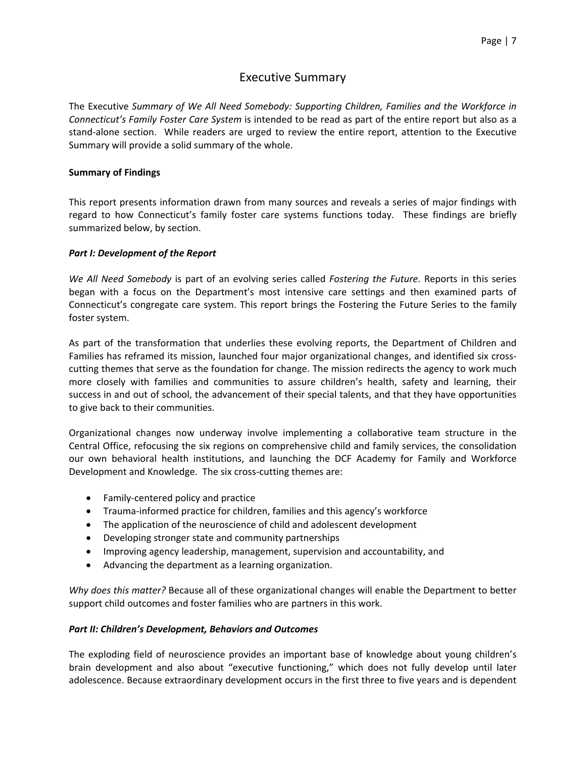# Executive Summary

The Executive *Summary of We All Need Somebody: Supporting Children, Families and the Workforce in Connecticut's Family Foster Care System* is intended to be read as part of the entire report but also as a stand-alone section. While readers are urged to review the entire report, attention to the Executive Summary will provide a solid summary of the whole.

**Summary of Findings**

This report presents information drawn from many sources and reveals a series of major findings with regard to how Connecticut's family foster care systems functions today. These findings are briefly summarized below, by section.

***Part I: Development of the Report***

*We All Need Somebody* is part of an evolving series called *Fostering the Future*. Reports in this series began with a focus on the Department's most intensive care settings and then examined parts of Connecticut's congregate care system. This report brings the Fostering the Future Series to the family foster system.

As part of the transformation that underlies these evolving reports, the Department of Children and Families has reframed its mission, launched four major organizational changes, and identified six cross-cutting themes that serve as the foundation for change. The mission redirects the agency to work much more closely with families and communities to assure children's health, safety and learning, their success in and out of school, the advancement of their special talents, and that they have opportunities to give back to their communities.

Organizational changes now underway involve implementing a collaborative team structure in the Central Office, refocusing the six regions on comprehensive child and family services, the consolidation our own behavioral health institutions, and launching the DCF Academy for Family and Workforce Development and Knowledge. The six cross-cutting themes are:

- Family-centered policy and practice
- Trauma-informed practice for children, families and this agency's workforce
- The application of the neuroscience of child and adolescent development
- Developing stronger state and community partnerships
- Improving agency leadership, management, supervision and accountability, and
- Advancing the department as a learning organization.

*Why does this matter?* Because all of these organizational changes will enable the Department to better support child outcomes and foster families who are partners in this work.

***Part II: Children's Development, Behaviors and Outcomes***

The exploding field of neuroscience provides an important base of knowledge about young children's brain development and also about "executive functioning," which does not fully develop until later adolescence. Because extraordinary development occurs in the first three to five years and is dependent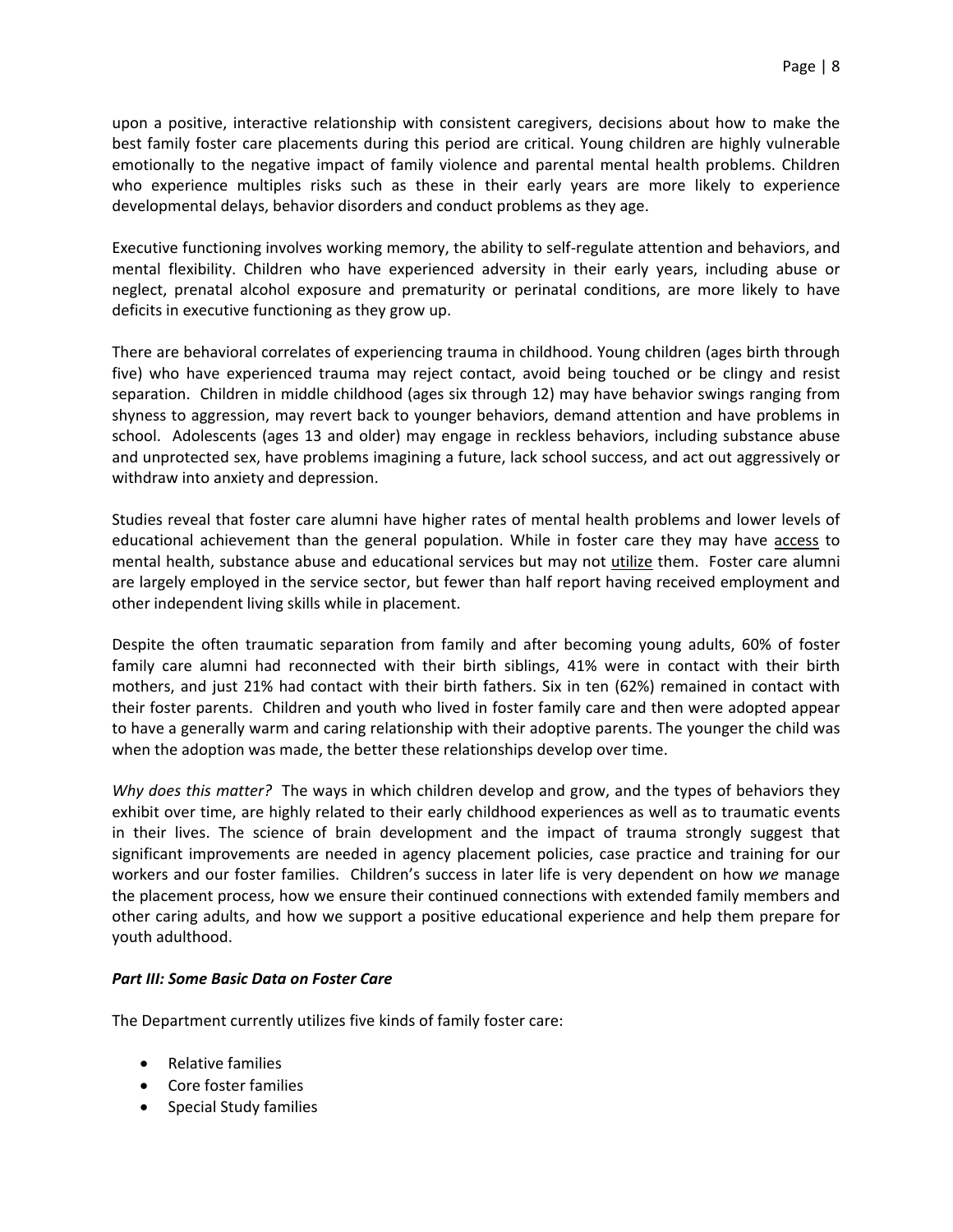upon a positive, interactive relationship with consistent caregivers, decisions about how to make the best family foster care placements during this period are critical. Young children are highly vulnerable emotionally to the negative impact of family violence and parental mental health problems. Children who experience multiples risks such as these in their early years are more likely to experience developmental delays, behavior disorders and conduct problems as they age.

Executive functioning involves working memory, the ability to self-regulate attention and behaviors, and mental flexibility. Children who have experienced adversity in their early years, including abuse or neglect, prenatal alcohol exposure and prematurity or perinatal conditions, are more likely to have deficits in executive functioning as they grow up.

There are behavioral correlates of experiencing trauma in childhood. Young children (ages birth through five) who have experienced trauma may reject contact, avoid being touched or be clingy and resist separation. Children in middle childhood (ages six through 12) may have behavior swings ranging from shyness to aggression, may revert back to younger behaviors, demand attention and have problems in school. Adolescents (ages 13 and older) may engage in reckless behaviors, including substance abuse and unprotected sex, have problems imagining a future, lack school success, and act out aggressively or withdraw into anxiety and depression.

Studies reveal that foster care alumni have higher rates of mental health problems and lower levels of educational achievement than the general population. While in foster care they may have <u>access</u> to mental health, substance abuse and educational services but may not <u>utilize</u> them. Foster care alumni are largely employed in the service sector, but fewer than half report having received employment and other independent living skills while in placement.

Despite the often traumatic separation from family and after becoming young adults, 60% of foster family care alumni had reconnected with their birth siblings, 41% were in contact with their birth mothers, and just 21% had contact with their birth fathers. Six in ten (62%) remained in contact with their foster parents. Children and youth who lived in foster family care and then were adopted appear to have a generally warm and caring relationship with their adoptive parents. The younger the child was when the adoption was made, the better these relationships develop over time.

*Why does this matter?* The ways in which children develop and grow, and the types of behaviors they exhibit over time, are highly related to their early childhood experiences as well as to traumatic events in their lives. The science of brain development and the impact of trauma strongly suggest that significant improvements are needed in agency placement policies, case practice and training for our workers and our foster families. Children's success in later life is very dependent on how *we* manage the placement process, how we ensure their continued connections with extended family members and other caring adults, and how we support a positive educational experience and help them prepare for youth adulthood.

***Part III: Some Basic Data on Foster Care***

The Department currently utilizes five kinds of family foster care:

- Relative families
- Core foster families
- Special Study families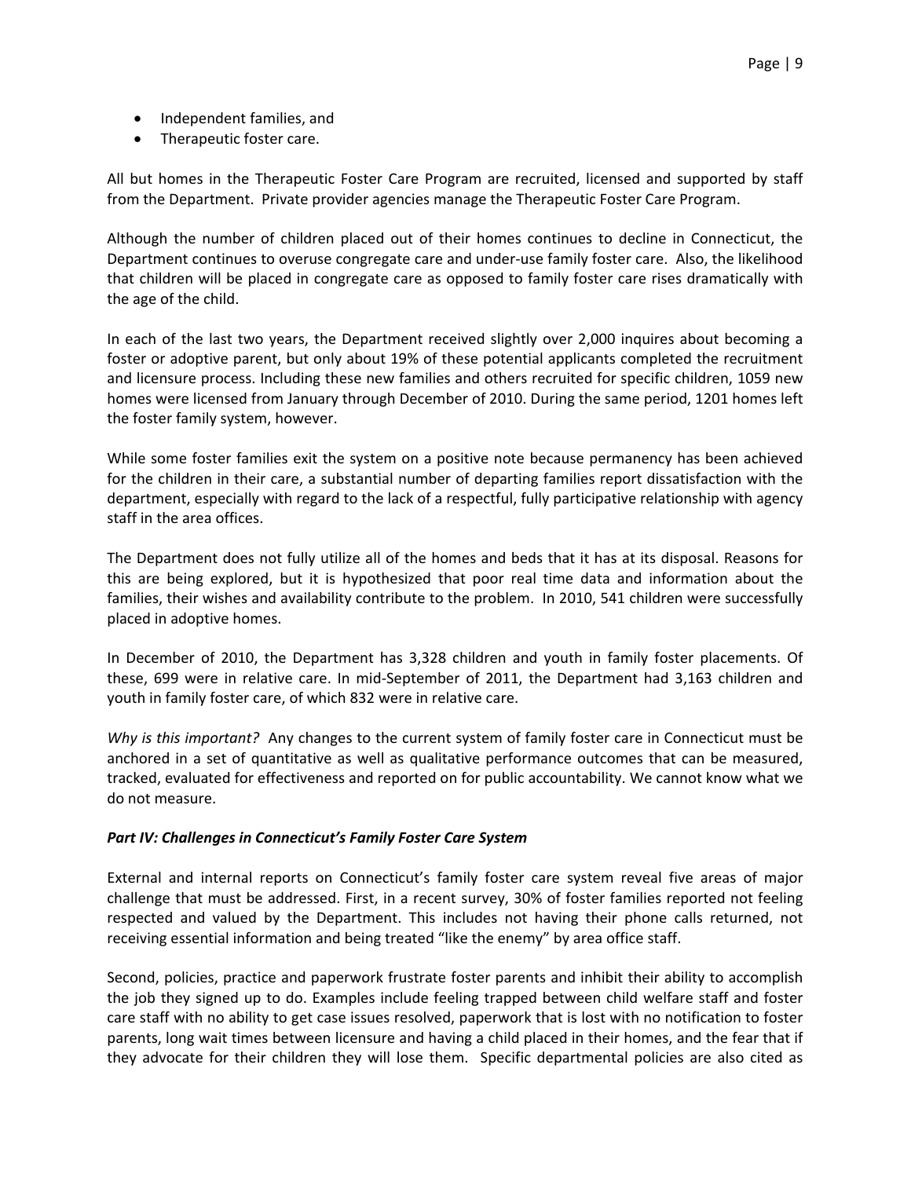- Independent families, and
- Therapeutic foster care.

All but homes in the Therapeutic Foster Care Program are recruited, licensed and supported by staff from the Department. Private provider agencies manage the Therapeutic Foster Care Program.

Although the number of children placed out of their homes continues to decline in Connecticut, the Department continues to overuse congregate care and under-use family foster care. Also, the likelihood that children will be placed in congregate care as opposed to family foster care rises dramatically with the age of the child.

In each of the last two years, the Department received slightly over 2,000 inquires about becoming a foster or adoptive parent, but only about 19% of these potential applicants completed the recruitment and licensure process. Including these new families and others recruited for specific children, 1059 new homes were licensed from January through December of 2010. During the same period, 1201 homes left the foster family system, however.

While some foster families exit the system on a positive note because permanency has been achieved for the children in their care, a substantial number of departing families report dissatisfaction with the department, especially with regard to the lack of a respectful, fully participative relationship with agency staff in the area offices.

The Department does not fully utilize all of the homes and beds that it has at its disposal. Reasons for this are being explored, but it is hypothesized that poor real time data and information about the families, their wishes and availability contribute to the problem. In 2010, 541 children were successfully placed in adoptive homes.

In December of 2010, the Department has 3,328 children and youth in family foster placements. Of these, 699 were in relative care. In mid-September of 2011, the Department had 3,163 children and youth in family foster care, of which 832 were in relative care.

*Why is this important?* Any changes to the current system of family foster care in Connecticut must be anchored in a set of quantitative as well as qualitative performance outcomes that can be measured, tracked, evaluated for effectiveness and reported on for public accountability. We cannot know what we do not measure.

***Part IV: Challenges in Connecticut's Family Foster Care System***

External and internal reports on Connecticut's family foster care system reveal five areas of major challenge that must be addressed. First, in a recent survey, 30% of foster families reported not feeling respected and valued by the Department. This includes not having their phone calls returned, not receiving essential information and being treated "like the enemy" by area office staff.

Second, policies, practice and paperwork frustrate foster parents and inhibit their ability to accomplish the job they signed up to do. Examples include feeling trapped between child welfare staff and foster care staff with no ability to get case issues resolved, paperwork that is lost with no notification to foster parents, long wait times between licensure and having a child placed in their homes, and the fear that if they advocate for their children they will lose them. Specific departmental policies are also cited as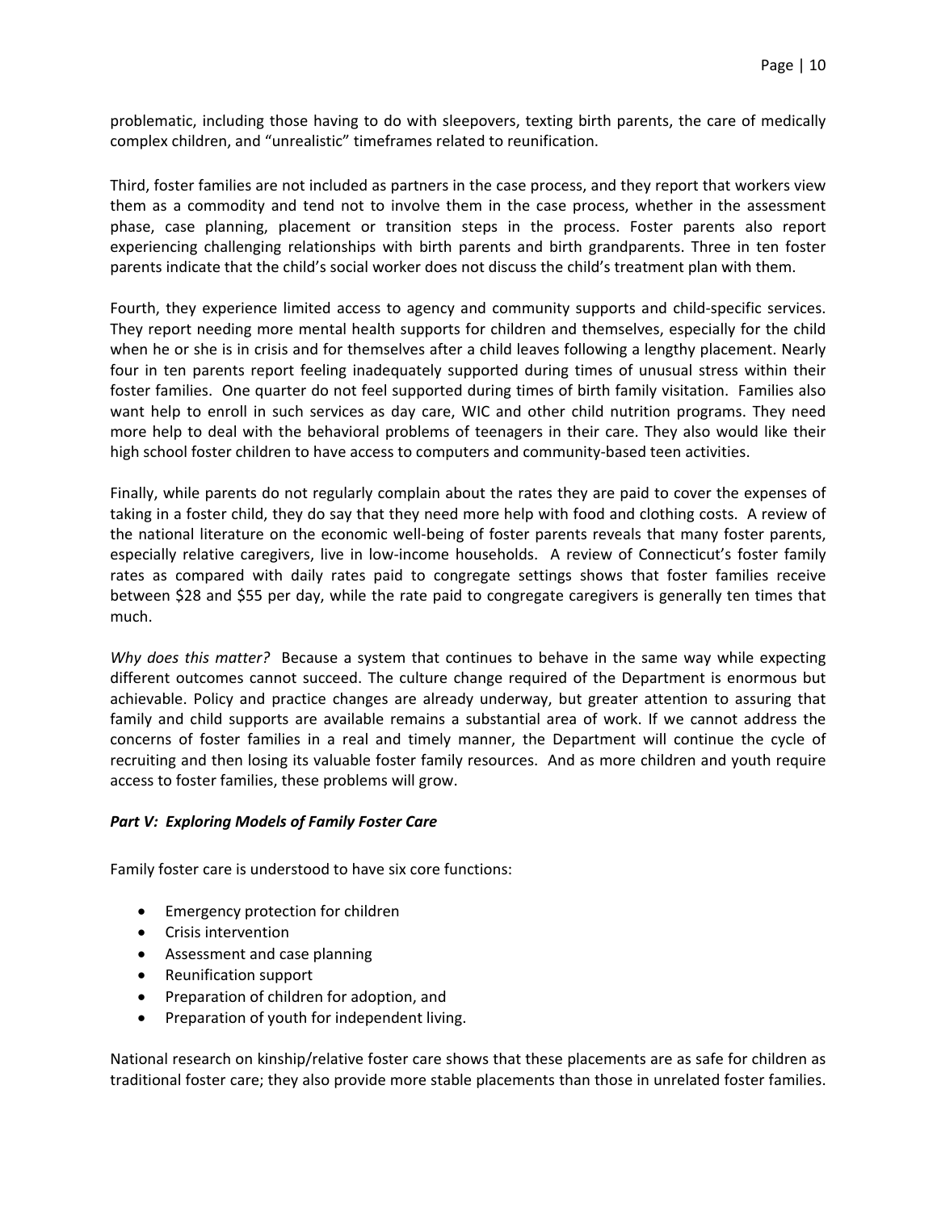problematic, including those having to do with sleepovers, texting birth parents, the care of medically complex children, and "unrealistic" timeframes related to reunification.

Third, foster families are not included as partners in the case process, and they report that workers view them as a commodity and tend not to involve them in the case process, whether in the assessment phase, case planning, placement or transition steps in the process. Foster parents also report experiencing challenging relationships with birth parents and birth grandparents. Three in ten foster parents indicate that the child's social worker does not discuss the child's treatment plan with them.

Fourth, they experience limited access to agency and community supports and child-specific services. They report needing more mental health supports for children and themselves, especially for the child when he or she is in crisis and for themselves after a child leaves following a lengthy placement. Nearly four in ten parents report feeling inadequately supported during times of unusual stress within their foster families. One quarter do not feel supported during times of birth family visitation. Families also want help to enroll in such services as day care, WIC and other child nutrition programs. They need more help to deal with the behavioral problems of teenagers in their care. They also would like their high school foster children to have access to computers and community-based teen activities.

Finally, while parents do not regularly complain about the rates they are paid to cover the expenses of taking in a foster child, they do say that they need more help with food and clothing costs. A review of the national literature on the economic well-being of foster parents reveals that many foster parents, especially relative caregivers, live in low-income households. A review of Connecticut's foster family rates as compared with daily rates paid to congregate settings shows that foster families receive between $28 and $55 per day, while the rate paid to congregate caregivers is generally ten times that much.

*Why does this matter?* Because a system that continues to behave in the same way while expecting different outcomes cannot succeed. The culture change required of the Department is enormous but achievable. Policy and practice changes are already underway, but greater attention to assuring that family and child supports are available remains a substantial area of work. If we cannot address the concerns of foster families in a real and timely manner, the Department will continue the cycle of recruiting and then losing its valuable foster family resources. And as more children and youth require access to foster families, these problems will grow.

### *Part V: Exploring Models of Family Foster Care*

Family foster care is understood to have six core functions:

- Emergency protection for children
- Crisis intervention
- Assessment and case planning
- Reunification support
- Preparation of children for adoption, and
- Preparation of youth for independent living.

National research on kinship/relative foster care shows that these placements are as safe for children as traditional foster care; they also provide more stable placements than those in unrelated foster families.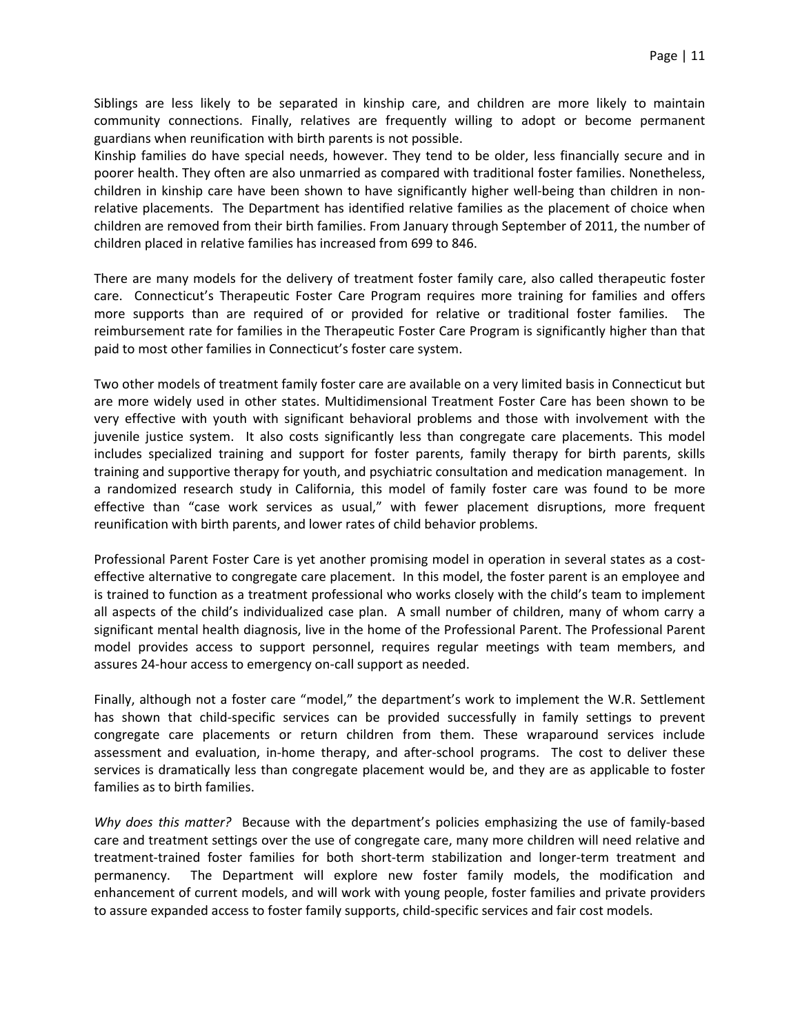Siblings are less likely to be separated in kinship care, and children are more likely to maintain community connections. Finally, relatives are frequently willing to adopt or become permanent guardians when reunification with birth parents is not possible.

Kinship families do have special needs, however. They tend to be older, less financially secure and in poorer health. They often are also unmarried as compared with traditional foster families. Nonetheless, children in kinship care have been shown to have significantly higher well-being than children in non-relative placements. The Department has identified relative families as the placement of choice when children are removed from their birth families. From January through September of 2011, the number of children placed in relative families has increased from 699 to 846.

There are many models for the delivery of treatment foster family care, also called therapeutic foster care. Connecticut's Therapeutic Foster Care Program requires more training for families and offers more supports than are required of or provided for relative or traditional foster families. The reimbursement rate for families in the Therapeutic Foster Care Program is significantly higher than that paid to most other families in Connecticut's foster care system.

Two other models of treatment family foster care are available on a very limited basis in Connecticut but are more widely used in other states. Multidimensional Treatment Foster Care has been shown to be very effective with youth with significant behavioral problems and those with involvement with the juvenile justice system. It also costs significantly less than congregate care placements. This model includes specialized training and support for foster parents, family therapy for birth parents, skills training and supportive therapy for youth, and psychiatric consultation and medication management. In a randomized research study in California, this model of family foster care was found to be more effective than "case work services as usual," with fewer placement disruptions, more frequent reunification with birth parents, and lower rates of child behavior problems.

Professional Parent Foster Care is yet another promising model in operation in several states as a cost-effective alternative to congregate care placement. In this model, the foster parent is an employee and is trained to function as a treatment professional who works closely with the child's team to implement all aspects of the child's individualized case plan. A small number of children, many of whom carry a significant mental health diagnosis, live in the home of the Professional Parent. The Professional Parent model provides access to support personnel, requires regular meetings with team members, and assures 24-hour access to emergency on-call support as needed.

Finally, although not a foster care "model," the department's work to implement the W.R. Settlement has shown that child-specific services can be provided successfully in family settings to prevent congregate care placements or return children from them. These wraparound services include assessment and evaluation, in-home therapy, and after-school programs. The cost to deliver these services is dramatically less than congregate placement would be, and they are as applicable to foster families as to birth families.

*Why does this matter?* Because with the department's policies emphasizing the use of family-based care and treatment settings over the use of congregate care, many more children will need relative and treatment-trained foster families for both short-term stabilization and longer-term treatment and permanency. The Department will explore new foster family models, the modification and enhancement of current models, and will work with young people, foster families and private providers to assure expanded access to foster family supports, child-specific services and fair cost models.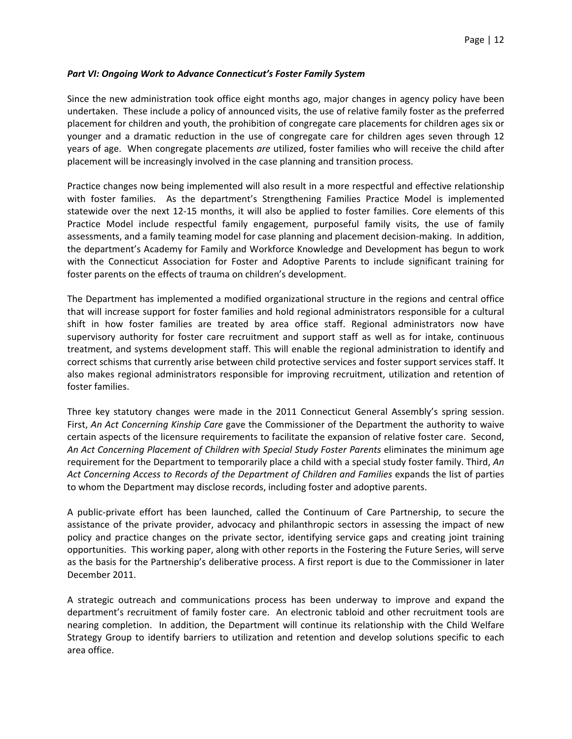***Part VI: Ongoing Work to Advance Connecticut's Foster Family System***

Since the new administration took office eight months ago, major changes in agency policy have been undertaken. These include a policy of announced visits, the use of relative family foster as the preferred placement for children and youth, the prohibition of congregate care placements for children ages six or younger and a dramatic reduction in the use of congregate care for children ages seven through 12 years of age. When congregate placements *are* utilized, foster families who will receive the child after placement will be increasingly involved in the case planning and transition process.

Practice changes now being implemented will also result in a more respectful and effective relationship with foster families. As the department's Strengthening Families Practice Model is implemented statewide over the next 12-15 months, it will also be applied to foster families. Core elements of this Practice Model include respectful family engagement, purposeful family visits, the use of family assessments, and a family teaming model for case planning and placement decision-making. In addition, the department's Academy for Family and Workforce Knowledge and Development has begun to work with the Connecticut Association for Foster and Adoptive Parents to include significant training for foster parents on the effects of trauma on children's development.

The Department has implemented a modified organizational structure in the regions and central office that will increase support for foster families and hold regional administrators responsible for a cultural shift in how foster families are treated by area office staff. Regional administrators now have supervisory authority for foster care recruitment and support staff as well as for intake, continuous treatment, and systems development staff. This will enable the regional administration to identify and correct schisms that currently arise between child protective services and foster support services staff. It also makes regional administrators responsible for improving recruitment, utilization and retention of foster families.

Three key statutory changes were made in the 2011 Connecticut General Assembly's spring session. First, *An Act Concerning Kinship Care* gave the Commissioner of the Department the authority to waive certain aspects of the licensure requirements to facilitate the expansion of relative foster care. Second, *An Act Concerning Placement of Children with Special Study Foster Parents* eliminates the minimum age requirement for the Department to temporarily place a child with a special study foster family. Third, *An Act Concerning Access to Records of the Department of Children and Families* expands the list of parties to whom the Department may disclose records, including foster and adoptive parents.

A public-private effort has been launched, called the Continuum of Care Partnership, to secure the assistance of the private provider, advocacy and philanthropic sectors in assessing the impact of new policy and practice changes on the private sector, identifying service gaps and creating joint training opportunities. This working paper, along with other reports in the Fostering the Future Series, will serve as the basis for the Partnership's deliberative process. A first report is due to the Commissioner in later December 2011.

A strategic outreach and communications process has been underway to improve and expand the department's recruitment of family foster care. An electronic tabloid and other recruitment tools are nearing completion. In addition, the Department will continue its relationship with the Child Welfare Strategy Group to identify barriers to utilization and retention and develop solutions specific to each area office.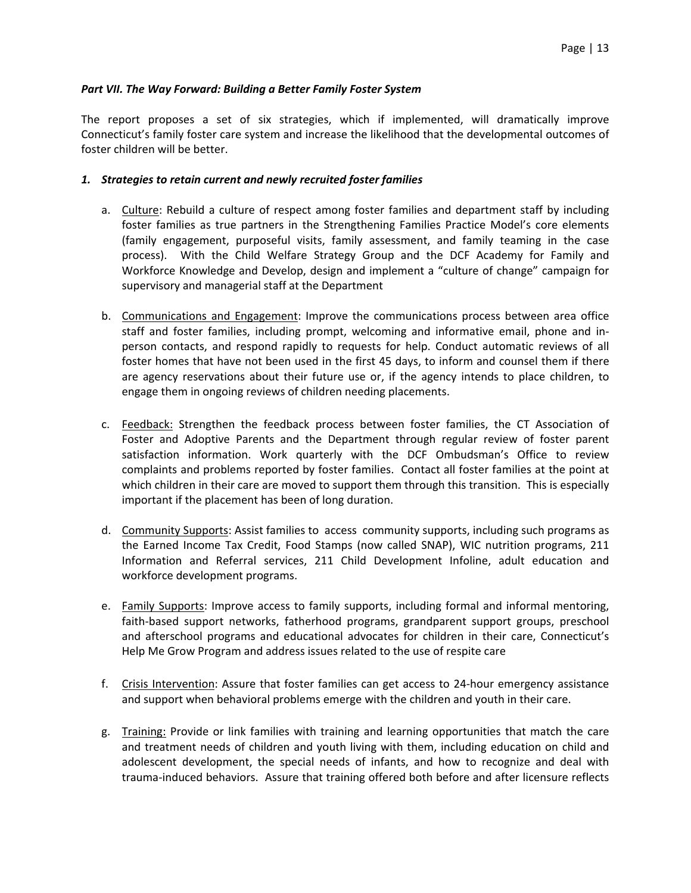***Part VII. The Way Forward: Building a Better Family Foster System***

The report proposes a set of six strategies, which if implemented, will dramatically improve Connecticut's family foster care system and increase the likelihood that the developmental outcomes of foster children will be better.

***1. Strategies to retain current and newly recruited foster families***

a. Culture: Rebuild a culture of respect among foster families and department staff by including foster families as true partners in the Strengthening Families Practice Model's core elements (family engagement, purposeful visits, family assessment, and family teaming in the case process). With the Child Welfare Strategy Group and the DCF Academy for Family and Workforce Knowledge and Develop, design and implement a "culture of change" campaign for supervisory and managerial staff at the Department

b. Communications and Engagement: Improve the communications process between area office staff and foster families, including prompt, welcoming and informative email, phone and in-person contacts, and respond rapidly to requests for help. Conduct automatic reviews of all foster homes that have not been used in the first 45 days, to inform and counsel them if there are agency reservations about their future use or, if the agency intends to place children, to engage them in ongoing reviews of children needing placements.

c. Feedback: Strengthen the feedback process between foster families, the CT Association of Foster and Adoptive Parents and the Department through regular review of foster parent satisfaction information. Work quarterly with the DCF Ombudsman's Office to review complaints and problems reported by foster families. Contact all foster families at the point at which children in their care are moved to support them through this transition. This is especially important if the placement has been of long duration.

d. Community Supports: Assist families to access community supports, including such programs as the Earned Income Tax Credit, Food Stamps (now called SNAP), WIC nutrition programs, 211 Information and Referral services, 211 Child Development Infoline, adult education and workforce development programs.

e. Family Supports: Improve access to family supports, including formal and informal mentoring, faith-based support networks, fatherhood programs, grandparent support groups, preschool and afterschool programs and educational advocates for children in their care, Connecticut's Help Me Grow Program and address issues related to the use of respite care

f. Crisis Intervention: Assure that foster families can get access to 24-hour emergency assistance and support when behavioral problems emerge with the children and youth in their care.

g. Training: Provide or link families with training and learning opportunities that match the care and treatment needs of children and youth living with them, including education on child and adolescent development, the special needs of infants, and how to recognize and deal with trauma-induced behaviors. Assure that training offered both before and after licensure reflects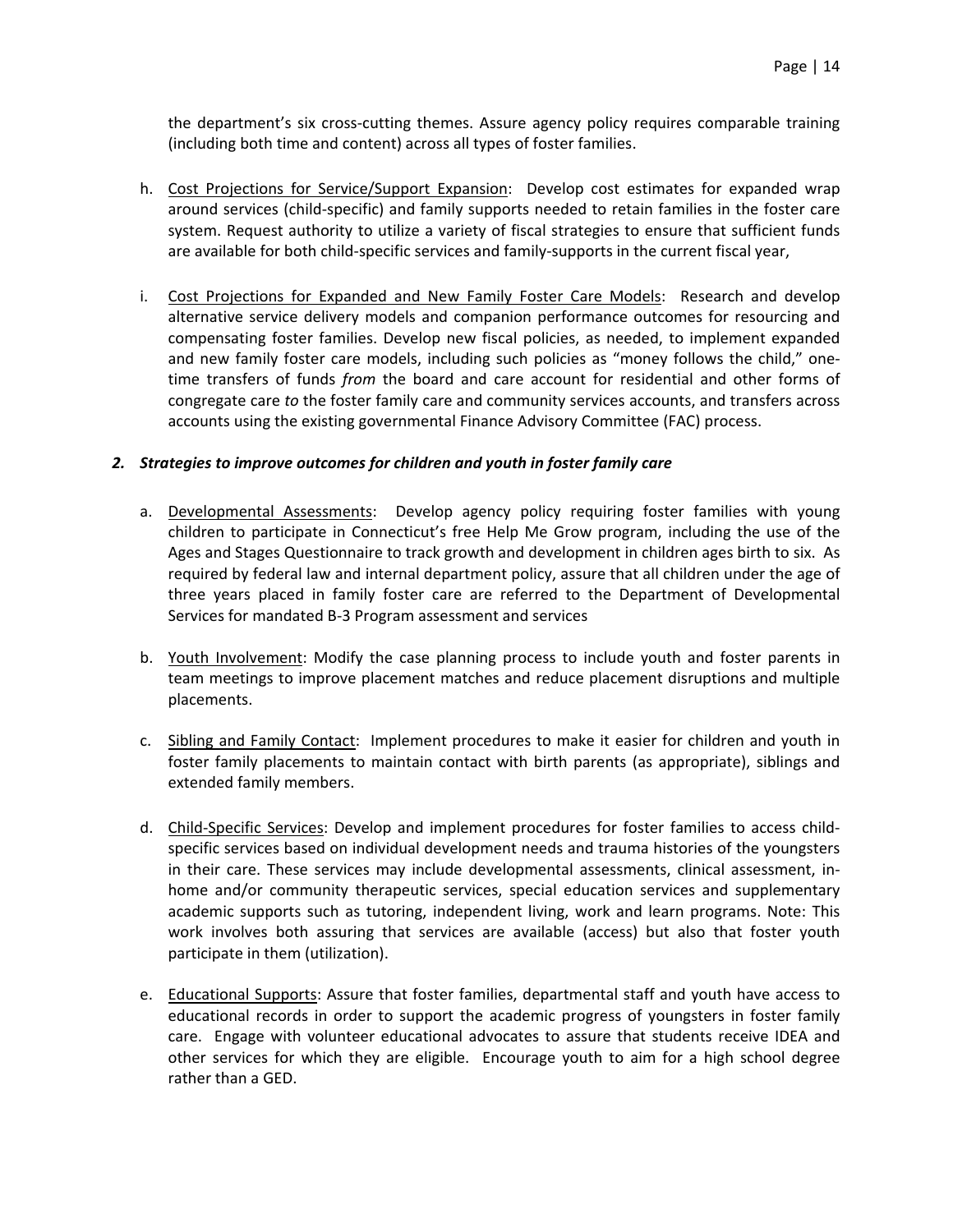the department's six cross-cutting themes. Assure agency policy requires comparable training (including both time and content) across all types of foster families.

h. Cost Projections for Service/Support Expansion: Develop cost estimates for expanded wrap around services (child-specific) and family supports needed to retain families in the foster care system. Request authority to utilize a variety of fiscal strategies to ensure that sufficient funds are available for both child-specific services and family-supports in the current fiscal year,

i. Cost Projections for Expanded and New Family Foster Care Models: Research and develop alternative service delivery models and companion performance outcomes for resourcing and compensating foster families. Develop new fiscal policies, as needed, to implement expanded and new family foster care models, including such policies as "money follows the child," one-time transfers of funds *from* the board and care account for residential and other forms of congregate care *to* the foster family care and community services accounts, and transfers across accounts using the existing governmental Finance Advisory Committee (FAC) process.

***2. Strategies to improve outcomes for children and youth in foster family care***

a. Developmental Assessments: Develop agency policy requiring foster families with young children to participate in Connecticut's free Help Me Grow program, including the use of the Ages and Stages Questionnaire to track growth and development in children ages birth to six. As required by federal law and internal department policy, assure that all children under the age of three years placed in family foster care are referred to the Department of Developmental Services for mandated B-3 Program assessment and services

b. Youth Involvement: Modify the case planning process to include youth and foster parents in team meetings to improve placement matches and reduce placement disruptions and multiple placements.

c. Sibling and Family Contact: Implement procedures to make it easier for children and youth in foster family placements to maintain contact with birth parents (as appropriate), siblings and extended family members.

d. Child-Specific Services: Develop and implement procedures for foster families to access child-specific services based on individual development needs and trauma histories of the youngsters in their care. These services may include developmental assessments, clinical assessment, in-home and/or community therapeutic services, special education services and supplementary academic supports such as tutoring, independent living, work and learn programs. Note: This work involves both assuring that services are available (access) but also that foster youth participate in them (utilization).

e. Educational Supports: Assure that foster families, departmental staff and youth have access to educational records in order to support the academic progress of youngsters in foster family care. Engage with volunteer educational advocates to assure that students receive IDEA and other services for which they are eligible. Encourage youth to aim for a high school degree rather than a GED.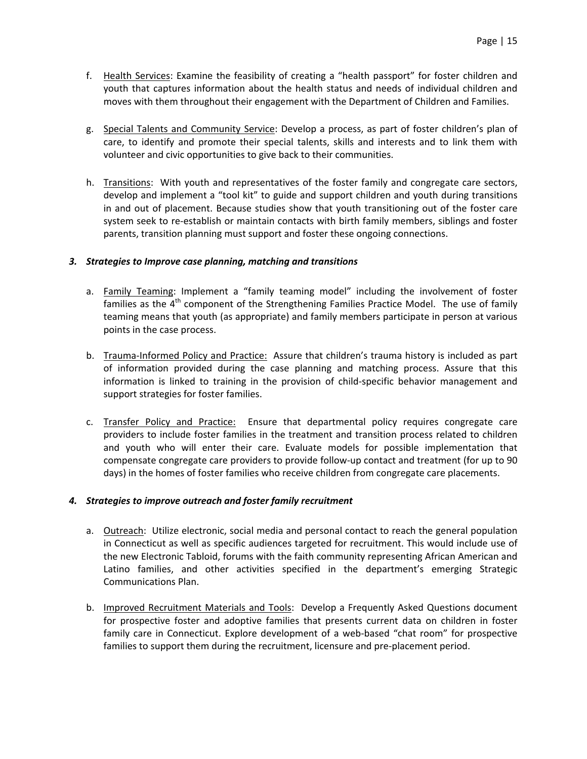f. <u>Health Services</u>: Examine the feasibility of creating a "health passport" for foster children and youth that captures information about the health status and needs of individual children and moves with them throughout their engagement with the Department of Children and Families.

g. <u>Special Talents and Community Service</u>: Develop a process, as part of foster children's plan of care, to identify and promote their special talents, skills and interests and to link them with volunteer and civic opportunities to give back to their communities.

h. <u>Transitions</u>: With youth and representatives of the foster family and congregate care sectors, develop and implement a "tool kit" to guide and support children and youth during transitions in and out of placement. Because studies show that youth transitioning out of the foster care system seek to re-establish or maintain contacts with birth family members, siblings and foster parents, transition planning must support and foster these ongoing connections.

### *3. Strategies to Improve case planning, matching and transitions*

a. <u>Family Teaming</u>: Implement a "family teaming model" including the involvement of foster families as the 4th component of the Strengthening Families Practice Model. The use of family teaming means that youth (as appropriate) and family members participate in person at various points in the case process.

b. <u>Trauma-Informed Policy and Practice:</u> Assure that children's trauma history is included as part of information provided during the case planning and matching process. Assure that this information is linked to training in the provision of child-specific behavior management and support strategies for foster families.

c. <u>Transfer Policy and Practice:</u> Ensure that departmental policy requires congregate care providers to include foster families in the treatment and transition process related to children and youth who will enter their care. Evaluate models for possible implementation that compensate congregate care providers to provide follow-up contact and treatment (for up to 90 days) in the homes of foster families who receive children from congregate care placements.

### *4. Strategies to improve outreach and foster family recruitment*

a. <u>Outreach</u>: Utilize electronic, social media and personal contact to reach the general population in Connecticut as well as specific audiences targeted for recruitment. This would include use of the new Electronic Tabloid, forums with the faith community representing African American and Latino families, and other activities specified in the department's emerging Strategic Communications Plan.

b. <u>Improved Recruitment Materials and Tools</u>: Develop a Frequently Asked Questions document for prospective foster and adoptive families that presents current data on children in foster family care in Connecticut. Explore development of a web-based "chat room" for prospective families to support them during the recruitment, licensure and pre-placement period.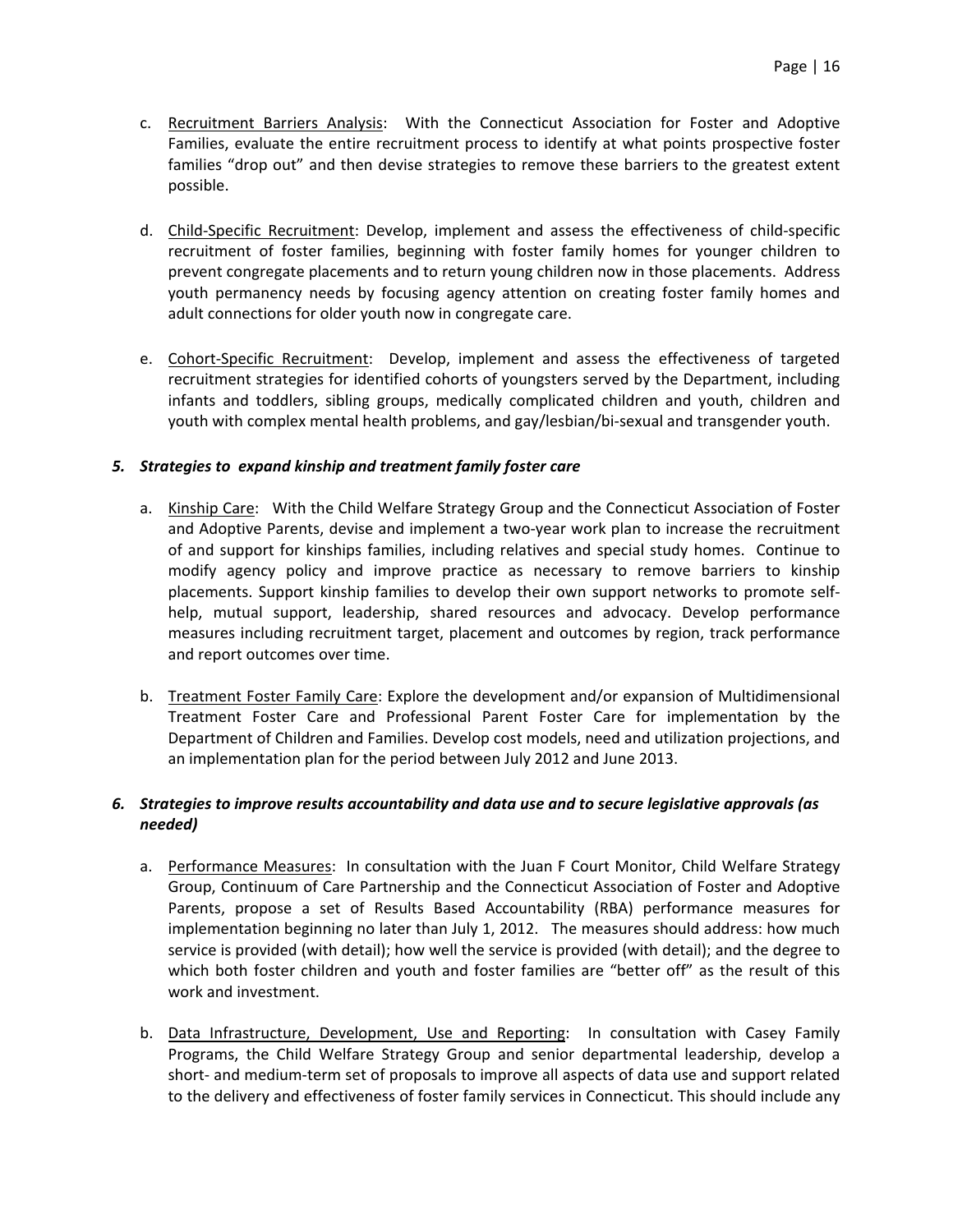c. <u>Recruitment Barriers Analysis</u>: With the Connecticut Association for Foster and Adoptive Families, evaluate the entire recruitment process to identify at what points prospective foster families "drop out" and then devise strategies to remove these barriers to the greatest extent possible.

d. <u>Child-Specific Recruitment</u>: Develop, implement and assess the effectiveness of child-specific recruitment of foster families, beginning with foster family homes for younger children to prevent congregate placements and to return young children now in those placements. Address youth permanency needs by focusing agency attention on creating foster family homes and adult connections for older youth now in congregate care.

e. <u>Cohort-Specific Recruitment</u>: Develop, implement and assess the effectiveness of targeted recruitment strategies for identified cohorts of youngsters served by the Department, including infants and toddlers, sibling groups, medically complicated children and youth, children and youth with complex mental health problems, and gay/lesbian/bi-sexual and transgender youth.

### *5. Strategies to expand kinship and treatment family foster care*

a. <u>Kinship Care</u>: With the Child Welfare Strategy Group and the Connecticut Association of Foster and Adoptive Parents, devise and implement a two-year work plan to increase the recruitment of and support for kinships families, including relatives and special study homes. Continue to modify agency policy and improve practice as necessary to remove barriers to kinship placements. Support kinship families to develop their own support networks to promote self-help, mutual support, leadership, shared resources and advocacy. Develop performance measures including recruitment target, placement and outcomes by region, track performance and report outcomes over time.

b. <u>Treatment Foster Family Care</u>: Explore the development and/or expansion of Multidimensional Treatment Foster Care and Professional Parent Foster Care for implementation by the Department of Children and Families. Develop cost models, need and utilization projections, and an implementation plan for the period between July 2012 and June 2013.

### *6. Strategies to improve results accountability and data use and to secure legislative approvals (as needed)*

a. <u>Performance Measures</u>: In consultation with the Juan F Court Monitor, Child Welfare Strategy Group, Continuum of Care Partnership and the Connecticut Association of Foster and Adoptive Parents, propose a set of Results Based Accountability (RBA) performance measures for implementation beginning no later than July 1, 2012. The measures should address: how much service is provided (with detail); how well the service is provided (with detail); and the degree to which both foster children and youth and foster families are "better off" as the result of this work and investment.

b. <u>Data Infrastructure, Development, Use and Reporting</u>: In consultation with Casey Family Programs, the Child Welfare Strategy Group and senior departmental leadership, develop a short- and medium-term set of proposals to improve all aspects of data use and support related to the delivery and effectiveness of foster family services in Connecticut. This should include any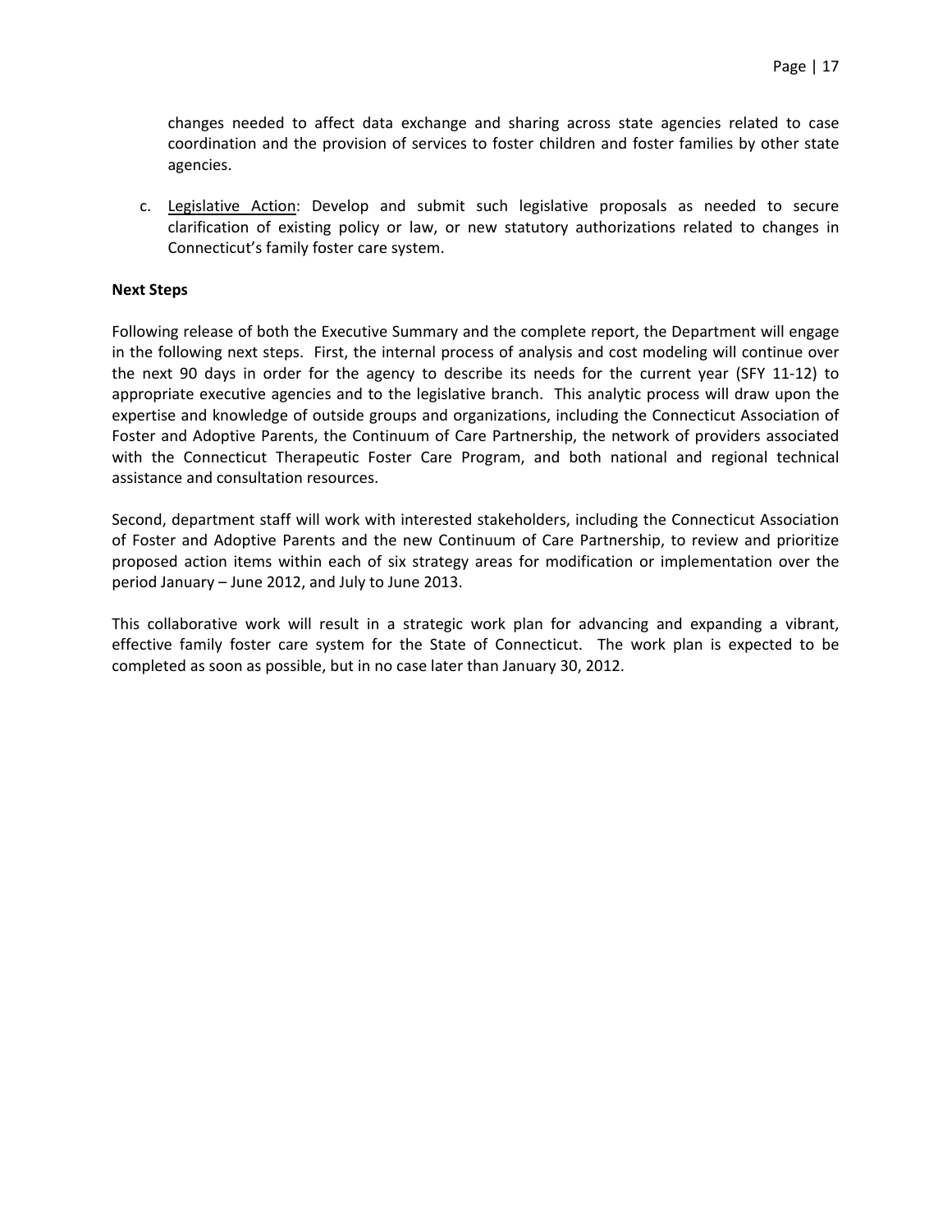changes needed to affect data exchange and sharing across state agencies related to case coordination and the provision of services to foster children and foster families by other state agencies.

c. Legislative Action: Develop and submit such legislative proposals as needed to secure clarification of existing policy or law, or new statutory authorizations related to changes in Connecticut's family foster care system.

**Next Steps**

Following release of both the Executive Summary and the complete report, the Department will engage in the following next steps. First, the internal process of analysis and cost modeling will continue over the next 90 days in order for the agency to describe its needs for the current year (SFY 11-12) to appropriate executive agencies and to the legislative branch. This analytic process will draw upon the expertise and knowledge of outside groups and organizations, including the Connecticut Association of Foster and Adoptive Parents, the Continuum of Care Partnership, the network of providers associated with the Connecticut Therapeutic Foster Care Program, and both national and regional technical assistance and consultation resources.

Second, department staff will work with interested stakeholders, including the Connecticut Association of Foster and Adoptive Parents and the new Continuum of Care Partnership, to review and prioritize proposed action items within each of six strategy areas for modification or implementation over the period January – June 2012, and July to June 2013.

This collaborative work will result in a strategic work plan for advancing and expanding a vibrant, effective family foster care system for the State of Connecticut. The work plan is expected to be completed as soon as possible, but in no case later than January 30, 2012.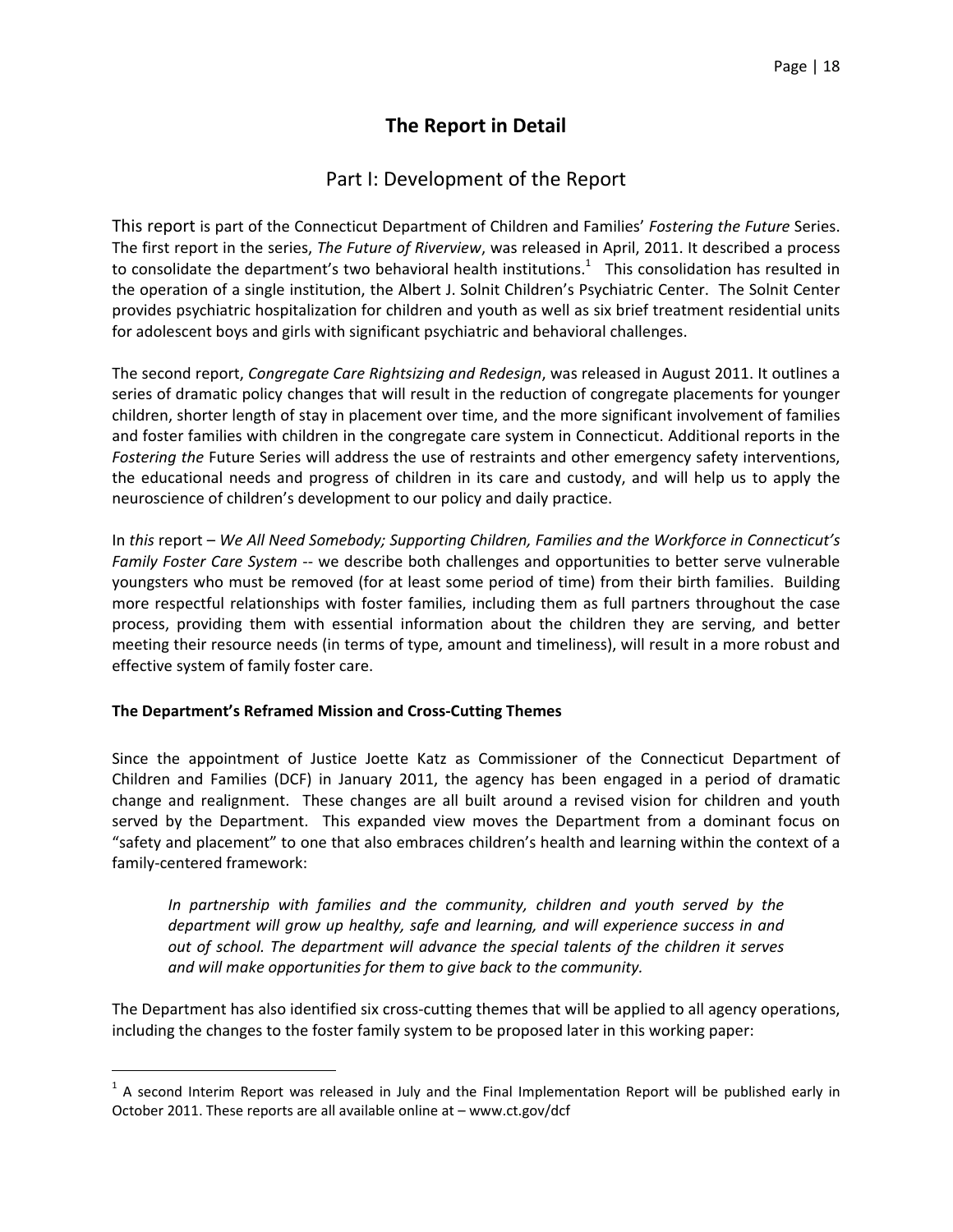# The Report in Detail

## Part I: Development of the Report

This report is part of the Connecticut Department of Children and Families' *Fostering the Future* Series. The first report in the series, *The Future of Riverview*, was released in April, 2011. It described a process to consolidate the department's two behavioral health institutions.[1] This consolidation has resulted in the operation of a single institution, the Albert J. Solnit Children's Psychiatric Center. The Solnit Center provides psychiatric hospitalization for children and youth as well as six brief treatment residential units for adolescent boys and girls with significant psychiatric and behavioral challenges.

The second report, *Congregate Care Rightsizing and Redesign*, was released in August 2011. It outlines a series of dramatic policy changes that will result in the reduction of congregate placements for younger children, shorter length of stay in placement over time, and the more significant involvement of families and foster families with children in the congregate care system in Connecticut. Additional reports in the *Fostering the* Future Series will address the use of restraints and other emergency safety interventions, the educational needs and progress of children in its care and custody, and will help us to apply the neuroscience of children's development to our policy and daily practice.

In *this* report – *We All Need Somebody; Supporting Children, Families and the Workforce in Connecticut's Family Foster Care System* -- we describe both challenges and opportunities to better serve vulnerable youngsters who must be removed (for at least some period of time) from their birth families. Building more respectful relationships with foster families, including them as full partners throughout the case process, providing them with essential information about the children they are serving, and better meeting their resource needs (in terms of type, amount and timeliness), will result in a more robust and effective system of family foster care.

**The Department's Reframed Mission and Cross-Cutting Themes**

Since the appointment of Justice Joette Katz as Commissioner of the Connecticut Department of Children and Families (DCF) in January 2011, the agency has been engaged in a period of dramatic change and realignment. These changes are all built around a revised vision for children and youth served by the Department. This expanded view moves the Department from a dominant focus on "safety and placement" to one that also embraces children's health and learning within the context of a family-centered framework:

> *In partnership with families and the community, children and youth served by the department will grow up healthy, safe and learning, and will experience success in and out of school. The department will advance the special talents of the children it serves and will make opportunities for them to give back to the community.*

The Department has also identified six cross-cutting themes that will be applied to all agency operations, including the changes to the foster family system to be proposed later in this working paper:

[1] A second Interim Report was released in July and the Final Implementation Report will be published early in October 2011. These reports are all available online at – www.ct.gov/dcf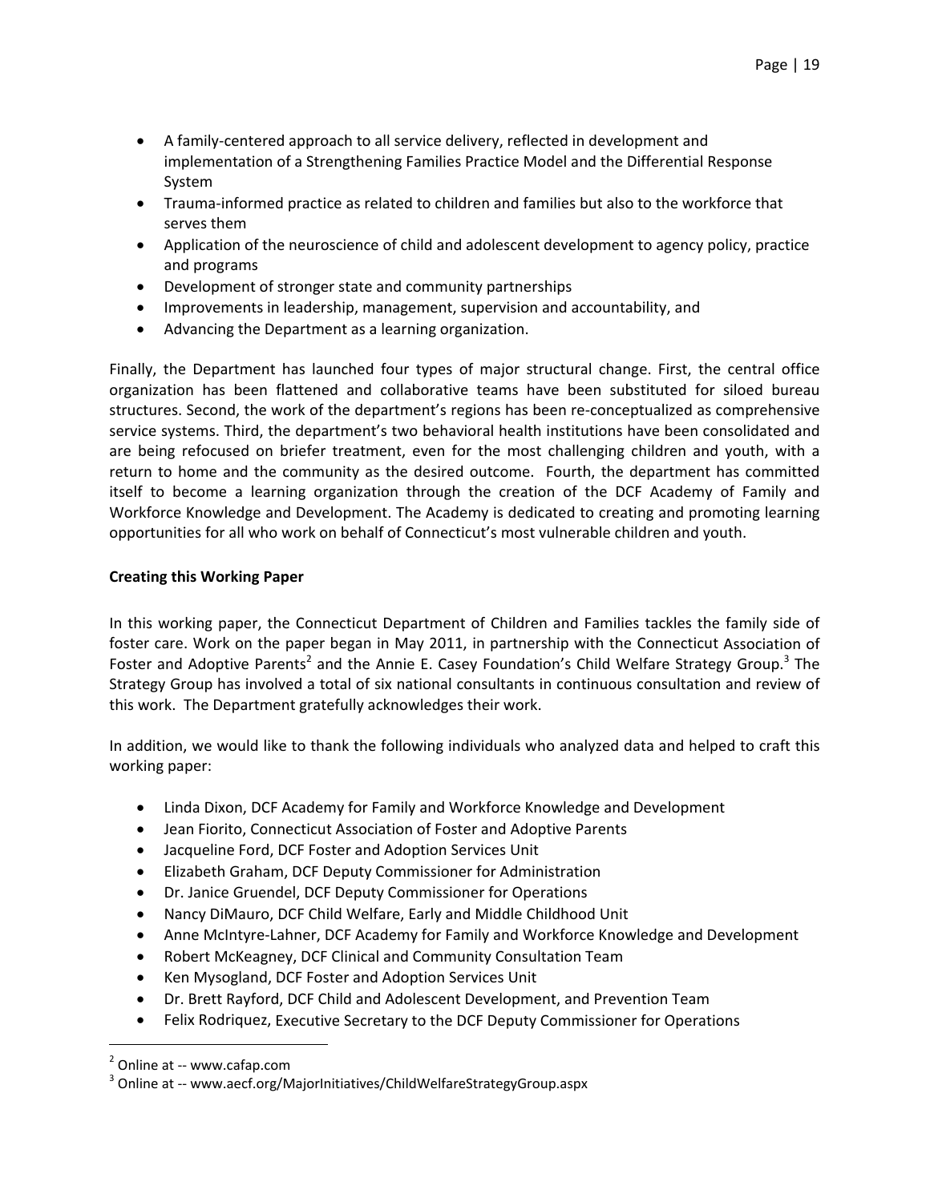- A family-centered approach to all service delivery, reflected in development and implementation of a Strengthening Families Practice Model and the Differential Response System
- Trauma-informed practice as related to children and families but also to the workforce that serves them
- Application of the neuroscience of child and adolescent development to agency policy, practice and programs
- Development of stronger state and community partnerships
- Improvements in leadership, management, supervision and accountability, and
- Advancing the Department as a learning organization.

Finally, the Department has launched four types of major structural change. First, the central office organization has been flattened and collaborative teams have been substituted for siloed bureau structures. Second, the work of the department's regions has been re-conceptualized as comprehensive service systems. Third, the department's two behavioral health institutions have been consolidated and are being refocused on briefer treatment, even for the most challenging children and youth, with a return to home and the community as the desired outcome. Fourth, the department has committed itself to become a learning organization through the creation of the DCF Academy of Family and Workforce Knowledge and Development. The Academy is dedicated to creating and promoting learning opportunities for all who work on behalf of Connecticut's most vulnerable children and youth.

**Creating this Working Paper**

In this working paper, the Connecticut Department of Children and Families tackles the family side of foster care. Work on the paper began in May 2011, in partnership with the Connecticut Association of Foster and Adoptive Parents[2] and the Annie E. Casey Foundation's Child Welfare Strategy Group.[3] The Strategy Group has involved a total of six national consultants in continuous consultation and review of this work. The Department gratefully acknowledges their work.

In addition, we would like to thank the following individuals who analyzed data and helped to craft this working paper:

- Linda Dixon, DCF Academy for Family and Workforce Knowledge and Development
- Jean Fiorito, Connecticut Association of Foster and Adoptive Parents
- Jacqueline Ford, DCF Foster and Adoption Services Unit
- Elizabeth Graham, DCF Deputy Commissioner for Administration
- Dr. Janice Gruendel, DCF Deputy Commissioner for Operations
- Nancy DiMauro, DCF Child Welfare, Early and Middle Childhood Unit
- Anne McIntyre-Lahner, DCF Academy for Family and Workforce Knowledge and Development
- Robert McKeagney, DCF Clinical and Community Consultation Team
- Ken Mysogland, DCF Foster and Adoption Services Unit
- Dr. Brett Rayford, DCF Child and Adolescent Development, and Prevention Team
- Felix Rodriquez, Executive Secretary to the DCF Deputy Commissioner for Operations

---

[2] Online at -- www.cafap.com

[3] Online at -- www.aecf.org/MajorInitiatives/ChildWelfareStrategyGroup.aspx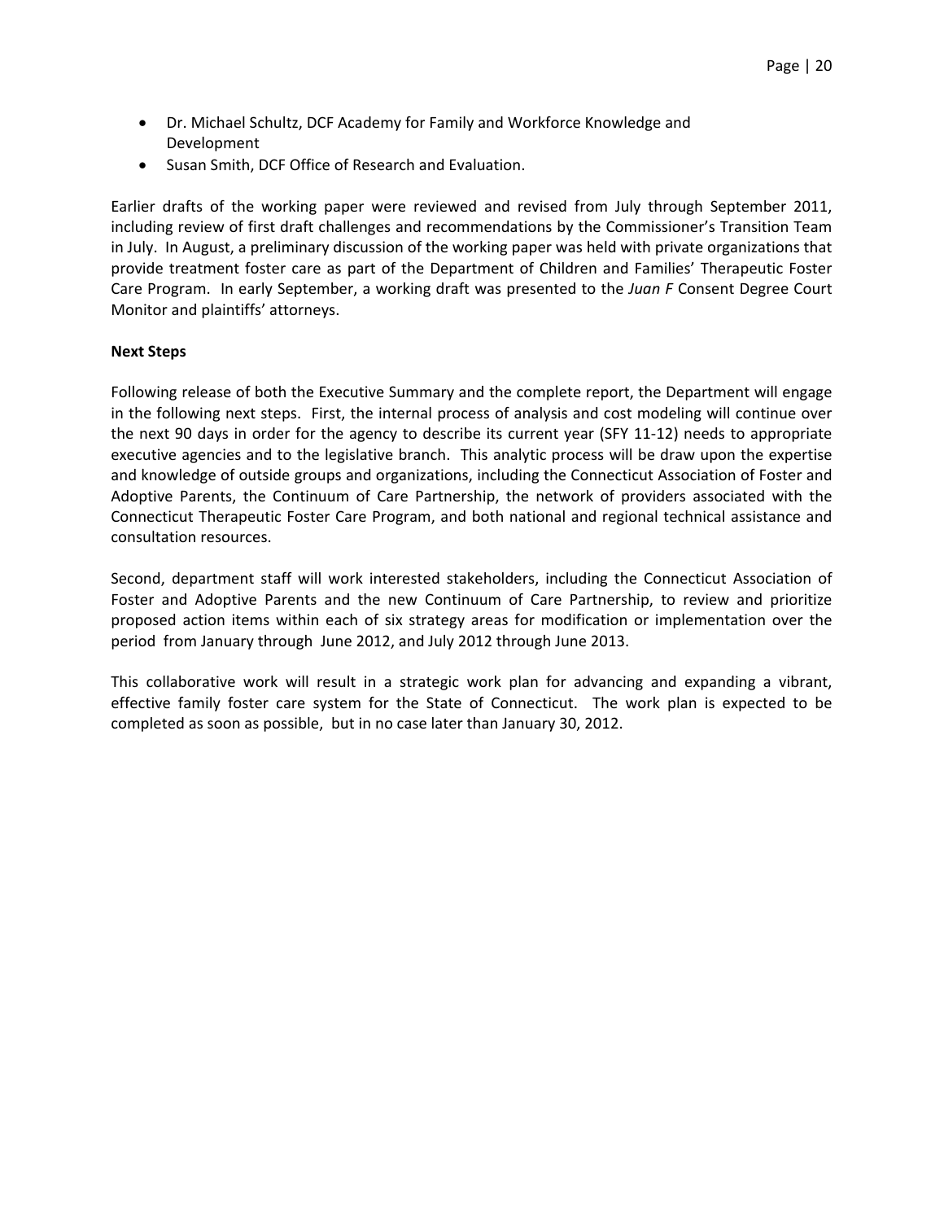- Dr. Michael Schultz, DCF Academy for Family and Workforce Knowledge and Development
- Susan Smith, DCF Office of Research and Evaluation.

Earlier drafts of the working paper were reviewed and revised from July through September 2011, including review of first draft challenges and recommendations by the Commissioner's Transition Team in July. In August, a preliminary discussion of the working paper was held with private organizations that provide treatment foster care as part of the Department of Children and Families' Therapeutic Foster Care Program. In early September, a working draft was presented to the *Juan F* Consent Degree Court Monitor and plaintiffs' attorneys.

**Next Steps**

Following release of both the Executive Summary and the complete report, the Department will engage in the following next steps. First, the internal process of analysis and cost modeling will continue over the next 90 days in order for the agency to describe its current year (SFY 11-12) needs to appropriate executive agencies and to the legislative branch. This analytic process will be draw upon the expertise and knowledge of outside groups and organizations, including the Connecticut Association of Foster and Adoptive Parents, the Continuum of Care Partnership, the network of providers associated with the Connecticut Therapeutic Foster Care Program, and both national and regional technical assistance and consultation resources.

Second, department staff will work interested stakeholders, including the Connecticut Association of Foster and Adoptive Parents and the new Continuum of Care Partnership, to review and prioritize proposed action items within each of six strategy areas for modification or implementation over the period from January through June 2012, and July 2012 through June 2013.

This collaborative work will result in a strategic work plan for advancing and expanding a vibrant, effective family foster care system for the State of Connecticut. The work plan is expected to be completed as soon as possible, but in no case later than January 30, 2012.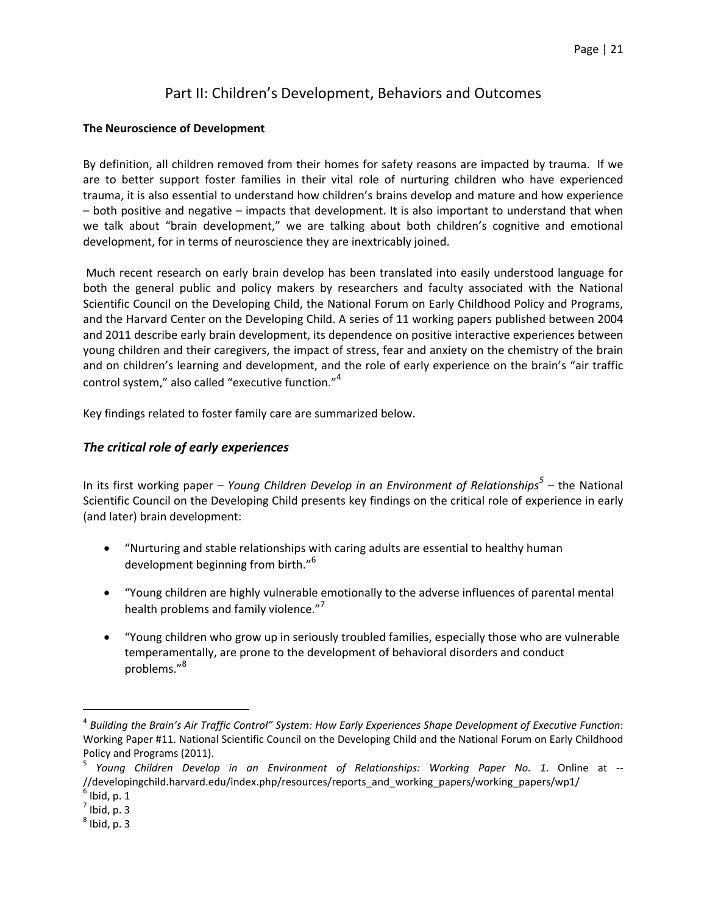# Part II: Children's Development, Behaviors and Outcomes

**The Neuroscience of Development**

By definition, all children removed from their homes for safety reasons are impacted by trauma. If we are to better support foster families in their vital role of nurturing children who have experienced trauma, it is also essential to understand how children's brains develop and mature and how experience – both positive and negative – impacts that development. It is also important to understand that when we talk about "brain development," we are talking about both children's cognitive and emotional development, for in terms of neuroscience they are inextricably joined.

Much recent research on early brain develop has been translated into easily understood language for both the general public and policy makers by researchers and faculty associated with the National Scientific Council on the Developing Child, the National Forum on Early Childhood Policy and Programs, and the Harvard Center on the Developing Child. A series of 11 working papers published between 2004 and 2011 describe early brain development, its dependence on positive interactive experiences between young children and their caregivers, the impact of stress, fear and anxiety on the chemistry of the brain and on children's learning and development, and the role of early experience on the brain's "air traffic control system," also called "executive function."[4]

Key findings related to foster family care are summarized below.

## *The critical role of early experiences*

In its first working paper – *Young Children Develop in an Environment of Relationships*[5] – the National Scientific Council on the Developing Child presents key findings on the critical role of experience in early (and later) brain development:

- "Nurturing and stable relationships with caring adults are essential to healthy human development beginning from birth."[6]
- "Young children are highly vulnerable emotionally to the adverse influences of parental mental health problems and family violence."[7]
- "Young children who grow up in seriously troubled families, especially those who are vulnerable temperamentally, are prone to the development of behavioral disorders and conduct problems."[8]

---

[4] *Building the Brain's Air Traffic Control" System: How Early Experiences Shape Development of Executive Function*: Working Paper #11. National Scientific Council on the Developing Child and the National Forum on Early Childhood Policy and Programs (2011).

[5] *Young Children Develop in an Environment of Relationships: Working Paper No. 1*. Online at -- //developingchild.harvard.edu/index.php/resources/reports_and_working_papers/working_papers/wp1/

[6] Ibid, p. 1

[7] Ibid, p. 3

[8] Ibid, p. 3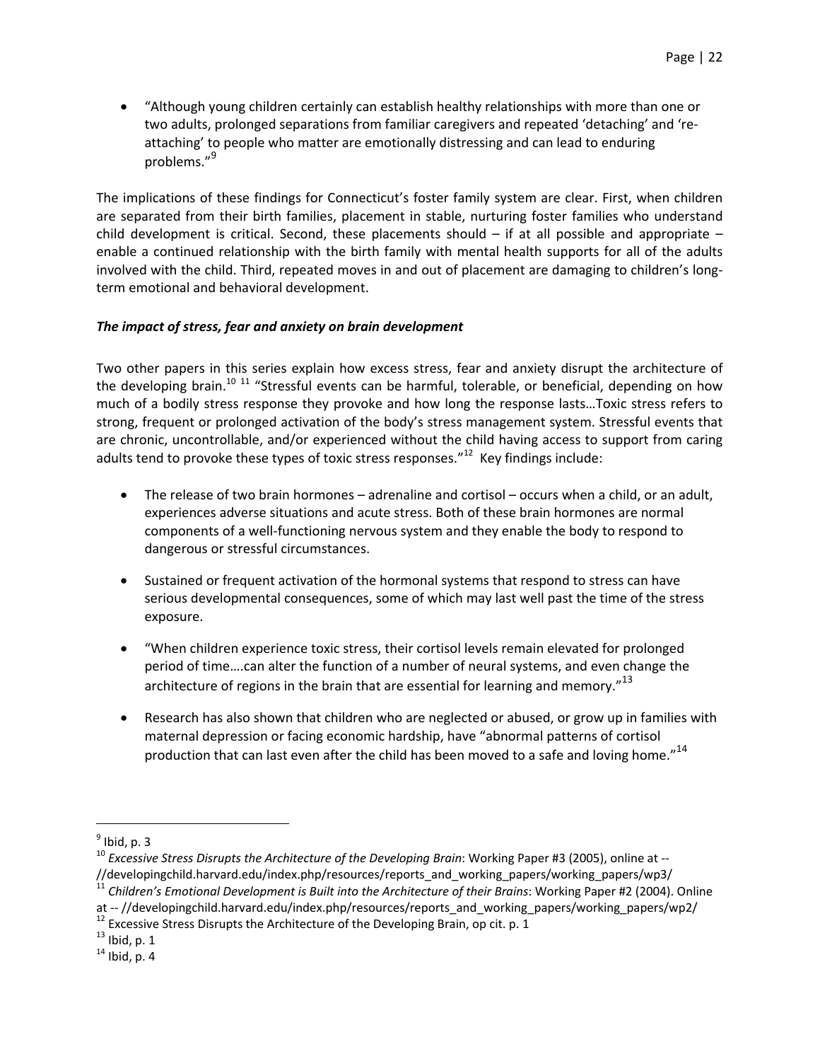- "Although young children certainly can establish healthy relationships with more than one or two adults, prolonged separations from familiar caregivers and repeated 'detaching' and 're-attaching' to people who matter are emotionally distressing and can lead to enduring problems."[9]

The implications of these findings for Connecticut's foster family system are clear. First, when children are separated from their birth families, placement in stable, nurturing foster families who understand child development is critical. Second, these placements should – if at all possible and appropriate – enable a continued relationship with the birth family with mental health supports for all of the adults involved with the child. Third, repeated moves in and out of placement are damaging to children's long-term emotional and behavioral development.

***The impact of stress, fear and anxiety on brain development***

Two other papers in this series explain how excess stress, fear and anxiety disrupt the architecture of the developing brain.[10] [11] "Stressful events can be harmful, tolerable, or beneficial, depending on how much of a bodily stress response they provoke and how long the response lasts…Toxic stress refers to strong, frequent or prolonged activation of the body's stress management system. Stressful events that are chronic, uncontrollable, and/or experienced without the child having access to support from caring adults tend to provoke these types of toxic stress responses."[12] Key findings include:

- The release of two brain hormones – adrenaline and cortisol – occurs when a child, or an adult, experiences adverse situations and acute stress. Both of these brain hormones are normal components of a well-functioning nervous system and they enable the body to respond to dangerous or stressful circumstances.

- Sustained or frequent activation of the hormonal systems that respond to stress can have serious developmental consequences, some of which may last well past the time of the stress exposure.

- "When children experience toxic stress, their cortisol levels remain elevated for prolonged period of time….can alter the function of a number of neural systems, and even change the architecture of regions in the brain that are essential for learning and memory."[13]

- Research has also shown that children who are neglected or abused, or grow up in families with maternal depression or facing economic hardship, have "abnormal patterns of cortisol production that can last even after the child has been moved to a safe and loving home."[14]

---

[9] Ibid, p. 3

[10] *Excessive Stress Disrupts the Architecture of the Developing Brain*: Working Paper #3 (2005), online at -- //developingchild.harvard.edu/index.php/resources/reports_and_working_papers/working_papers/wp3/

[11] *Children's Emotional Development is Built into the Architecture of their Brains*: Working Paper #2 (2004). Online at -- //developingchild.harvard.edu/index.php/resources/reports_and_working_papers/working_papers/wp2/

[12] Excessive Stress Disrupts the Architecture of the Developing Brain, op cit. p. 1

[13] Ibid, p. 1

[14] Ibid, p. 4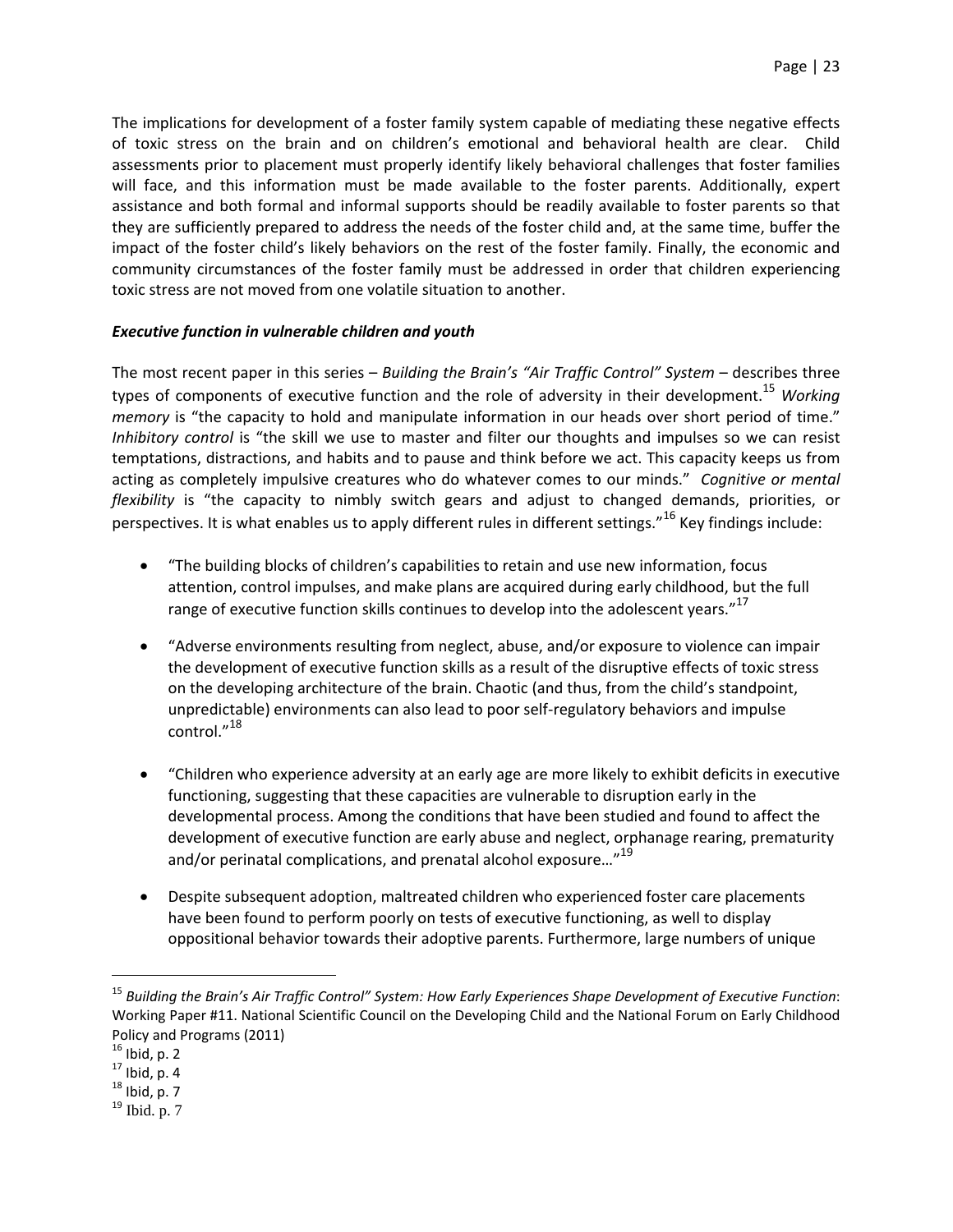The implications for development of a foster family system capable of mediating these negative effects of toxic stress on the brain and on children's emotional and behavioral health are clear. Child assessments prior to placement must properly identify likely behavioral challenges that foster families will face, and this information must be made available to the foster parents. Additionally, expert assistance and both formal and informal supports should be readily available to foster parents so that they are sufficiently prepared to address the needs of the foster child and, at the same time, buffer the impact of the foster child's likely behaviors on the rest of the foster family. Finally, the economic and community circumstances of the foster family must be addressed in order that children experiencing toxic stress are not moved from one volatile situation to another.

***Executive function in vulnerable children and youth***

The most recent paper in this series – *Building the Brain's "Air Traffic Control" System* – describes three types of components of executive function and the role of adversity in their development.[15] *Working memory* is "the capacity to hold and manipulate information in our heads over short period of time." *Inhibitory control* is "the skill we use to master and filter our thoughts and impulses so we can resist temptations, distractions, and habits and to pause and think before we act. This capacity keeps us from acting as completely impulsive creatures who do whatever comes to our minds." *Cognitive or mental flexibility* is "the capacity to nimbly switch gears and adjust to changed demands, priorities, or perspectives. It is what enables us to apply different rules in different settings."[16] Key findings include:

- "The building blocks of children's capabilities to retain and use new information, focus attention, control impulses, and make plans are acquired during early childhood, but the full range of executive function skills continues to develop into the adolescent years."[17]

- "Adverse environments resulting from neglect, abuse, and/or exposure to violence can impair the development of executive function skills as a result of the disruptive effects of toxic stress on the developing architecture of the brain. Chaotic (and thus, from the child's standpoint, unpredictable) environments can also lead to poor self-regulatory behaviors and impulse control."[18]

- "Children who experience adversity at an early age are more likely to exhibit deficits in executive functioning, suggesting that these capacities are vulnerable to disruption early in the developmental process. Among the conditions that have been studied and found to affect the development of executive function are early abuse and neglect, orphanage rearing, prematurity and/or perinatal complications, and prenatal alcohol exposure…"[19]

- Despite subsequent adoption, maltreated children who experienced foster care placements have been found to perform poorly on tests of executive functioning, as well to display oppositional behavior towards their adoptive parents. Furthermore, large numbers of unique

---

[15] *Building the Brain's Air Traffic Control" System: How Early Experiences Shape Development of Executive Function*: Working Paper #11. National Scientific Council on the Developing Child and the National Forum on Early Childhood Policy and Programs (2011)

[16] Ibid, p. 2

[17] Ibid, p. 4

[18] Ibid, p. 7

[19] Ibid. p. 7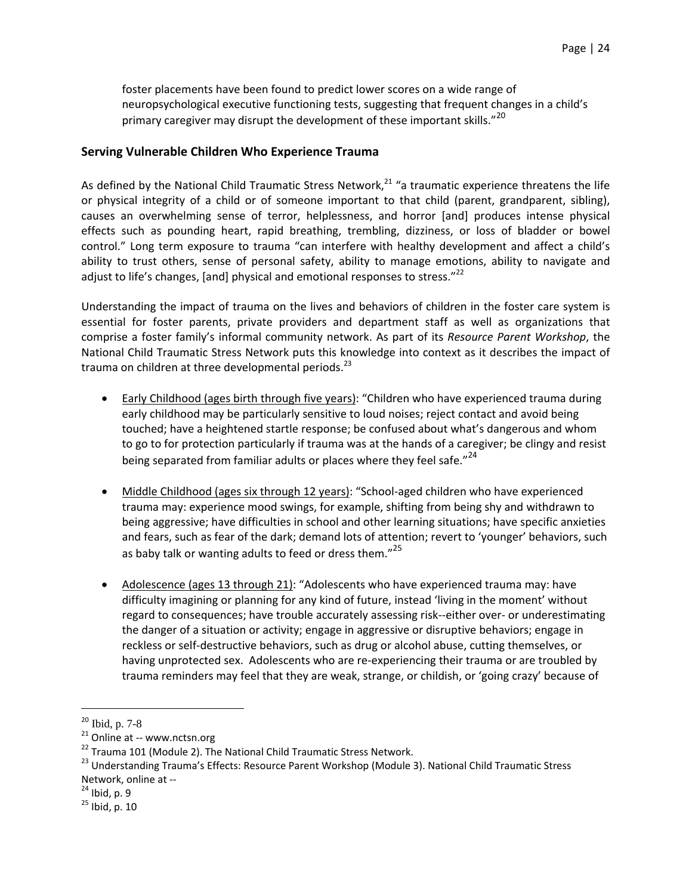foster placements have been found to predict lower scores on a wide range of neuropsychological executive functioning tests, suggesting that frequent changes in a child's primary caregiver may disrupt the development of these important skills."[20]

## Serving Vulnerable Children Who Experience Trauma

As defined by the National Child Traumatic Stress Network,[21] "a traumatic experience threatens the life or physical integrity of a child or of someone important to that child (parent, grandparent, sibling), causes an overwhelming sense of terror, helplessness, and horror [and] produces intense physical effects such as pounding heart, rapid breathing, trembling, dizziness, or loss of bladder or bowel control." Long term exposure to trauma "can interfere with healthy development and affect a child's ability to trust others, sense of personal safety, ability to manage emotions, ability to navigate and adjust to life's changes, [and] physical and emotional responses to stress."[22]

Understanding the impact of trauma on the lives and behaviors of children in the foster care system is essential for foster parents, private providers and department staff as well as organizations that comprise a foster family's informal community network. As part of its *Resource Parent Workshop*, the National Child Traumatic Stress Network puts this knowledge into context as it describes the impact of trauma on children at three developmental periods.[23]

- Early Childhood (ages birth through five years): "Children who have experienced trauma during early childhood may be particularly sensitive to loud noises; reject contact and avoid being touched; have a heightened startle response; be confused about what's dangerous and whom to go to for protection particularly if trauma was at the hands of a caregiver; be clingy and resist being separated from familiar adults or places where they feel safe."[24]

- Middle Childhood (ages six through 12 years): "School-aged children who have experienced trauma may: experience mood swings, for example, shifting from being shy and withdrawn to being aggressive; have difficulties in school and other learning situations; have specific anxieties and fears, such as fear of the dark; demand lots of attention; revert to 'younger' behaviors, such as baby talk or wanting adults to feed or dress them."[25]

- Adolescence (ages 13 through 21): "Adolescents who have experienced trauma may: have difficulty imagining or planning for any kind of future, instead 'living in the moment' without regard to consequences; have trouble accurately assessing risk--either over- or underestimating the danger of a situation or activity; engage in aggressive or disruptive behaviors; engage in reckless or self-destructive behaviors, such as drug or alcohol abuse, cutting themselves, or having unprotected sex. Adolescents who are re-experiencing their trauma or are troubled by trauma reminders may feel that they are weak, strange, or childish, or 'going crazy' because of

---

[20] Ibid, p. 7-8

[21] Online at -- www.nctsn.org

[22] Trauma 101 (Module 2). The National Child Traumatic Stress Network.

[23] Understanding Trauma's Effects: Resource Parent Workshop (Module 3). National Child Traumatic Stress Network, online at --

[24] Ibid, p. 9

[25] Ibid, p. 10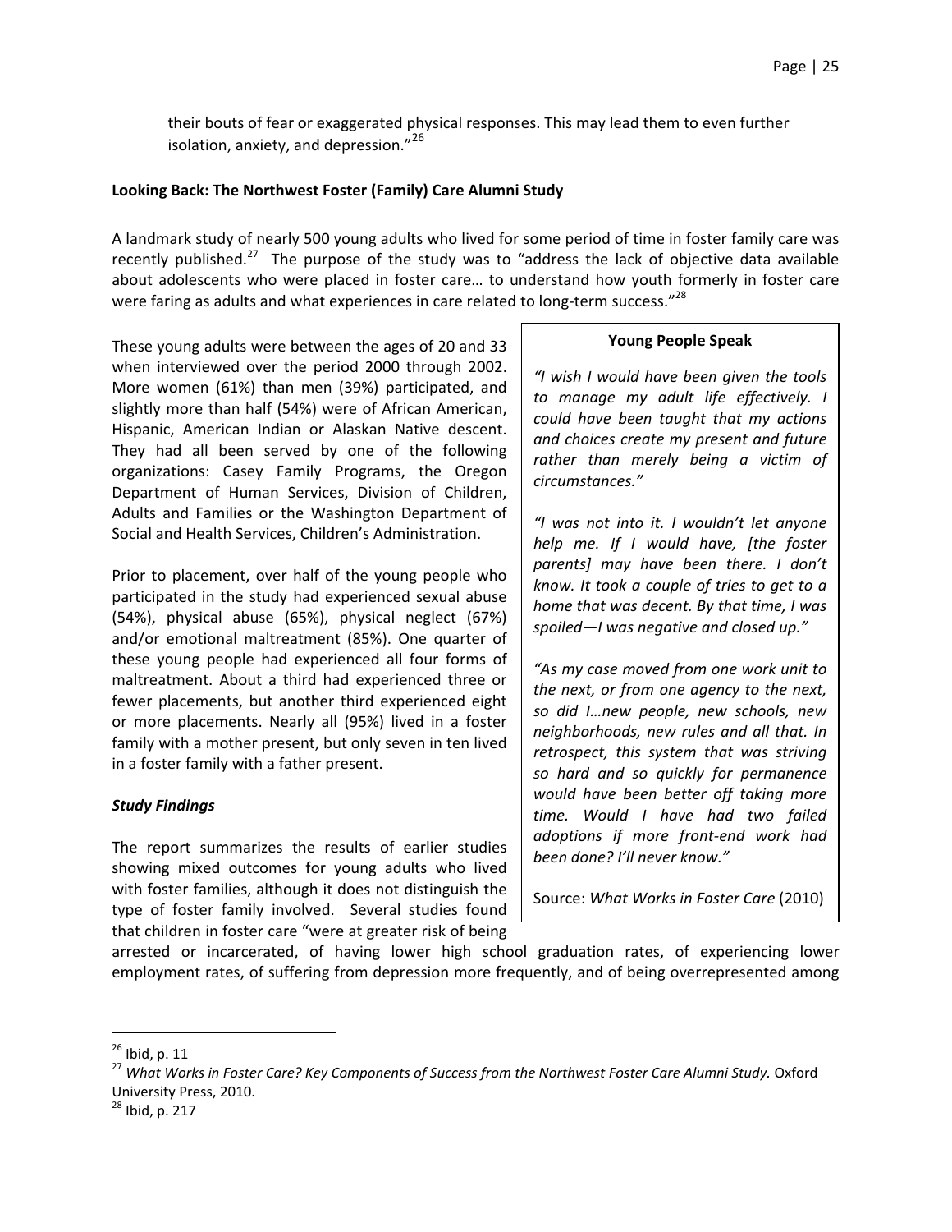their bouts of fear or exaggerated physical responses. This may lead them to even further isolation, anxiety, and depression."[26]

**Looking Back: The Northwest Foster (Family) Care Alumni Study**

A landmark study of nearly 500 young adults who lived for some period of time in foster family care was recently published.[27] The purpose of the study was to "address the lack of objective data available about adolescents who were placed in foster care… to understand how youth formerly in foster care were faring as adults and what experiences in care related to long-term success."[28]

These young adults were between the ages of 20 and 33 when interviewed over the period 2000 through 2002. More women (61%) than men (39%) participated, and slightly more than half (54%) were of African American, Hispanic, American Indian or Alaskan Native descent. They had all been served by one of the following organizations: Casey Family Programs, the Oregon Department of Human Services, Division of Children, Adults and Families or the Washington Department of Social and Health Services, Children's Administration.

Prior to placement, over half of the young people who participated in the study had experienced sexual abuse (54%), physical abuse (65%), physical neglect (67%) and/or emotional maltreatment (85%). One quarter of these young people had experienced all four forms of maltreatment. About a third had experienced three or fewer placements, but another third experienced eight or more placements. Nearly all (95%) lived in a foster family with a mother present, but only seven in ten lived in a foster family with a father present.

**Young People Speak**

*"I wish I would have been given the tools to manage my adult life effectively. I could have been taught that my actions and choices create my present and future rather than merely being a victim of circumstances."*

*"I was not into it. I wouldn't let anyone help me. If I would have, [the foster parents] may have been there. I don't know. It took a couple of tries to get to a home that was decent. By that time, I was spoiled—I was negative and closed up."*

*"As my case moved from one work unit to the next, or from one agency to the next, so did I…new people, new schools, new neighborhoods, new rules and all that. In retrospect, this system that was striving so hard and so quickly for permanence would have been better off taking more time. Would I have had two failed adoptions if more front-end work had been done? I'll never know."*

Source: *What Works in Foster Care* (2010)

***Study Findings***

The report summarizes the results of earlier studies showing mixed outcomes for young adults who lived with foster families, although it does not distinguish the type of foster family involved. Several studies found that children in foster care "were at greater risk of being arrested or incarcerated, of having lower high school graduation rates, of experiencing lower employment rates, of suffering from depression more frequently, and of being overrepresented among

---

[26] Ibid, p. 11

[27] *What Works in Foster Care? Key Components of Success from the Northwest Foster Care Alumni Study.* Oxford University Press, 2010.

[28] Ibid, p. 217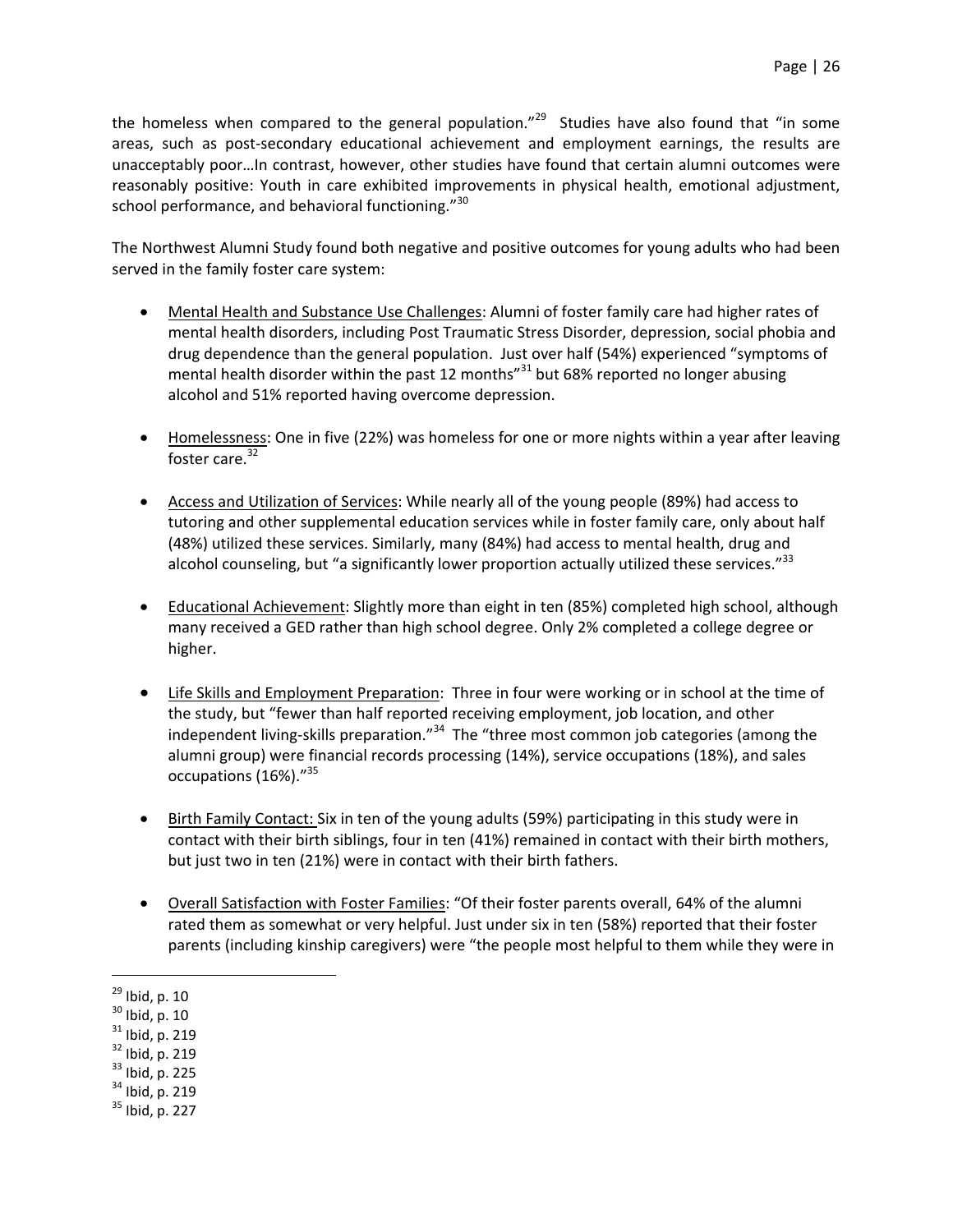the homeless when compared to the general population."[29] Studies have also found that "in some areas, such as post-secondary educational achievement and employment earnings, the results are unacceptably poor…In contrast, however, other studies have found that certain alumni outcomes were reasonably positive: Youth in care exhibited improvements in physical health, emotional adjustment, school performance, and behavioral functioning."[30]

The Northwest Alumni Study found both negative and positive outcomes for young adults who had been served in the family foster care system:

- Mental Health and Substance Use Challenges: Alumni of foster family care had higher rates of mental health disorders, including Post Traumatic Stress Disorder, depression, social phobia and drug dependence than the general population. Just over half (54%) experienced "symptoms of mental health disorder within the past 12 months"[31] but 68% reported no longer abusing alcohol and 51% reported having overcome depression.

- Homelessness: One in five (22%) was homeless for one or more nights within a year after leaving foster care.[32]

- Access and Utilization of Services: While nearly all of the young people (89%) had access to tutoring and other supplemental education services while in foster family care, only about half (48%) utilized these services. Similarly, many (84%) had access to mental health, drug and alcohol counseling, but "a significantly lower proportion actually utilized these services."[33]

- Educational Achievement: Slightly more than eight in ten (85%) completed high school, although many received a GED rather than high school degree. Only 2% completed a college degree or higher.

- Life Skills and Employment Preparation: Three in four were working or in school at the time of the study, but "fewer than half reported receiving employment, job location, and other independent living-skills preparation."[34] The "three most common job categories (among the alumni group) were financial records processing (14%), service occupations (18%), and sales occupations (16%)."[35]

- Birth Family Contact: Six in ten of the young adults (59%) participating in this study were in contact with their birth siblings, four in ten (41%) remained in contact with their birth mothers, but just two in ten (21%) were in contact with their birth fathers.

- Overall Satisfaction with Foster Families: "Of their foster parents overall, 64% of the alumni rated them as somewhat or very helpful. Just under six in ten (58%) reported that their foster parents (including kinship caregivers) were "the people most helpful to them while they were in

[29] Ibid, p. 10
[30] Ibid, p. 10
[31] Ibid, p. 219
[32] Ibid, p. 219
[33] Ibid, p. 225
[34] Ibid, p. 219
[35] Ibid, p. 227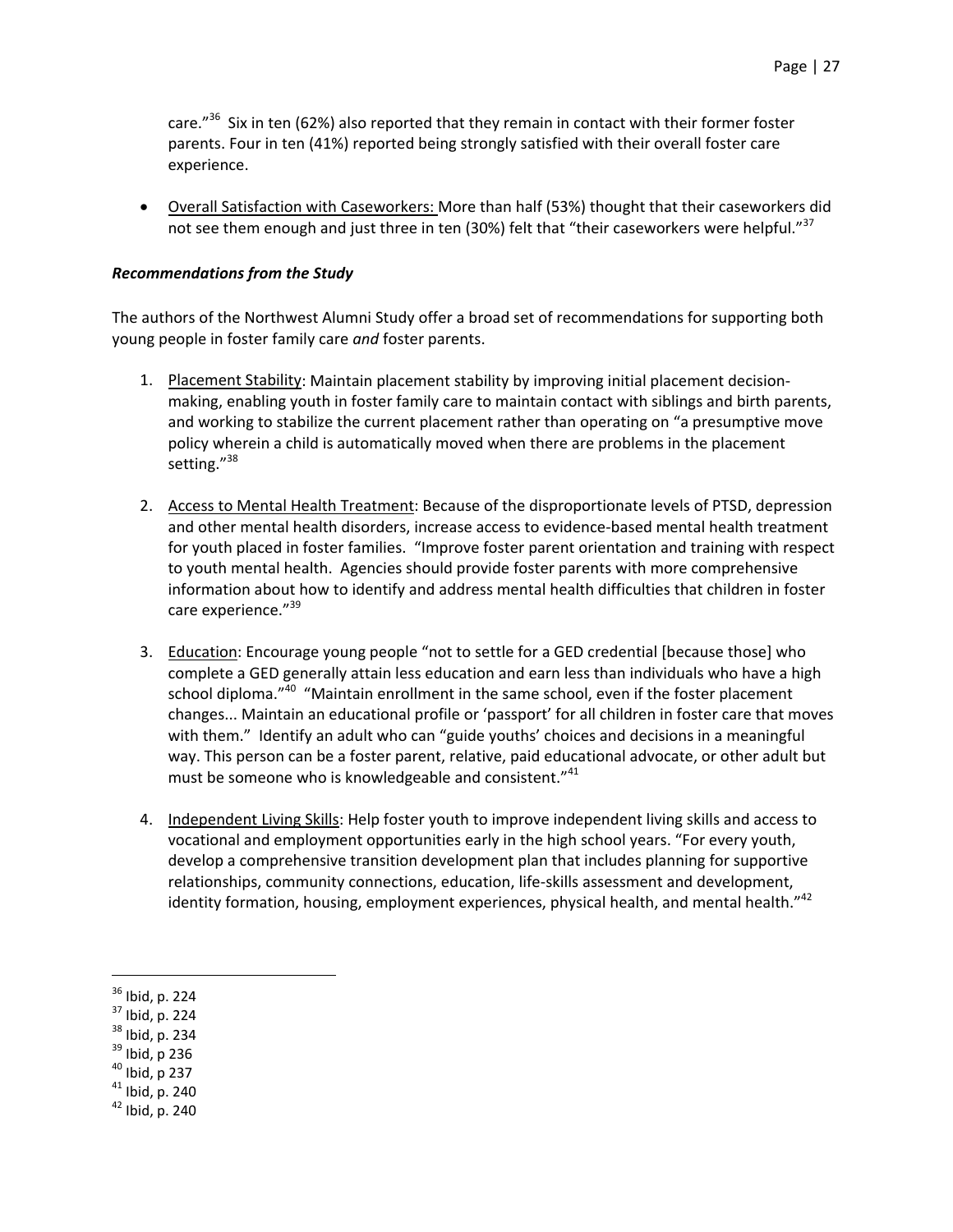care."[36] Six in ten (62%) also reported that they remain in contact with their former foster parents. Four in ten (41%) reported being strongly satisfied with their overall foster care experience.

- Overall Satisfaction with Caseworkers: More than half (53%) thought that their caseworkers did not see them enough and just three in ten (30%) felt that "their caseworkers were helpful."[37]

***Recommendations from the Study***

The authors of the Northwest Alumni Study offer a broad set of recommendations for supporting both young people in foster family care *and* foster parents.

1. Placement Stability: Maintain placement stability by improving initial placement decision-making, enabling youth in foster family care to maintain contact with siblings and birth parents, and working to stabilize the current placement rather than operating on "a presumptive move policy wherein a child is automatically moved when there are problems in the placement setting."[38]

2. Access to Mental Health Treatment: Because of the disproportionate levels of PTSD, depression and other mental health disorders, increase access to evidence-based mental health treatment for youth placed in foster families. "Improve foster parent orientation and training with respect to youth mental health. Agencies should provide foster parents with more comprehensive information about how to identify and address mental health difficulties that children in foster care experience."[39]

3. Education: Encourage young people "not to settle for a GED credential [because those] who complete a GED generally attain less education and earn less than individuals who have a high school diploma."[40] "Maintain enrollment in the same school, even if the foster placement changes... Maintain an educational profile or 'passport' for all children in foster care that moves with them." Identify an adult who can "guide youths' choices and decisions in a meaningful way. This person can be a foster parent, relative, paid educational advocate, or other adult but must be someone who is knowledgeable and consistent."[41]

4. Independent Living Skills: Help foster youth to improve independent living skills and access to vocational and employment opportunities early in the high school years. "For every youth, develop a comprehensive transition development plan that includes planning for supportive relationships, community connections, education, life-skills assessment and development, identity formation, housing, employment experiences, physical health, and mental health."[42]

---

[36] Ibid, p. 224
[37] Ibid, p. 224
[38] Ibid, p. 234
[39] Ibid, p 236
[40] Ibid, p 237
[41] Ibid, p. 240
[42] Ibid, p. 240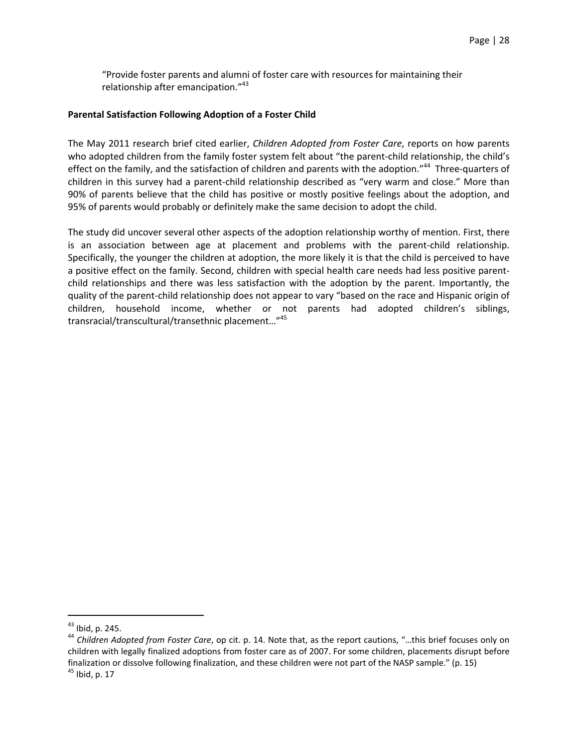"Provide foster parents and alumni of foster care with resources for maintaining their relationship after emancipation."[43]

**Parental Satisfaction Following Adoption of a Foster Child**

The May 2011 research brief cited earlier, *Children Adopted from Foster Care*, reports on how parents who adopted children from the family foster system felt about "the parent-child relationship, the child's effect on the family, and the satisfaction of children and parents with the adoption."[44] Three-quarters of children in this survey had a parent-child relationship described as "very warm and close." More than 90% of parents believe that the child has positive or mostly positive feelings about the adoption, and 95% of parents would probably or definitely make the same decision to adopt the child.

The study did uncover several other aspects of the adoption relationship worthy of mention. First, there is an association between age at placement and problems with the parent-child relationship. Specifically, the younger the children at adoption, the more likely it is that the child is perceived to have a positive effect on the family. Second, children with special health care needs had less positive parent-child relationships and there was less satisfaction with the adoption by the parent. Importantly, the quality of the parent-child relationship does not appear to vary "based on the race and Hispanic origin of children, household income, whether or not parents had adopted children's siblings, transracial/transcultural/transethnic placement…"[45]

---

[43] Ibid, p. 245.

[44] *Children Adopted from Foster Care*, op cit. p. 14. Note that, as the report cautions, "…this brief focuses only on children with legally finalized adoptions from foster care as of 2007. For some children, placements disrupt before finalization or dissolve following finalization, and these children were not part of the NASP sample." (p. 15)

[45] Ibid, p. 17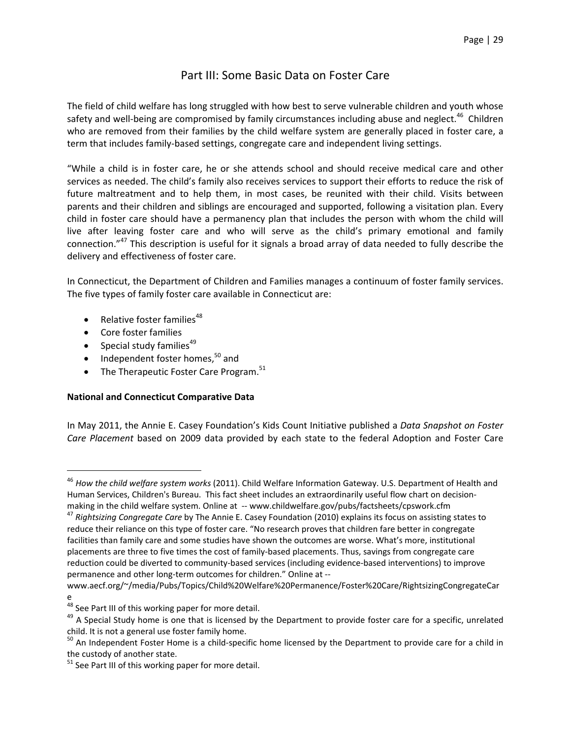# Part III: Some Basic Data on Foster Care

The field of child welfare has long struggled with how best to serve vulnerable children and youth whose safety and well-being are compromised by family circumstances including abuse and neglect.[46] Children who are removed from their families by the child welfare system are generally placed in foster care, a term that includes family-based settings, congregate care and independent living settings.

"While a child is in foster care, he or she attends school and should receive medical care and other services as needed. The child's family also receives services to support their efforts to reduce the risk of future maltreatment and to help them, in most cases, be reunited with their child. Visits between parents and their children and siblings are encouraged and supported, following a visitation plan. Every child in foster care should have a permanency plan that includes the person with whom the child will live after leaving foster care and who will serve as the child's primary emotional and family connection."[47] This description is useful for it signals a broad array of data needed to fully describe the delivery and effectiveness of foster care.

In Connecticut, the Department of Children and Families manages a continuum of foster family services. The five types of family foster care available in Connecticut are:

- Relative foster families[48]
- Core foster families
- Special study families[49]
- Independent foster homes,[50] and
- The Therapeutic Foster Care Program.[51]

**National and Connecticut Comparative Data**

In May 2011, the Annie E. Casey Foundation's Kids Count Initiative published a *Data Snapshot on Foster Care Placement* based on 2009 data provided by each state to the federal Adoption and Foster Care

---

[46] *How the child welfare system works* (2011). Child Welfare Information Gateway. U.S. Department of Health and Human Services, Children's Bureau. This fact sheet includes an extraordinarily useful flow chart on decision-making in the child welfare system. Online at -- www.childwelfare.gov/pubs/factsheets/cpswork.cfm

[47] *Rightsizing Congregate Care* by The Annie E. Casey Foundation (2010) explains its focus on assisting states to reduce their reliance on this type of foster care. "No research proves that children fare better in congregate facilities than family care and some studies have shown the outcomes are worse. What's more, institutional placements are three to five times the cost of family-based placements. Thus, savings from congregate care reduction could be diverted to community-based services (including evidence-based interventions) to improve permanence and other long-term outcomes for children." Online at -- www.aecf.org/~/media/Pubs/Topics/Child%20Welfare%20Permanence/Foster%20Care/RightsizingCongregateCare

[48] See Part III of this working paper for more detail.

[49] A Special Study home is one that is licensed by the Department to provide foster care for a specific, unrelated child. It is not a general use foster family home.

[50] An Independent Foster Home is a child-specific home licensed by the Department to provide care for a child in the custody of another state.

[51] See Part III of this working paper for more detail.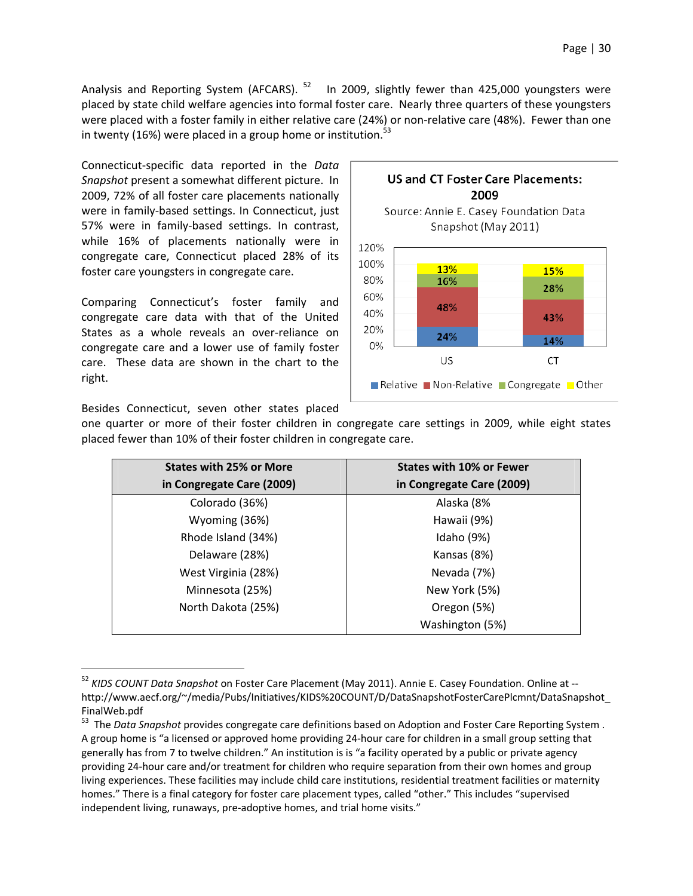Analysis and Reporting System (AFCARS).[52] In 2009, slightly fewer than 425,000 youngsters were placed by state child welfare agencies into formal foster care. Nearly three quarters of these youngsters were placed with a foster family in either relative care (24%) or non-relative care (48%). Fewer than one in twenty (16%) were placed in a group home or institution.[53]

Connecticut-specific data reported in the *Data Snapshot* present a somewhat different picture. In 2009, 72% of all foster care placements nationally were in family-based settings. In Connecticut, just 57% were in family-based settings. In contrast, while 16% of placements nationally were in congregate care, Connecticut placed 28% of its foster care youngsters in congregate care.

Comparing Connecticut's foster family and congregate care data with that of the United States as a whole reveals an over-reliance on congregate care and a lower use of family foster care. These data are shown in the chart to the right.

**US and CT Foster Care Placements: 2009**

Source: Annie E. Casey Foundation Data Snapshot (May 2011)

| | Relative | Non-Relative | Congregate | Other |
|---|---|---|---|---|
| US | 24% | 48% | 16% | 13% |
| CT | 14% | 43% | 28% | 15% |

Besides Connecticut, seven other states placed one quarter or more of their foster children in congregate care settings in 2009, while eight states placed fewer than 10% of their foster children in congregate care.

| States with 25% or More in Congregate Care (2009) | States with 10% or Fewer in Congregate Care (2009) |
|---|---|
| Colorado (36%) | Alaska (8% |
| Wyoming (36%) | Hawaii (9%) |
| Rhode Island (34%) | Idaho (9%) |
| Delaware (28%) | Kansas (8%) |
| West Virginia (28%) | Nevada (7%) |
| Minnesota (25%) | New York (5%) |
| North Dakota (25%) | Oregon (5%) |
| | Washington (5%) |

---

[52] *KIDS COUNT Data Snapshot* on Foster Care Placement (May 2011). Annie E. Casey Foundation. Online at -- http://www.aecf.org/~/media/Pubs/Initiatives/KIDS%20COUNT/D/DataSnapshotFosterCarePlcmnt/DataSnapshot_FinalWeb.pdf

[53] The *Data Snapshot* provides congregate care definitions based on Adoption and Foster Care Reporting System . A group home is "a licensed or approved home providing 24-hour care for children in a small group setting that generally has from 7 to twelve children." An institution is is "a facility operated by a public or private agency providing 24-hour care and/or treatment for children who require separation from their own homes and group living experiences. These facilities may include child care institutions, residential treatment facilities or maternity homes." There is a final category for foster care placement types, called "other." This includes "supervised independent living, runaways, pre-adoptive homes, and trial home visits."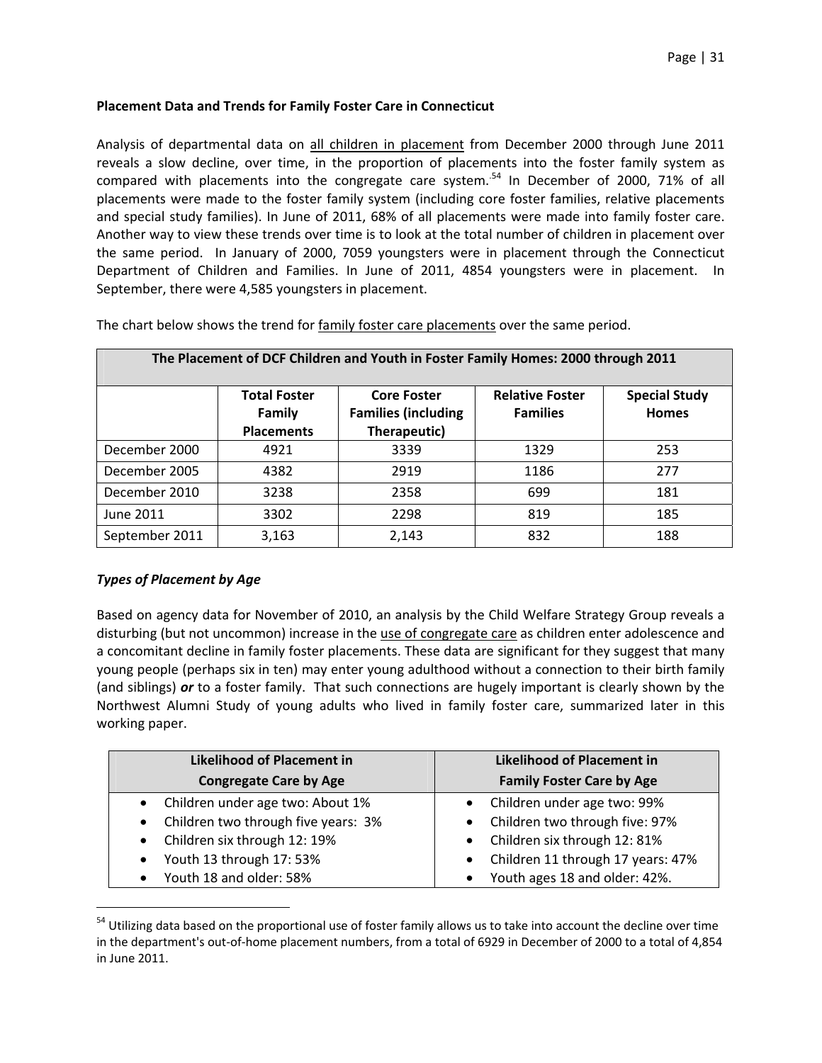**Placement Data and Trends for Family Foster Care in Connecticut**

Analysis of departmental data on all children in placement from December 2000 through June 2011 reveals a slow decline, over time, in the proportion of placements into the foster family system as compared with placements into the congregate care system.[54] In December of 2000, 71% of all placements were made to the foster family system (including core foster families, relative placements and special study families). In June of 2011, 68% of all placements were made into family foster care. Another way to view these trends over time is to look at the total number of children in placement over the same period. In January of 2000, 7059 youngsters were in placement through the Connecticut Department of Children and Families. In June of 2011, 4854 youngsters were in placement. In September, there were 4,585 youngsters in placement.

The chart below shows the trend for family foster care placements over the same period.

| The Placement of DCF Children and Youth in Foster Family Homes: 2000 through 2011 | | | | |
|---|---|---|---|---|
| | **Total Foster Family Placements** | **Core Foster Families (including Therapeutic)** | **Relative Foster Families** | **Special Study Homes** |
| December 2000 | 4921 | 3339 | 1329 | 253 |
| December 2005 | 4382 | 2919 | 1186 | 277 |
| December 2010 | 3238 | 2358 | 699 | 181 |
| June 2011 | 3302 | 2298 | 819 | 185 |
| September 2011 | 3,163 | 2,143 | 832 | 188 |

***Types of Placement by Age***

Based on agency data for November of 2010, an analysis by the Child Welfare Strategy Group reveals a disturbing (but not uncommon) increase in the use of congregate care as children enter adolescence and a concomitant decline in family foster placements. These data are significant for they suggest that many young people (perhaps six in ten) may enter young adulthood without a connection to their birth family (and siblings) ***or*** to a foster family. That such connections are hugely important is clearly shown by the Northwest Alumni Study of young adults who lived in family foster care, summarized later in this working paper.

| **Likelihood of Placement in Congregate Care by Age** | **Likelihood of Placement in Family Foster Care by Age** |
|---|---|
| • Children under age two: About 1%<br>• Children two through five years: 3%<br>• Children six through 12: 19%<br>• Youth 13 through 17: 53%<br>• Youth 18 and older: 58% | • Children under age two: 99%<br>• Children two through five: 97%<br>• Children six through 12: 81%<br>• Children 11 through 17 years: 47%<br>• Youth ages 18 and older: 42%. |

[54] Utilizing data based on the proportional use of foster family allows us to take into account the decline over time in the department's out-of-home placement numbers, from a total of 6929 in December of 2000 to a total of 4,854 in June 2011.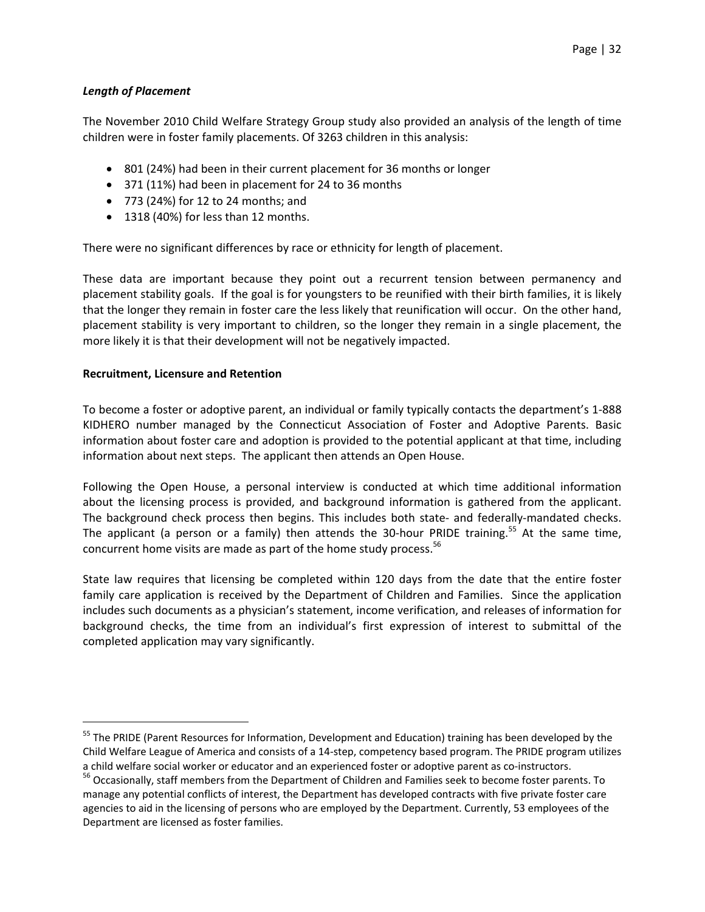### *Length of Placement*

The November 2010 Child Welfare Strategy Group study also provided an analysis of the length of time children were in foster family placements. Of 3263 children in this analysis:

- 801 (24%) had been in their current placement for 36 months or longer
- 371 (11%) had been in placement for 24 to 36 months
- 773 (24%) for 12 to 24 months; and
- 1318 (40%) for less than 12 months.

There were no significant differences by race or ethnicity for length of placement.

These data are important because they point out a recurrent tension between permanency and placement stability goals. If the goal is for youngsters to be reunified with their birth families, it is likely that the longer they remain in foster care the less likely that reunification will occur. On the other hand, placement stability is very important to children, so the longer they remain in a single placement, the more likely it is that their development will not be negatively impacted.

### **Recruitment, Licensure and Retention**

To become a foster or adoptive parent, an individual or family typically contacts the department's 1-888 KIDHERO number managed by the Connecticut Association of Foster and Adoptive Parents. Basic information about foster care and adoption is provided to the potential applicant at that time, including information about next steps. The applicant then attends an Open House.

Following the Open House, a personal interview is conducted at which time additional information about the licensing process is provided, and background information is gathered from the applicant. The background check process then begins. This includes both state- and federally-mandated checks. The applicant (a person or a family) then attends the 30-hour PRIDE training.[55] At the same time, concurrent home visits are made as part of the home study process.[56]

State law requires that licensing be completed within 120 days from the date that the entire foster family care application is received by the Department of Children and Families. Since the application includes such documents as a physician's statement, income verification, and releases of information for background checks, the time from an individual's first expression of interest to submittal of the completed application may vary significantly.

---

[55] The PRIDE (Parent Resources for Information, Development and Education) training has been developed by the Child Welfare League of America and consists of a 14-step, competency based program. The PRIDE program utilizes a child welfare social worker or educator and an experienced foster or adoptive parent as co-instructors.

[56] Occasionally, staff members from the Department of Children and Families seek to become foster parents. To manage any potential conflicts of interest, the Department has developed contracts with five private foster care agencies to aid in the licensing of persons who are employed by the Department. Currently, 53 employees of the Department are licensed as foster families.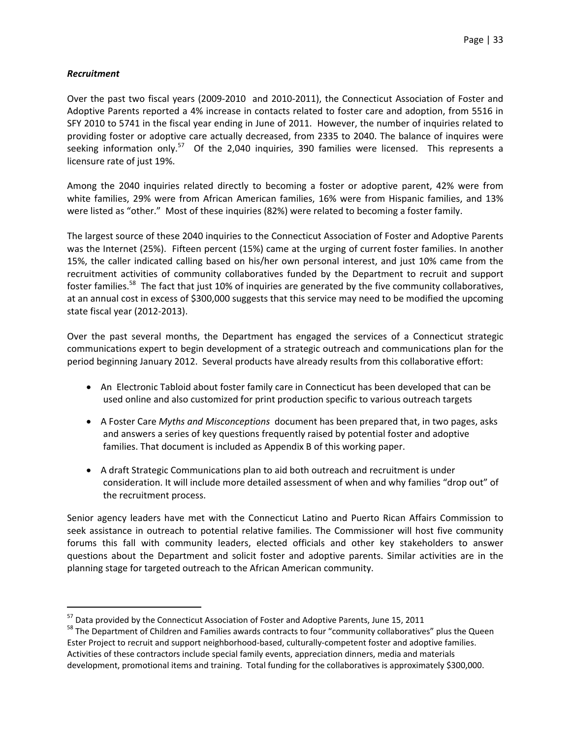### *Recruitment*

Over the past two fiscal years (2009-2010 and 2010-2011), the Connecticut Association of Foster and Adoptive Parents reported a 4% increase in contacts related to foster care and adoption, from 5516 in SFY 2010 to 5741 in the fiscal year ending in June of 2011. However, the number of inquiries related to providing foster or adoptive care actually decreased, from 2335 to 2040. The balance of inquires were seeking information only.[57] Of the 2,040 inquiries, 390 families were licensed. This represents a licensure rate of just 19%.

Among the 2040 inquiries related directly to becoming a foster or adoptive parent, 42% were from white families, 29% were from African American families, 16% were from Hispanic families, and 13% were listed as "other." Most of these inquiries (82%) were related to becoming a foster family.

The largest source of these 2040 inquiries to the Connecticut Association of Foster and Adoptive Parents was the Internet (25%). Fifteen percent (15%) came at the urging of current foster families. In another 15%, the caller indicated calling based on his/her own personal interest, and just 10% came from the recruitment activities of community collaboratives funded by the Department to recruit and support foster families.[58] The fact that just 10% of inquiries are generated by the five community collaboratives, at an annual cost in excess of $300,000 suggests that this service may need to be modified the upcoming state fiscal year (2012-2013).

Over the past several months, the Department has engaged the services of a Connecticut strategic communications expert to begin development of a strategic outreach and communications plan for the period beginning January 2012. Several products have already results from this collaborative effort:

- An Electronic Tabloid about foster family care in Connecticut has been developed that can be used online and also customized for print production specific to various outreach targets
- A Foster Care *Myths and Misconceptions* document has been prepared that, in two pages, asks and answers a series of key questions frequently raised by potential foster and adoptive families. That document is included as Appendix B of this working paper.
- A draft Strategic Communications plan to aid both outreach and recruitment is under consideration. It will include more detailed assessment of when and why families "drop out" of the recruitment process.

Senior agency leaders have met with the Connecticut Latino and Puerto Rican Affairs Commission to seek assistance in outreach to potential relative families. The Commissioner will host five community forums this fall with community leaders, elected officials and other key stakeholders to answer questions about the Department and solicit foster and adoptive parents. Similar activities are in the planning stage for targeted outreach to the African American community.

---

[57] Data provided by the Connecticut Association of Foster and Adoptive Parents, June 15, 2011

[58] The Department of Children and Families awards contracts to four "community collaboratives" plus the Queen Ester Project to recruit and support neighborhood-based, culturally-competent foster and adoptive families. Activities of these contractors include special family events, appreciation dinners, media and materials development, promotional items and training. Total funding for the collaboratives is approximately $300,000.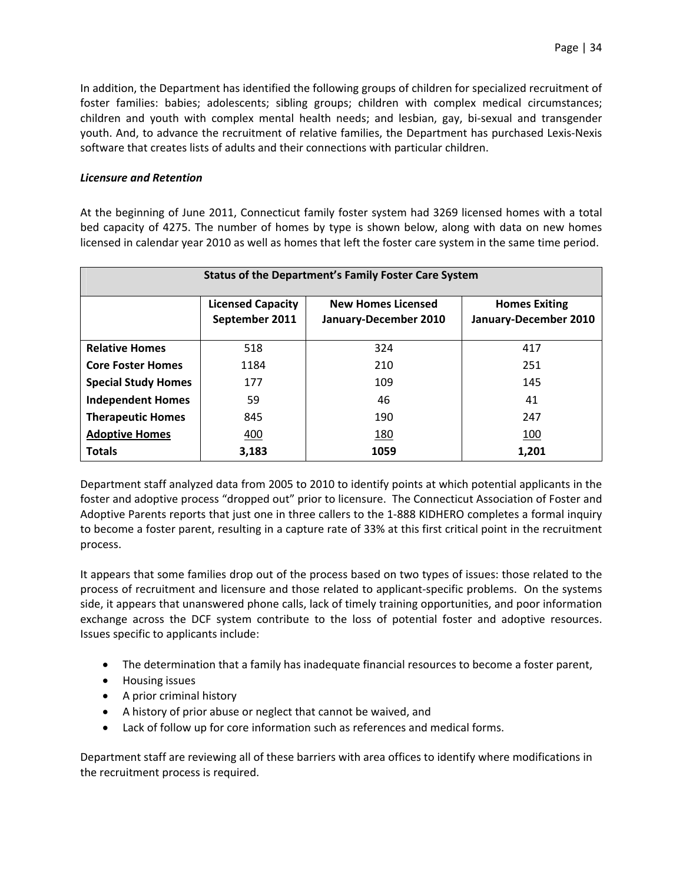In addition, the Department has identified the following groups of children for specialized recruitment of foster families: babies; adolescents; sibling groups; children with complex medical circumstances; children and youth with complex mental health needs; and lesbian, gay, bi-sexual and transgender youth. And, to advance the recruitment of relative families, the Department has purchased Lexis-Nexis software that creates lists of adults and their connections with particular children.

***Licensure and Retention***

At the beginning of June 2011, Connecticut family foster system had 3269 licensed homes with a total bed capacity of 4275. The number of homes by type is shown below, along with data on new homes licensed in calendar year 2010 as well as homes that left the foster care system in the same time period.

| **Status of the Department's Family Foster Care System** | | | |
|---|---|---|---|
| | **Licensed Capacity September 2011** | **New Homes Licensed January-December 2010** | **Homes Exiting January-December 2010** |
| **Relative Homes** | 518 | 324 | 417 |
| **Core Foster Homes** | 1184 | 210 | 251 |
| **Special Study Homes** | 177 | 109 | 145 |
| **Independent Homes** | 59 | 46 | 41 |
| **Therapeutic Homes** | 845 | 190 | 247 |
| **Adoptive Homes** | 400 | 180 | 100 |
| **Totals** | **3,183** | **1059** | **1,201** |

Department staff analyzed data from 2005 to 2010 to identify points at which potential applicants in the foster and adoptive process "dropped out" prior to licensure. The Connecticut Association of Foster and Adoptive Parents reports that just one in three callers to the 1-888 KIDHERO completes a formal inquiry to become a foster parent, resulting in a capture rate of 33% at this first critical point in the recruitment process.

It appears that some families drop out of the process based on two types of issues: those related to the process of recruitment and licensure and those related to applicant-specific problems. On the systems side, it appears that unanswered phone calls, lack of timely training opportunities, and poor information exchange across the DCF system contribute to the loss of potential foster and adoptive resources. Issues specific to applicants include:

- The determination that a family has inadequate financial resources to become a foster parent,
- Housing issues
- A prior criminal history
- A history of prior abuse or neglect that cannot be waived, and
- Lack of follow up for core information such as references and medical forms.

Department staff are reviewing all of these barriers with area offices to identify where modifications in the recruitment process is required.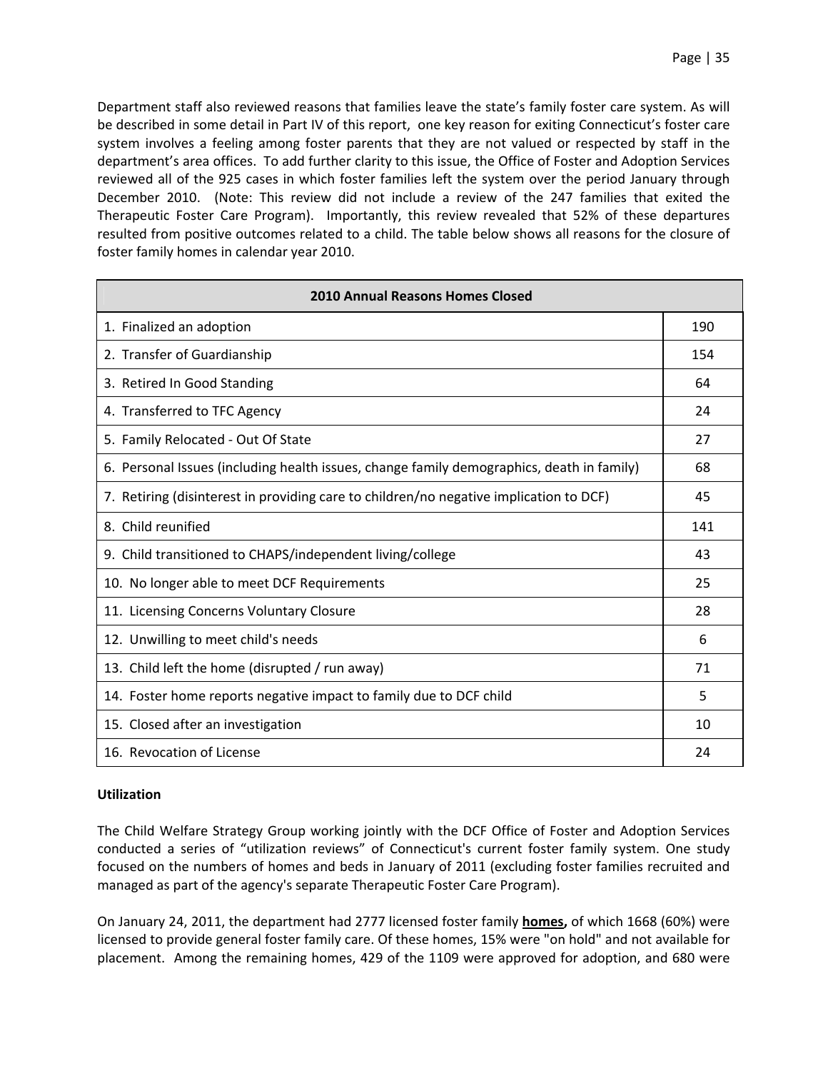Department staff also reviewed reasons that families leave the state's family foster care system. As will be described in some detail in Part IV of this report, one key reason for exiting Connecticut's foster care system involves a feeling among foster parents that they are not valued or respected by staff in the department's area offices. To add further clarity to this issue, the Office of Foster and Adoption Services reviewed all of the 925 cases in which foster families left the system over the period January through December 2010. (Note: This review did not include a review of the 247 families that exited the Therapeutic Foster Care Program). Importantly, this review revealed that 52% of these departures resulted from positive outcomes related to a child. The table below shows all reasons for the closure of foster family homes in calendar year 2010.

| **2010 Annual Reasons Homes Closed** | |
|---|---|
| 1. Finalized an adoption | 190 |
| 2. Transfer of Guardianship | 154 |
| 3. Retired In Good Standing | 64 |
| 4. Transferred to TFC Agency | 24 |
| 5. Family Relocated - Out Of State | 27 |
| 6. Personal Issues (including health issues, change family demographics, death in family) | 68 |
| 7. Retiring (disinterest in providing care to children/no negative implication to DCF) | 45 |
| 8. Child reunified | 141 |
| 9. Child transitioned to CHAPS/independent living/college | 43 |
| 10. No longer able to meet DCF Requirements | 25 |
| 11. Licensing Concerns Voluntary Closure | 28 |
| 12. Unwilling to meet child's needs | 6 |
| 13. Child left the home (disrupted / run away) | 71 |
| 14. Foster home reports negative impact to family due to DCF child | 5 |
| 15. Closed after an investigation | 10 |
| 16. Revocation of License | 24 |

**Utilization**

The Child Welfare Strategy Group working jointly with the DCF Office of Foster and Adoption Services conducted a series of "utilization reviews" of Connecticut's current foster family system. One study focused on the numbers of homes and beds in January of 2011 (excluding foster families recruited and managed as part of the agency's separate Therapeutic Foster Care Program).

On January 24, 2011, the department had 2777 licensed foster family **homes,** of which 1668 (60%) were licensed to provide general foster family care. Of these homes, 15% were "on hold" and not available for placement. Among the remaining homes, 429 of the 1109 were approved for adoption, and 680 were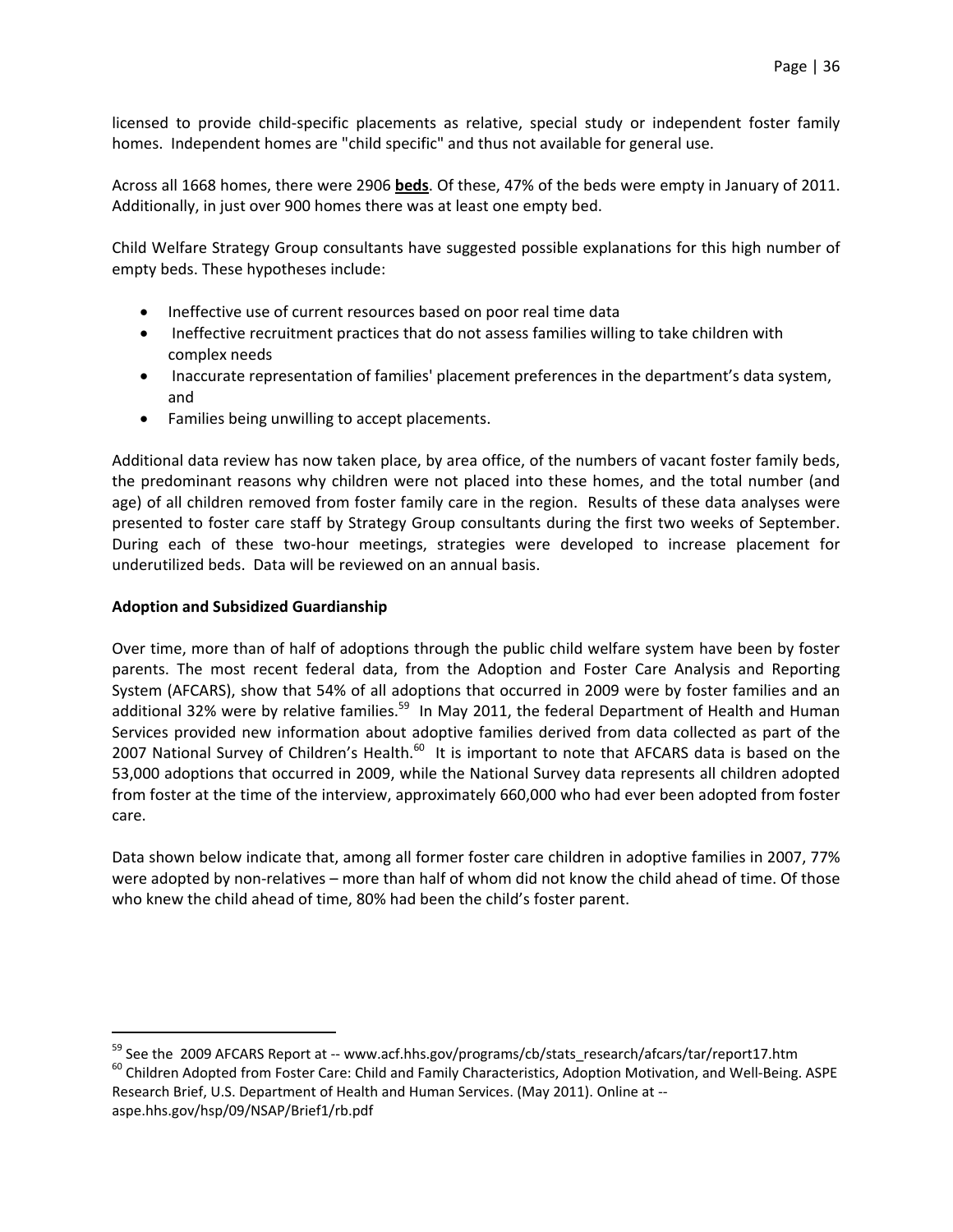licensed to provide child-specific placements as relative, special study or independent foster family homes. Independent homes are "child specific" and thus not available for general use.

Across all 1668 homes, there were 2906 **beds**. Of these, 47% of the beds were empty in January of 2011. Additionally, in just over 900 homes there was at least one empty bed.

Child Welfare Strategy Group consultants have suggested possible explanations for this high number of empty beds. These hypotheses include:

- Ineffective use of current resources based on poor real time data
- Ineffective recruitment practices that do not assess families willing to take children with complex needs
- Inaccurate representation of families' placement preferences in the department's data system, and
- Families being unwilling to accept placements.

Additional data review has now taken place, by area office, of the numbers of vacant foster family beds, the predominant reasons why children were not placed into these homes, and the total number (and age) of all children removed from foster family care in the region. Results of these data analyses were presented to foster care staff by Strategy Group consultants during the first two weeks of September. During each of these two-hour meetings, strategies were developed to increase placement for underutilized beds. Data will be reviewed on an annual basis.

**Adoption and Subsidized Guardianship**

Over time, more than of half of adoptions through the public child welfare system have been by foster parents. The most recent federal data, from the Adoption and Foster Care Analysis and Reporting System (AFCARS), show that 54% of all adoptions that occurred in 2009 were by foster families and an additional 32% were by relative families.[59] In May 2011, the federal Department of Health and Human Services provided new information about adoptive families derived from data collected as part of the 2007 National Survey of Children's Health.[60] It is important to note that AFCARS data is based on the 53,000 adoptions that occurred in 2009, while the National Survey data represents all children adopted from foster at the time of the interview, approximately 660,000 who had ever been adopted from foster care.

Data shown below indicate that, among all former foster care children in adoptive families in 2007, 77% were adopted by non-relatives – more than half of whom did not know the child ahead of time. Of those who knew the child ahead of time, 80% had been the child's foster parent.

---

[59] See the 2009 AFCARS Report at -- www.acf.hhs.gov/programs/cb/stats_research/afcars/tar/report17.htm

[60] Children Adopted from Foster Care: Child and Family Characteristics, Adoption Motivation, and Well-Being. ASPE Research Brief, U.S. Department of Health and Human Services. (May 2011). Online at -- aspe.hhs.gov/hsp/09/NSAP/Brief1/rb.pdf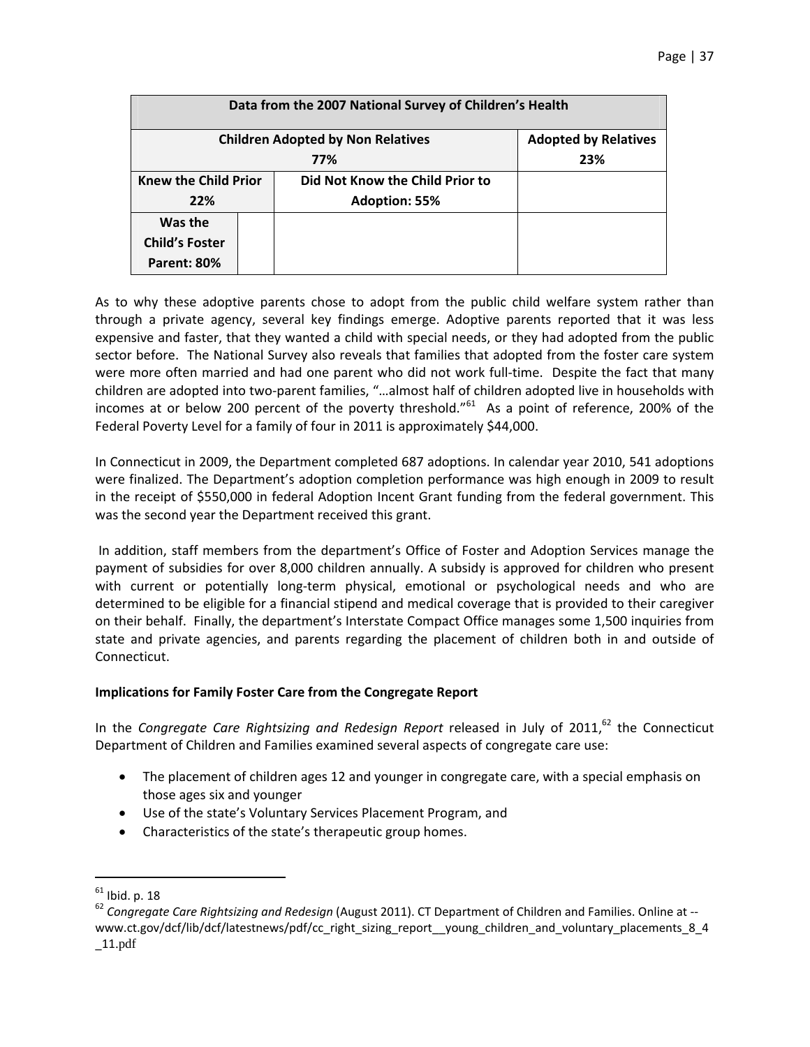| Data from the 2007 National Survey of Children's Health | | | |
|---|---|---|---|
| **Children Adopted by Non Relatives 77%** | | | **Adopted by Relatives 23%** |
| **Knew the Child Prior 22%** | | **Did Not Know the Child Prior to Adoption: 55%** | |
| **Was the Child's Foster Parent: 80%** | | | |

As to why these adoptive parents chose to adopt from the public child welfare system rather than through a private agency, several key findings emerge. Adoptive parents reported that it was less expensive and faster, that they wanted a child with special needs, or they had adopted from the public sector before. The National Survey also reveals that families that adopted from the foster care system were more often married and had one parent who did not work full-time. Despite the fact that many children are adopted into two-parent families, "…almost half of children adopted live in households with incomes at or below 200 percent of the poverty threshold."[61] As a point of reference, 200% of the Federal Poverty Level for a family of four in 2011 is approximately $44,000.

In Connecticut in 2009, the Department completed 687 adoptions. In calendar year 2010, 541 adoptions were finalized. The Department's adoption completion performance was high enough in 2009 to result in the receipt of $550,000 in federal Adoption Incent Grant funding from the federal government. This was the second year the Department received this grant.

In addition, staff members from the department's Office of Foster and Adoption Services manage the payment of subsidies for over 8,000 children annually. A subsidy is approved for children who present with current or potentially long-term physical, emotional or psychological needs and who are determined to be eligible for a financial stipend and medical coverage that is provided to their caregiver on their behalf. Finally, the department's Interstate Compact Office manages some 1,500 inquiries from state and private agencies, and parents regarding the placement of children both in and outside of Connecticut.

**Implications for Family Foster Care from the Congregate Report**

In the *Congregate Care Rightsizing and Redesign Report* released in July of 2011,[62] the Connecticut Department of Children and Families examined several aspects of congregate care use:

- The placement of children ages 12 and younger in congregate care, with a special emphasis on those ages six and younger
- Use of the state's Voluntary Services Placement Program, and
- Characteristics of the state's therapeutic group homes.

---

[61] Ibid. p. 18

[62] *Congregate Care Rightsizing and Redesign* (August 2011). CT Department of Children and Families. Online at -- www.ct.gov/dcf/lib/dcf/latestnews/pdf/cc_right_sizing_report__young_children_and_voluntary_placements_8_4_11.pdf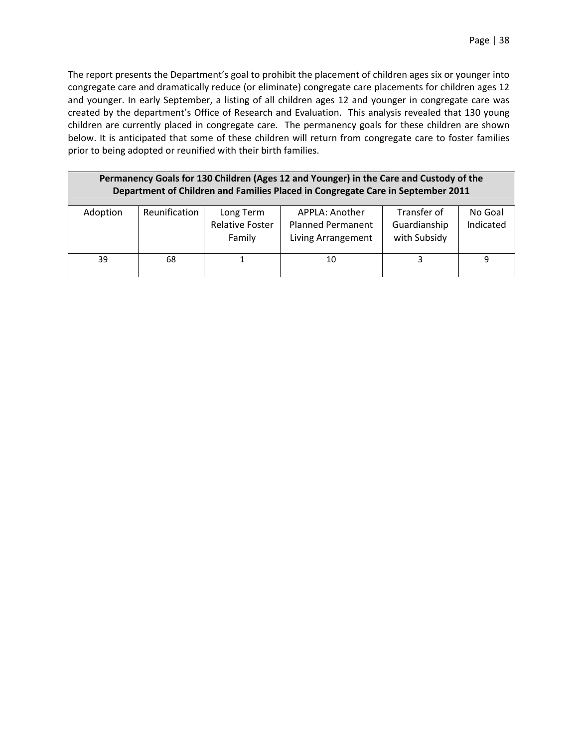The report presents the Department's goal to prohibit the placement of children ages six or younger into congregate care and dramatically reduce (or eliminate) congregate care placements for children ages 12 and younger. In early September, a listing of all children ages 12 and younger in congregate care was created by the department's Office of Research and Evaluation. This analysis revealed that 130 young children are currently placed in congregate care. The permanency goals for these children are shown below. It is anticipated that some of these children will return from congregate care to foster families prior to being adopted or reunified with their birth families.

| **Permanency Goals for 130 Children (Ages 12 and Younger) in the Care and Custody of the Department of Children and Families Placed in Congregate Care in September 2011** | | | | | |
|---|---|---|---|---|---|
| Adoption | Reunification | Long Term Relative Foster Family | APPLA: Another Planned Permanent Living Arrangement | Transfer of Guardianship with Subsidy | No Goal Indicated |
| 39 | 68 | 1 | 10 | 3 | 9 |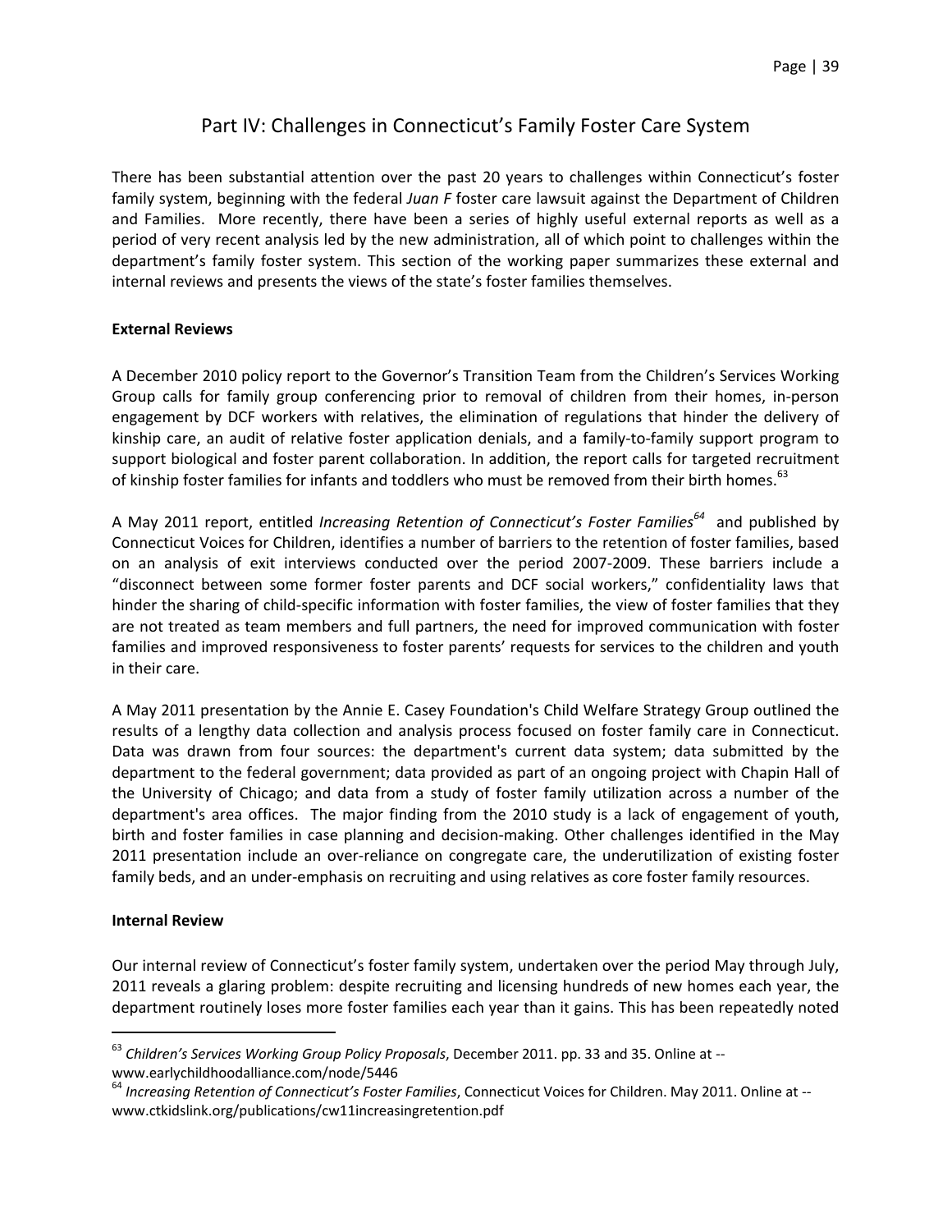# Part IV: Challenges in Connecticut's Family Foster Care System

There has been substantial attention over the past 20 years to challenges within Connecticut's foster family system, beginning with the federal *Juan F* foster care lawsuit against the Department of Children and Families. More recently, there have been a series of highly useful external reports as well as a period of very recent analysis led by the new administration, all of which point to challenges within the department's family foster system. This section of the working paper summarizes these external and internal reviews and presents the views of the state's foster families themselves.

**External Reviews**

A December 2010 policy report to the Governor's Transition Team from the Children's Services Working Group calls for family group conferencing prior to removal of children from their homes, in-person engagement by DCF workers with relatives, the elimination of regulations that hinder the delivery of kinship care, an audit of relative foster application denials, and a family-to-family support program to support biological and foster parent collaboration. In addition, the report calls for targeted recruitment of kinship foster families for infants and toddlers who must be removed from their birth homes.[63]

A May 2011 report, entitled *Increasing Retention of Connecticut's Foster Families*[64] and published by Connecticut Voices for Children, identifies a number of barriers to the retention of foster families, based on an analysis of exit interviews conducted over the period 2007-2009. These barriers include a "disconnect between some former foster parents and DCF social workers," confidentiality laws that hinder the sharing of child-specific information with foster families, the view of foster families that they are not treated as team members and full partners, the need for improved communication with foster families and improved responsiveness to foster parents' requests for services to the children and youth in their care.

A May 2011 presentation by the Annie E. Casey Foundation's Child Welfare Strategy Group outlined the results of a lengthy data collection and analysis process focused on foster family care in Connecticut. Data was drawn from four sources: the department's current data system; data submitted by the department to the federal government; data provided as part of an ongoing project with Chapin Hall of the University of Chicago; and data from a study of foster family utilization across a number of the department's area offices. The major finding from the 2010 study is a lack of engagement of youth, birth and foster families in case planning and decision-making. Other challenges identified in the May 2011 presentation include an over-reliance on congregate care, the underutilization of existing foster family beds, and an under-emphasis on recruiting and using relatives as core foster family resources.

**Internal Review**

Our internal review of Connecticut's foster family system, undertaken over the period May through July, 2011 reveals a glaring problem: despite recruiting and licensing hundreds of new homes each year, the department routinely loses more foster families each year than it gains. This has been repeatedly noted

---

[63] *Children's Services Working Group Policy Proposals*, December 2011. pp. 33 and 35. Online at -- www.earlychildhoodalliance.com/node/5446

[64] *Increasing Retention of Connecticut's Foster Families*, Connecticut Voices for Children. May 2011. Online at -- www.ctkidslink.org/publications/cw11increasingretention.pdf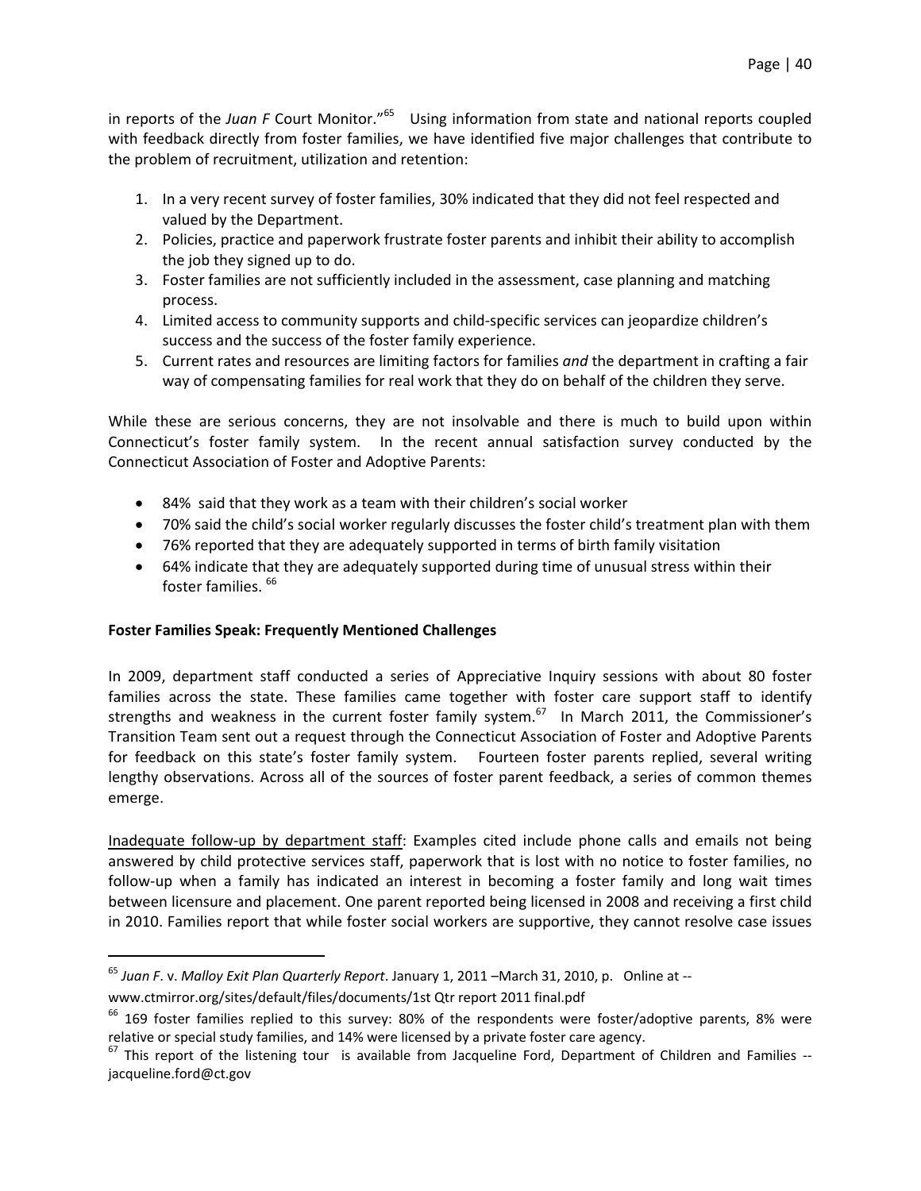in reports of the *Juan F* Court Monitor."[65] Using information from state and national reports coupled with feedback directly from foster families, we have identified five major challenges that contribute to the problem of recruitment, utilization and retention:

1. In a very recent survey of foster families, 30% indicated that they did not feel respected and valued by the Department.
2. Policies, practice and paperwork frustrate foster parents and inhibit their ability to accomplish the job they signed up to do.
3. Foster families are not sufficiently included in the assessment, case planning and matching process.
4. Limited access to community supports and child-specific services can jeopardize children's success and the success of the foster family experience.
5. Current rates and resources are limiting factors for families *and* the department in crafting a fair way of compensating families for real work that they do on behalf of the children they serve.

While these are serious concerns, they are not insolvable and there is much to build upon within Connecticut's foster family system. In the recent annual satisfaction survey conducted by the Connecticut Association of Foster and Adoptive Parents:

- 84% said that they work as a team with their children's social worker
- 70% said the child's social worker regularly discusses the foster child's treatment plan with them
- 76% reported that they are adequately supported in terms of birth family visitation
- 64% indicate that they are adequately supported during time of unusual stress within their foster families. [66]

**Foster Families Speak: Frequently Mentioned Challenges**

In 2009, department staff conducted a series of Appreciative Inquiry sessions with about 80 foster families across the state. These families came together with foster care support staff to identify strengths and weakness in the current foster family system.[67] In March 2011, the Commissioner's Transition Team sent out a request through the Connecticut Association of Foster and Adoptive Parents for feedback on this state's foster family system. Fourteen foster parents replied, several writing lengthy observations. Across all of the sources of foster parent feedback, a series of common themes emerge.

Inadequate follow-up by department staff: Examples cited include phone calls and emails not being answered by child protective services staff, paperwork that is lost with no notice to foster families, no follow-up when a family has indicated an interest in becoming a foster family and long wait times between licensure and placement. One parent reported being licensed in 2008 and receiving a first child in 2010. Families report that while foster social workers are supportive, they cannot resolve case issues

---

[65] *Juan F*. v. *Malloy Exit Plan Quarterly Report*. January 1, 2011 –March 31, 2010, p. Online at -- www.ctmirror.org/sites/default/files/documents/1st Qtr report 2011 final.pdf

[66] 169 foster families replied to this survey: 80% of the respondents were foster/adoptive parents, 8% were relative or special study families, and 14% were licensed by a private foster care agency.

[67] This report of the listening tour is available from Jacqueline Ford, Department of Children and Families -- jacqueline.ford@ct.gov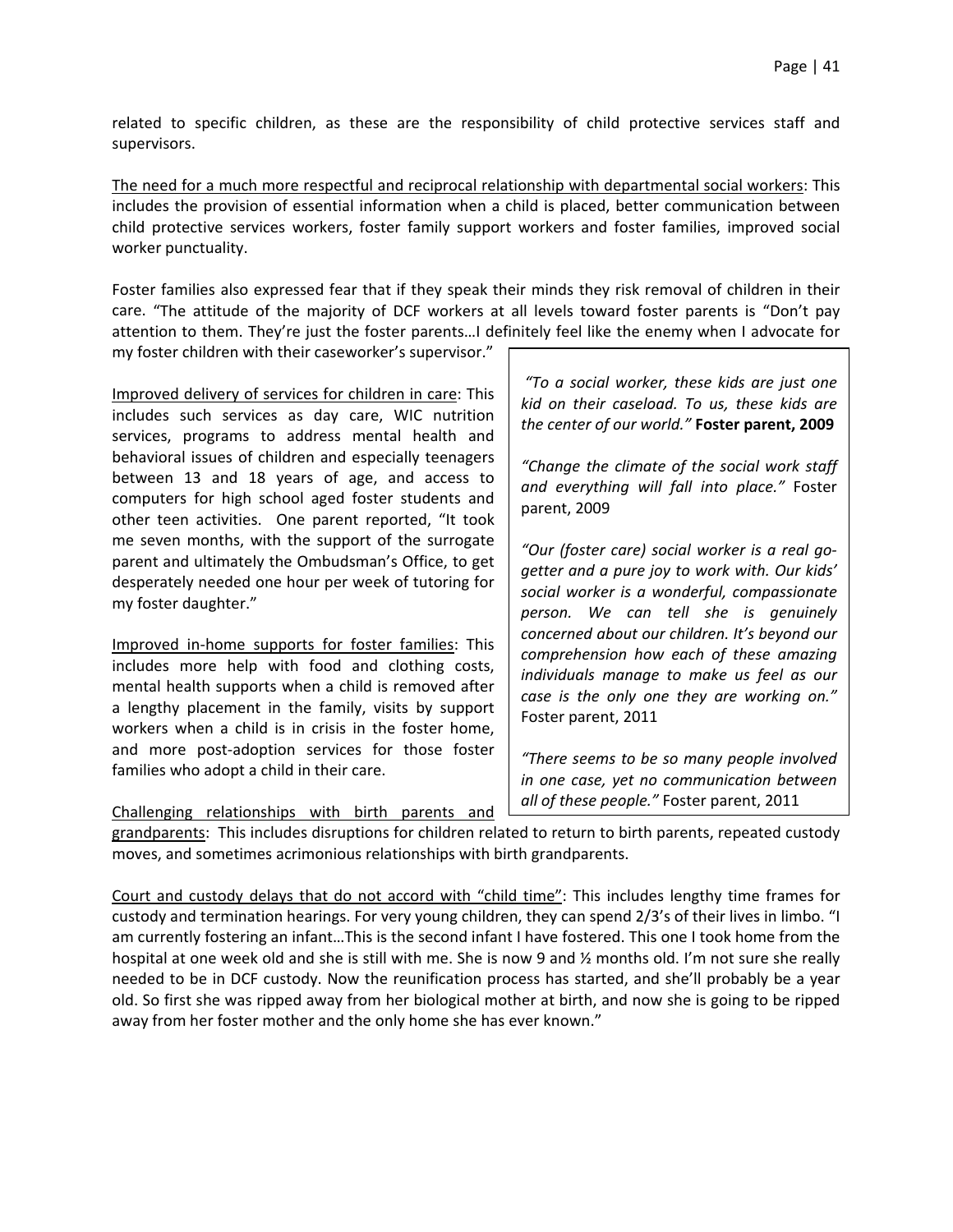related to specific children, as these are the responsibility of child protective services staff and supervisors.

The need for a much more respectful and reciprocal relationship with departmental social workers: This includes the provision of essential information when a child is placed, better communication between child protective services workers, foster family support workers and foster families, improved social worker punctuality.

Foster families also expressed fear that if they speak their minds they risk removal of children in their care. "The attitude of the majority of DCF workers at all levels toward foster parents is "Don't pay attention to them. They're just the foster parents…I definitely feel like the enemy when I advocate for my foster children with their caseworker's supervisor."

Improved delivery of services for children in care: This includes such services as day care, WIC nutrition services, programs to address mental health and behavioral issues of children and especially teenagers between 13 and 18 years of age, and access to computers for high school aged foster students and other teen activities. One parent reported, "It took me seven months, with the support of the surrogate parent and ultimately the Ombudsman's Office, to get desperately needed one hour per week of tutoring for my foster daughter."

Improved in-home supports for foster families: This includes more help with food and clothing costs, mental health supports when a child is removed after a lengthy placement in the family, visits by support workers when a child is in crisis in the foster home, and more post-adoption services for those foster families who adopt a child in their care.

> *"To a social worker, these kids are just one kid on their caseload. To us, these kids are the center of our world."* **Foster parent, 2009**
>
> *"Change the climate of the social work staff and everything will fall into place."* Foster parent, 2009
>
> *"Our (foster care) social worker is a real go-getter and a pure joy to work with. Our kids' social worker is a wonderful, compassionate person. We can tell she is genuinely concerned about our children. It's beyond our comprehension how each of these amazing individuals manage to make us feel as our case is the only one they are working on."* Foster parent, 2011
>
> *"There seems to be so many people involved in one case, yet no communication between all of these people."* Foster parent, 2011

Challenging relationships with birth parents and grandparents: This includes disruptions for children related to return to birth parents, repeated custody moves, and sometimes acrimonious relationships with birth grandparents.

Court and custody delays that do not accord with "child time": This includes lengthy time frames for custody and termination hearings. For very young children, they can spend 2/3's of their lives in limbo. "I am currently fostering an infant…This is the second infant I have fostered. This one I took home from the hospital at one week old and she is still with me. She is now 9 and ½ months old. I'm not sure she really needed to be in DCF custody. Now the reunification process has started, and she'll probably be a year old. So first she was ripped away from her biological mother at birth, and now she is going to be ripped away from her foster mother and the only home she has ever known."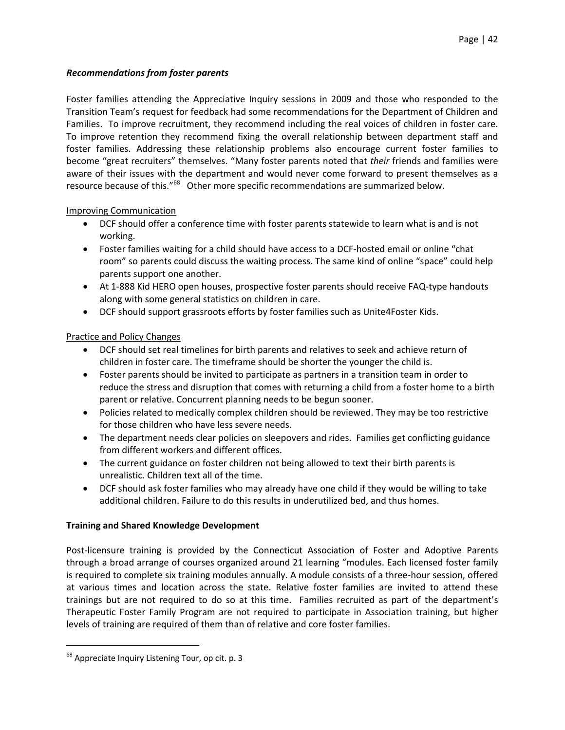### *Recommendations from foster parents*

Foster families attending the Appreciative Inquiry sessions in 2009 and those who responded to the Transition Team's request for feedback had some recommendations for the Department of Children and Families. To improve recruitment, they recommend including the real voices of children in foster care. To improve retention they recommend fixing the overall relationship between department staff and foster families. Addressing these relationship problems also encourage current foster families to become "great recruiters" themselves. "Many foster parents noted that *their* friends and families were aware of their issues with the department and would never come forward to present themselves as a resource because of this."[68] Other more specific recommendations are summarized below.

Improving Communication

- DCF should offer a conference time with foster parents statewide to learn what is and is not working.
- Foster families waiting for a child should have access to a DCF-hosted email or online "chat room" so parents could discuss the waiting process. The same kind of online "space" could help parents support one another.
- At 1-888 Kid HERO open houses, prospective foster parents should receive FAQ-type handouts along with some general statistics on children in care.
- DCF should support grassroots efforts by foster families such as Unite4Foster Kids.

Practice and Policy Changes

- DCF should set real timelines for birth parents and relatives to seek and achieve return of children in foster care. The timeframe should be shorter the younger the child is.
- Foster parents should be invited to participate as partners in a transition team in order to reduce the stress and disruption that comes with returning a child from a foster home to a birth parent or relative. Concurrent planning needs to be begun sooner.
- Policies related to medically complex children should be reviewed. They may be too restrictive for those children who have less severe needs.
- The department needs clear policies on sleepovers and rides. Families get conflicting guidance from different workers and different offices.
- The current guidance on foster children not being allowed to text their birth parents is unrealistic. Children text all of the time.
- DCF should ask foster families who may already have one child if they would be willing to take additional children. Failure to do this results in underutilized bed, and thus homes.

**Training and Shared Knowledge Development**

Post-licensure training is provided by the Connecticut Association of Foster and Adoptive Parents through a broad arrange of courses organized around 21 learning "modules. Each licensed foster family is required to complete six training modules annually. A module consists of a three-hour session, offered at various times and location across the state. Relative foster families are invited to attend these trainings but are not required to do so at this time. Families recruited as part of the department's Therapeutic Foster Family Program are not required to participate in Association training, but higher levels of training are required of them than of relative and core foster families.

---

[68] Appreciate Inquiry Listening Tour, op cit. p. 3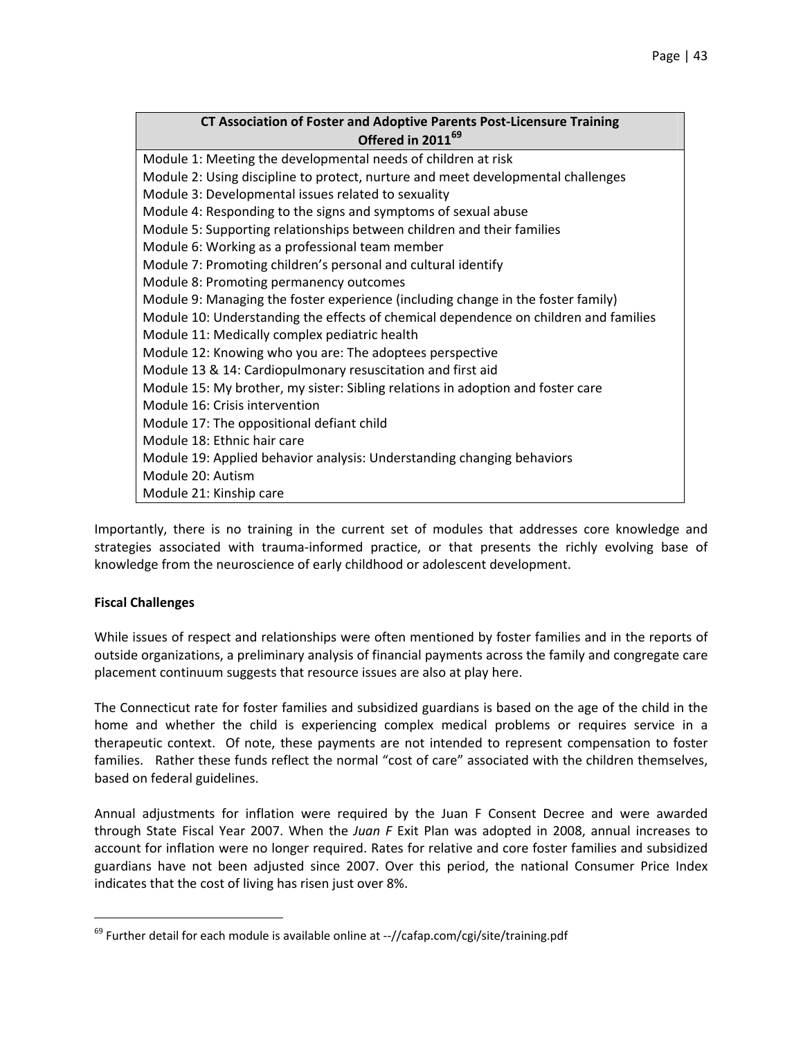| CT Association of Foster and Adoptive Parents Post-Licensure Training Offered in 2011[69] |
| --- |
| Module 1: Meeting the developmental needs of children at risk |
| Module 2: Using discipline to protect, nurture and meet developmental challenges |
| Module 3: Developmental issues related to sexuality |
| Module 4: Responding to the signs and symptoms of sexual abuse |
| Module 5: Supporting relationships between children and their families |
| Module 6: Working as a professional team member |
| Module 7: Promoting children's personal and cultural identify |
| Module 8: Promoting permanency outcomes |
| Module 9: Managing the foster experience (including change in the foster family) |
| Module 10: Understanding the effects of chemical dependence on children and families |
| Module 11: Medically complex pediatric health |
| Module 12: Knowing who you are: The adoptees perspective |
| Module 13 & 14: Cardiopulmonary resuscitation and first aid |
| Module 15: My brother, my sister: Sibling relations in adoption and foster care |
| Module 16: Crisis intervention |
| Module 17: The oppositional defiant child |
| Module 18: Ethnic hair care |
| Module 19: Applied behavior analysis: Understanding changing behaviors |
| Module 20: Autism |
| Module 21: Kinship care |

Importantly, there is no training in the current set of modules that addresses core knowledge and strategies associated with trauma-informed practice, or that presents the richly evolving base of knowledge from the neuroscience of early childhood or adolescent development.

**Fiscal Challenges**

While issues of respect and relationships were often mentioned by foster families and in the reports of outside organizations, a preliminary analysis of financial payments across the family and congregate care placement continuum suggests that resource issues are also at play here.

The Connecticut rate for foster families and subsidized guardians is based on the age of the child in the home and whether the child is experiencing complex medical problems or requires service in a therapeutic context. Of note, these payments are not intended to represent compensation to foster families. Rather these funds reflect the normal "cost of care" associated with the children themselves, based on federal guidelines.

Annual adjustments for inflation were required by the Juan F Consent Decree and were awarded through State Fiscal Year 2007. When the *Juan F* Exit Plan was adopted in 2008, annual increases to account for inflation were no longer required. Rates for relative and core foster families and subsidized guardians have not been adjusted since 2007. Over this period, the national Consumer Price Index indicates that the cost of living has risen just over 8%.

[69] Further detail for each module is available online at --//cafap.com/cgi/site/training.pdf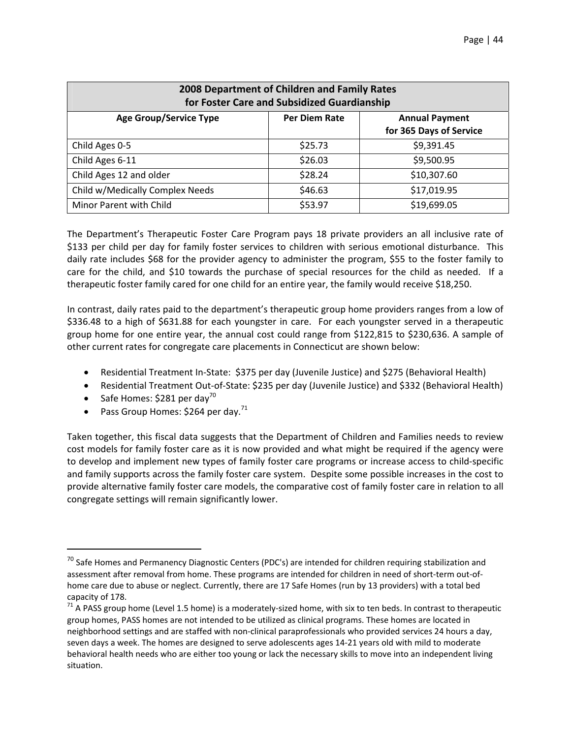| 2008 Department of Children and Family Rates for Foster Care and Subsidized Guardianship | | |
|---|---|---|
| **Age Group/Service Type** | **Per Diem Rate** | **Annual Payment for 365 Days of Service** |
| Child Ages 0-5 | $25.73 | $9,391.45 |
| Child Ages 6-11 | $26.03 | $9,500.95 |
| Child Ages 12 and older | $28.24 | $10,307.60 |
| Child w/Medically Complex Needs | $46.63 | $17,019.95 |
| Minor Parent with Child | $53.97 | $19,699.05 |

The Department's Therapeutic Foster Care Program pays 18 private providers an all inclusive rate of $133 per child per day for family foster services to children with serious emotional disturbance. This daily rate includes $68 for the provider agency to administer the program, $55 to the foster family to care for the child, and $10 towards the purchase of special resources for the child as needed. If a therapeutic foster family cared for one child for an entire year, the family would receive $18,250.

In contrast, daily rates paid to the department's therapeutic group home providers ranges from a low of $336.48 to a high of $631.88 for each youngster in care. For each youngster served in a therapeutic group home for one entire year, the annual cost could range from $122,815 to $230,636. A sample of other current rates for congregate care placements in Connecticut are shown below:

- Residential Treatment In-State: $375 per day (Juvenile Justice) and $275 (Behavioral Health)
- Residential Treatment Out-of-State: $235 per day (Juvenile Justice) and $332 (Behavioral Health)
- Safe Homes: $281 per day[70]
- Pass Group Homes: $264 per day.[71]

Taken together, this fiscal data suggests that the Department of Children and Families needs to review cost models for family foster care as it is now provided and what might be required if the agency were to develop and implement new types of family foster care programs or increase access to child-specific and family supports across the family foster care system. Despite some possible increases in the cost to provide alternative family foster care models, the comparative cost of family foster care in relation to all congregate settings will remain significantly lower.

[70] Safe Homes and Permanency Diagnostic Centers (PDC's) are intended for children requiring stabilization and assessment after removal from home. These programs are intended for children in need of short-term out-of-home care due to abuse or neglect. Currently, there are 17 Safe Homes (run by 13 providers) with a total bed capacity of 178.

[71] A PASS group home (Level 1.5 home) is a moderately-sized home, with six to ten beds. In contrast to therapeutic group homes, PASS homes are not intended to be utilized as clinical programs. These homes are located in neighborhood settings and are staffed with non-clinical paraprofessionals who provided services 24 hours a day, seven days a week. The homes are designed to serve adolescents ages 14-21 years old with mild to moderate behavioral health needs who are either too young or lack the necessary skills to move into an independent living situation.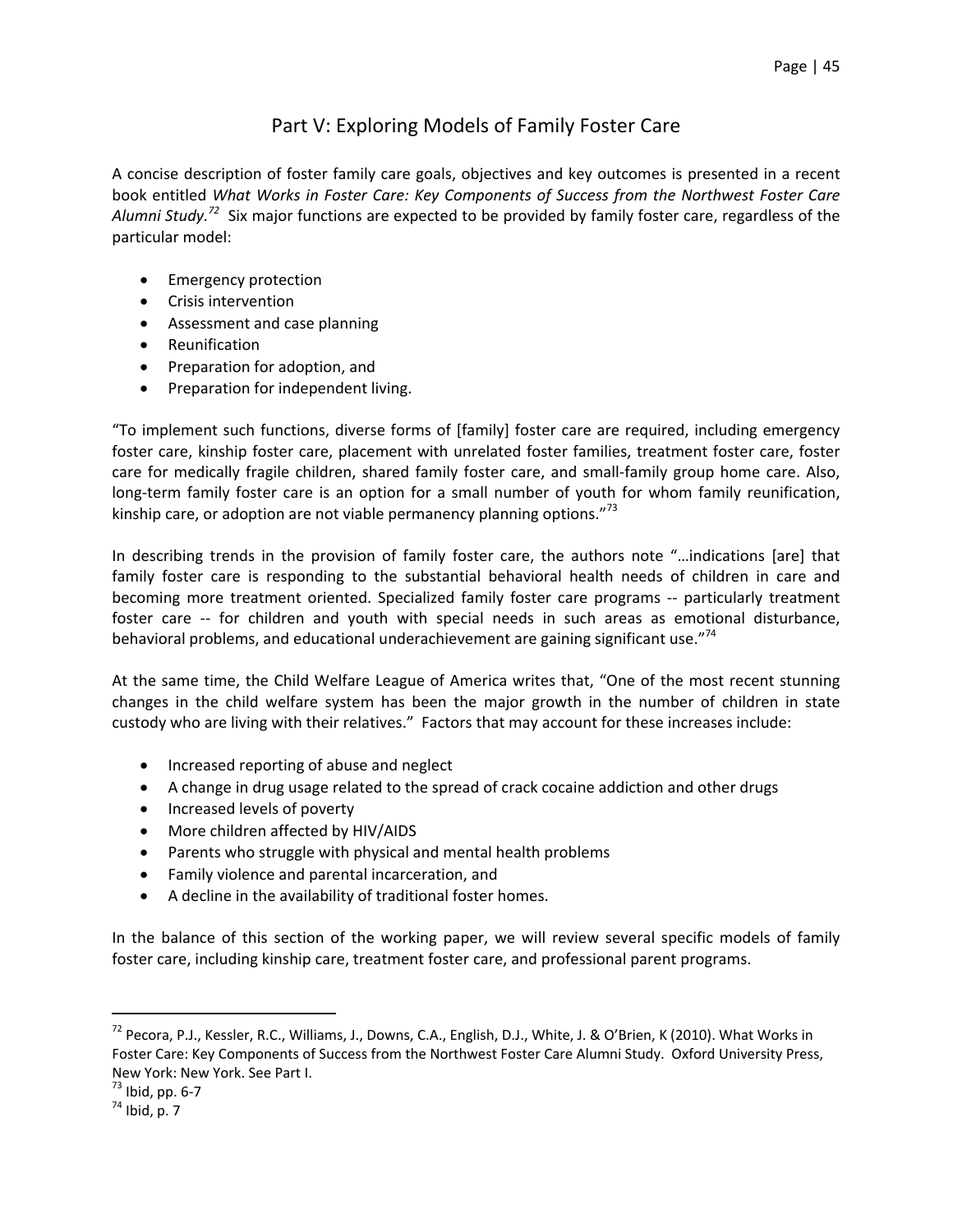# Part V: Exploring Models of Family Foster Care

A concise description of foster family care goals, objectives and key outcomes is presented in a recent book entitled *What Works in Foster Care: Key Components of Success from the Northwest Foster Care Alumni Study.*[72] Six major functions are expected to be provided by family foster care, regardless of the particular model:

- Emergency protection
- Crisis intervention
- Assessment and case planning
- Reunification
- Preparation for adoption, and
- Preparation for independent living.

"To implement such functions, diverse forms of [family] foster care are required, including emergency foster care, kinship foster care, placement with unrelated foster families, treatment foster care, foster care for medically fragile children, shared family foster care, and small-family group home care. Also, long-term family foster care is an option for a small number of youth for whom family reunification, kinship care, or adoption are not viable permanency planning options."[73]

In describing trends in the provision of family foster care, the authors note "…indications [are] that family foster care is responding to the substantial behavioral health needs of children in care and becoming more treatment oriented. Specialized family foster care programs -- particularly treatment foster care -- for children and youth with special needs in such areas as emotional disturbance, behavioral problems, and educational underachievement are gaining significant use."[74]

At the same time, the Child Welfare League of America writes that, "One of the most recent stunning changes in the child welfare system has been the major growth in the number of children in state custody who are living with their relatives." Factors that may account for these increases include:

- Increased reporting of abuse and neglect
- A change in drug usage related to the spread of crack cocaine addiction and other drugs
- Increased levels of poverty
- More children affected by HIV/AIDS
- Parents who struggle with physical and mental health problems
- Family violence and parental incarceration, and
- A decline in the availability of traditional foster homes.

In the balance of this section of the working paper, we will review several specific models of family foster care, including kinship care, treatment foster care, and professional parent programs.

---

[72] Pecora, P.J., Kessler, R.C., Williams, J., Downs, C.A., English, D.J., White, J. & O'Brien, K (2010). What Works in Foster Care: Key Components of Success from the Northwest Foster Care Alumni Study. Oxford University Press, New York: New York. See Part I.

[73] Ibid, pp. 6-7

[74] Ibid, p. 7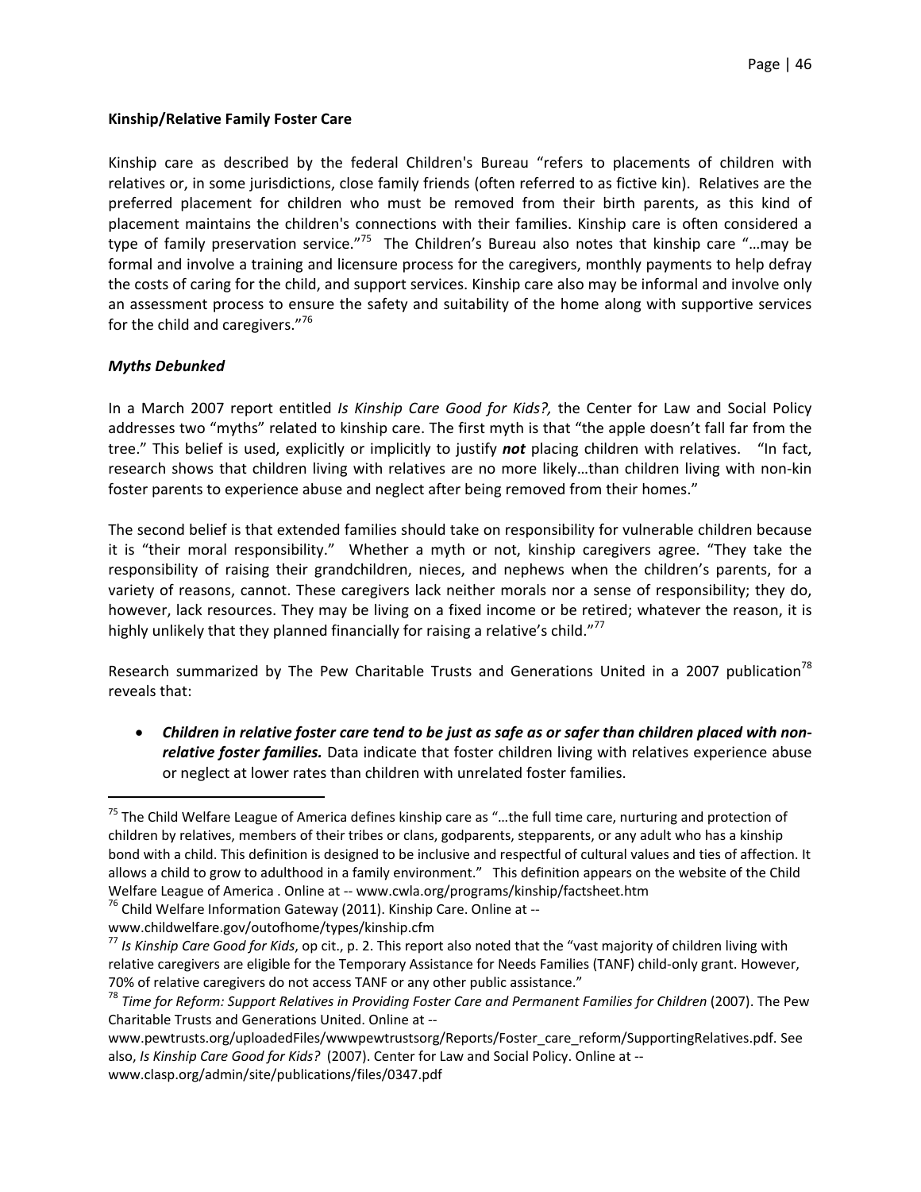**Kinship/Relative Family Foster Care**

Kinship care as described by the federal Children's Bureau "refers to placements of children with relatives or, in some jurisdictions, close family friends (often referred to as fictive kin). Relatives are the preferred placement for children who must be removed from their birth parents, as this kind of placement maintains the children's connections with their families. Kinship care is often considered a type of family preservation service."[75] The Children's Bureau also notes that kinship care "…may be formal and involve a training and licensure process for the caregivers, monthly payments to help defray the costs of caring for the child, and support services. Kinship care also may be informal and involve only an assessment process to ensure the safety and suitability of the home along with supportive services for the child and caregivers."[76]

***Myths Debunked***

In a March 2007 report entitled *Is Kinship Care Good for Kids?,* the Center for Law and Social Policy addresses two "myths" related to kinship care. The first myth is that "the apple doesn't fall far from the tree." This belief is used, explicitly or implicitly to justify ***not*** placing children with relatives. "In fact, research shows that children living with relatives are no more likely…than children living with non-kin foster parents to experience abuse and neglect after being removed from their homes."

The second belief is that extended families should take on responsibility for vulnerable children because it is "their moral responsibility." Whether a myth or not, kinship caregivers agree. "They take the responsibility of raising their grandchildren, nieces, and nephews when the children's parents, for a variety of reasons, cannot. These caregivers lack neither morals nor a sense of responsibility; they do, however, lack resources. They may be living on a fixed income or be retired; whatever the reason, it is highly unlikely that they planned financially for raising a relative's child."[77]

Research summarized by The Pew Charitable Trusts and Generations United in a 2007 publication[78] reveals that:

- ***Children in relative foster care tend to be just as safe as or safer than children placed with non-relative foster families.*** Data indicate that foster children living with relatives experience abuse or neglect at lower rates than children with unrelated foster families.

---

[75] The Child Welfare League of America defines kinship care as "…the full time care, nurturing and protection of children by relatives, members of their tribes or clans, godparents, stepparents, or any adult who has a kinship bond with a child. This definition is designed to be inclusive and respectful of cultural values and ties of affection. It allows a child to grow to adulthood in a family environment." This definition appears on the website of the Child Welfare League of America . Online at -- www.cwla.org/programs/kinship/factsheet.htm

[76] Child Welfare Information Gateway (2011). Kinship Care. Online at -- www.childwelfare.gov/outofhome/types/kinship.cfm

[77] *Is Kinship Care Good for Kids*, op cit., p. 2. This report also noted that the "vast majority of children living with relative caregivers are eligible for the Temporary Assistance for Needs Families (TANF) child-only grant. However, 70% of relative caregivers do not access TANF or any other public assistance."

[78] *Time for Reform: Support Relatives in Providing Foster Care and Permanent Families for Children* (2007). The Pew Charitable Trusts and Generations United. Online at -- www.pewtrusts.org/uploadedFiles/wwwpewtrustsorg/Reports/Foster_care_reform/SupportingRelatives.pdf. See also, *Is Kinship Care Good for Kids?* (2007). Center for Law and Social Policy. Online at -- www.clasp.org/admin/site/publications/files/0347.pdf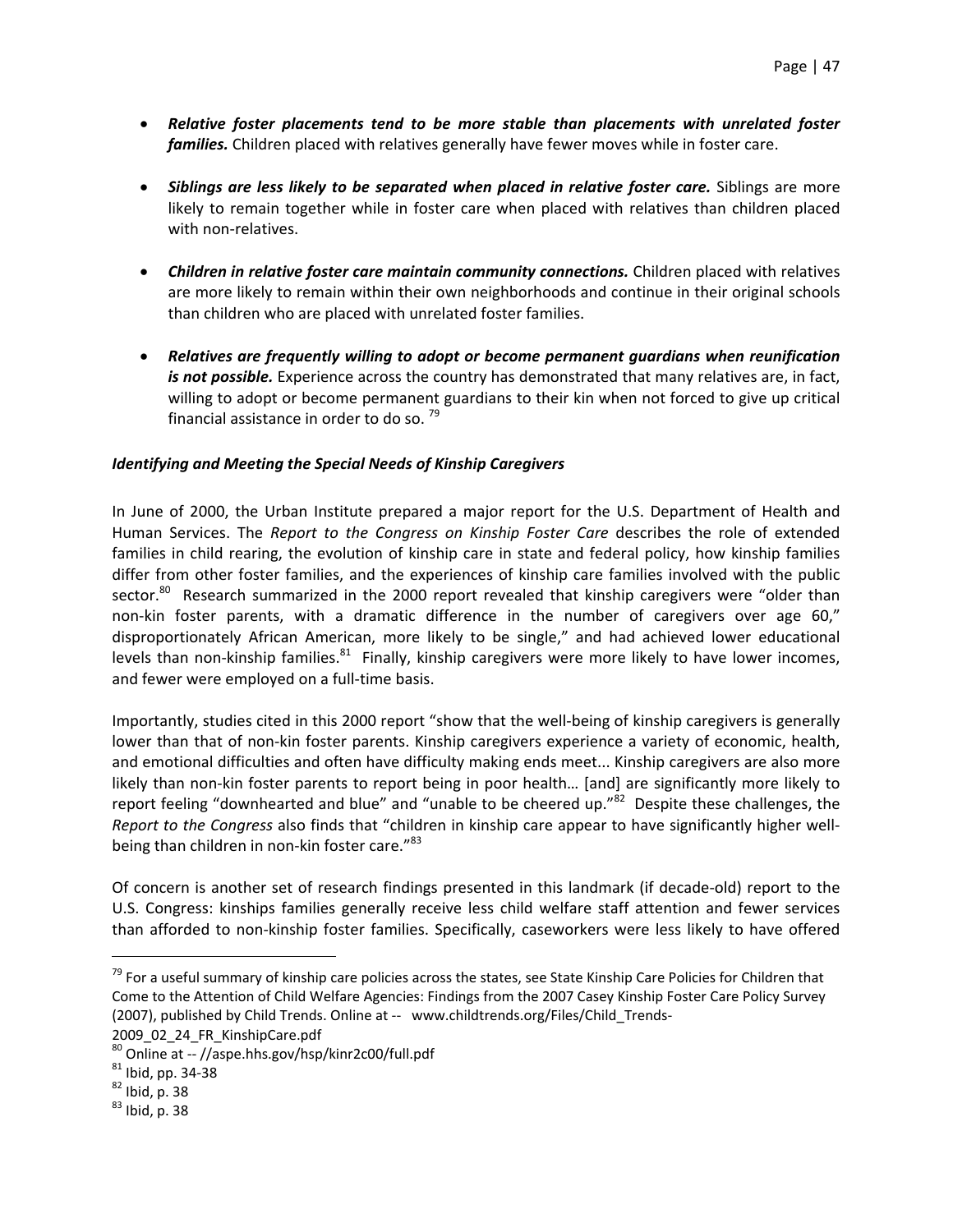- ***Relative foster placements tend to be more stable than placements with unrelated foster families.*** Children placed with relatives generally have fewer moves while in foster care.

- ***Siblings are less likely to be separated when placed in relative foster care.*** Siblings are more likely to remain together while in foster care when placed with relatives than children placed with non-relatives.

- ***Children in relative foster care maintain community connections.*** Children placed with relatives are more likely to remain within their own neighborhoods and continue in their original schools than children who are placed with unrelated foster families.

- ***Relatives are frequently willing to adopt or become permanent guardians when reunification is not possible.*** Experience across the country has demonstrated that many relatives are, in fact, willing to adopt or become permanent guardians to their kin when not forced to give up critical financial assistance in order to do so. [79]

### *Identifying and Meeting the Special Needs of Kinship Caregivers*

In June of 2000, the Urban Institute prepared a major report for the U.S. Department of Health and Human Services. The *Report to the Congress on Kinship Foster Care* describes the role of extended families in child rearing, the evolution of kinship care in state and federal policy, how kinship families differ from other foster families, and the experiences of kinship care families involved with the public sector.[80] Research summarized in the 2000 report revealed that kinship caregivers were "older than non-kin foster parents, with a dramatic difference in the number of caregivers over age 60," disproportionately African American, more likely to be single," and had achieved lower educational levels than non-kinship families.[81] Finally, kinship caregivers were more likely to have lower incomes, and fewer were employed on a full-time basis.

Importantly, studies cited in this 2000 report "show that the well-being of kinship caregivers is generally lower than that of non-kin foster parents. Kinship caregivers experience a variety of economic, health, and emotional difficulties and often have difficulty making ends meet... Kinship caregivers are also more likely than non-kin foster parents to report being in poor health… [and] are significantly more likely to report feeling "downhearted and blue" and "unable to be cheered up."[82] Despite these challenges, the *Report to the Congress* also finds that "children in kinship care appear to have significantly higher well-being than children in non-kin foster care."[83]

Of concern is another set of research findings presented in this landmark (if decade-old) report to the U.S. Congress: kinships families generally receive less child welfare staff attention and fewer services than afforded to non-kinship foster families. Specifically, caseworkers were less likely to have offered

---

[79] For a useful summary of kinship care policies across the states, see State Kinship Care Policies for Children that Come to the Attention of Child Welfare Agencies: Findings from the 2007 Casey Kinship Foster Care Policy Survey (2007), published by Child Trends. Online at -- www.childtrends.org/Files/Child_Trends-2009_02_24_FR_KinshipCare.pdf

[80] Online at -- //aspe.hhs.gov/hsp/kinr2c00/full.pdf

[81] Ibid, pp. 34-38

[82] Ibid, p. 38

[83] Ibid, p. 38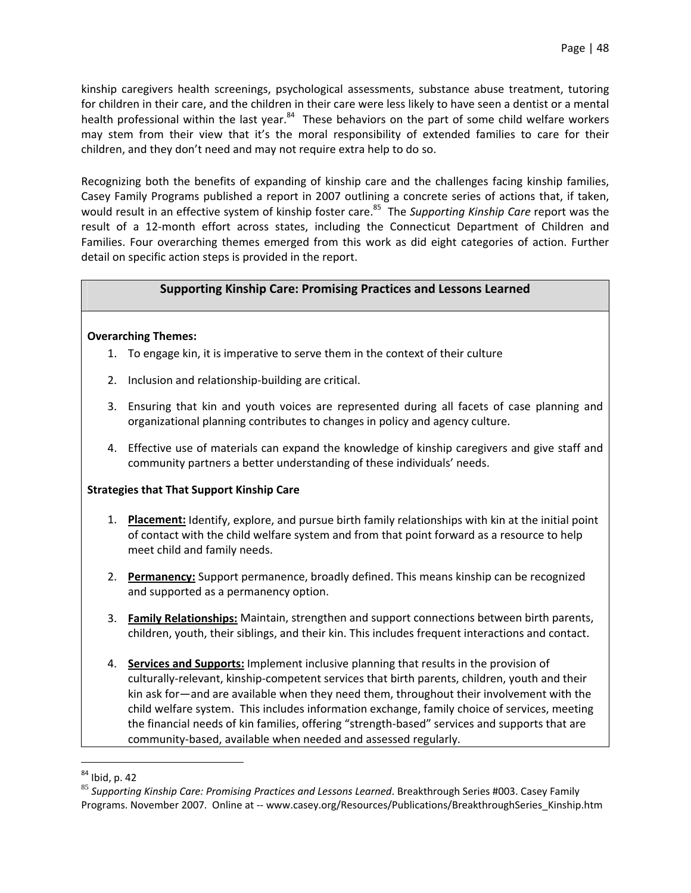kinship caregivers health screenings, psychological assessments, substance abuse treatment, tutoring for children in their care, and the children in their care were less likely to have seen a dentist or a mental health professional within the last year.[84] These behaviors on the part of some child welfare workers may stem from their view that it's the moral responsibility of extended families to care for their children, and they don't need and may not require extra help to do so.

Recognizing both the benefits of expanding of kinship care and the challenges facing kinship families, Casey Family Programs published a report in 2007 outlining a concrete series of actions that, if taken, would result in an effective system of kinship foster care.[85] The *Supporting Kinship Care* report was the result of a 12-month effort across states, including the Connecticut Department of Children and Families. Four overarching themes emerged from this work as did eight categories of action. Further detail on specific action steps is provided in the report.

## Supporting Kinship Care: Promising Practices and Lessons Learned

**Overarching Themes:**

1. To engage kin, it is imperative to serve them in the context of their culture
2. Inclusion and relationship-building are critical.
3. Ensuring that kin and youth voices are represented during all facets of case planning and organizational planning contributes to changes in policy and agency culture.
4. Effective use of materials can expand the knowledge of kinship caregivers and give staff and community partners a better understanding of these individuals' needs.

**Strategies that That Support Kinship Care**

1. **Placement:** Identify, explore, and pursue birth family relationships with kin at the initial point of contact with the child welfare system and from that point forward as a resource to help meet child and family needs.
2. **Permanency:** Support permanence, broadly defined. This means kinship can be recognized and supported as a permanency option.
3. **Family Relationships:** Maintain, strengthen and support connections between birth parents, children, youth, their siblings, and their kin. This includes frequent interactions and contact.
4. **Services and Supports:** Implement inclusive planning that results in the provision of culturally-relevant, kinship-competent services that birth parents, children, youth and their kin ask for—and are available when they need them, throughout their involvement with the child welfare system. This includes information exchange, family choice of services, meeting the financial needs of kin families, offering "strength-based" services and supports that are community-based, available when needed and assessed regularly.

---

[84] Ibid, p. 42

[85] *Supporting Kinship Care: Promising Practices and Lessons Learned*. Breakthrough Series #003. Casey Family Programs. November 2007. Online at -- www.casey.org/Resources/Publications/BreakthroughSeries_Kinship.htm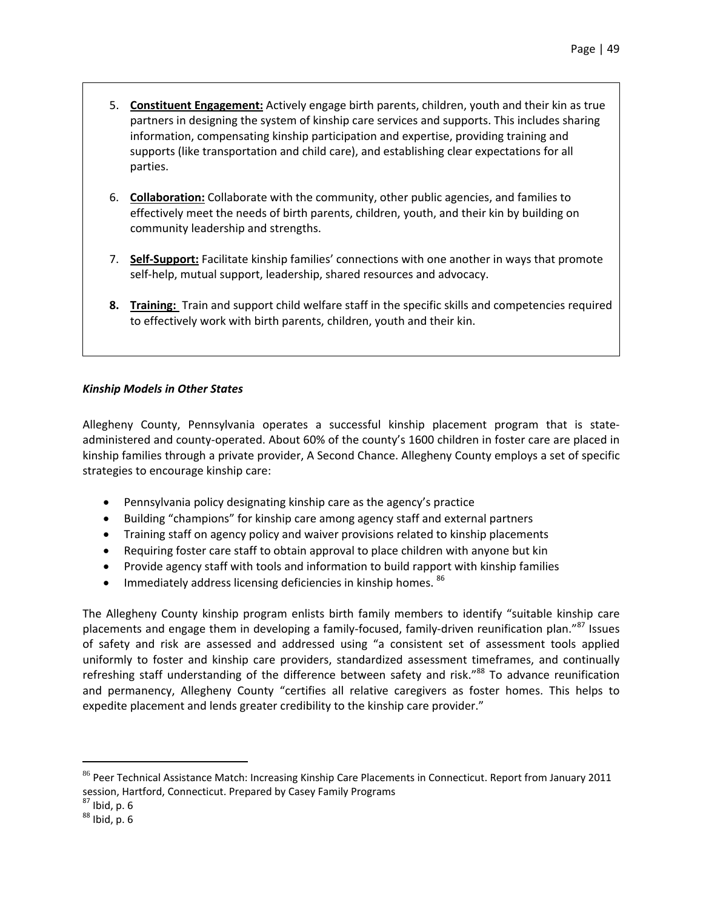5. **Constituent Engagement:** Actively engage birth parents, children, youth and their kin as true partners in designing the system of kinship care services and supports. This includes sharing information, compensating kinship participation and expertise, providing training and supports (like transportation and child care), and establishing clear expectations for all parties.

6. **Collaboration:** Collaborate with the community, other public agencies, and families to effectively meet the needs of birth parents, children, youth, and their kin by building on community leadership and strengths.

7. **Self-Support:** Facilitate kinship families' connections with one another in ways that promote self-help, mutual support, leadership, shared resources and advocacy.

8. **Training:** Train and support child welfare staff in the specific skills and competencies required to effectively work with birth parents, children, youth and their kin.

***Kinship Models in Other States***

Allegheny County, Pennsylvania operates a successful kinship placement program that is state-administered and county-operated. About 60% of the county's 1600 children in foster care are placed in kinship families through a private provider, A Second Chance. Allegheny County employs a set of specific strategies to encourage kinship care:

- Pennsylvania policy designating kinship care as the agency's practice
- Building "champions" for kinship care among agency staff and external partners
- Training staff on agency policy and waiver provisions related to kinship placements
- Requiring foster care staff to obtain approval to place children with anyone but kin
- Provide agency staff with tools and information to build rapport with kinship families
- Immediately address licensing deficiencies in kinship homes. [86]

The Allegheny County kinship program enlists birth family members to identify "suitable kinship care placements and engage them in developing a family-focused, family-driven reunification plan."[87] Issues of safety and risk are assessed and addressed using "a consistent set of assessment tools applied uniformly to foster and kinship care providers, standardized assessment timeframes, and continually refreshing staff understanding of the difference between safety and risk."[88] To advance reunification and permanency, Allegheny County "certifies all relative caregivers as foster homes. This helps to expedite placement and lends greater credibility to the kinship care provider."

---

[86] Peer Technical Assistance Match: Increasing Kinship Care Placements in Connecticut. Report from January 2011 session, Hartford, Connecticut. Prepared by Casey Family Programs

[87] Ibid, p. 6

[88] Ibid, p. 6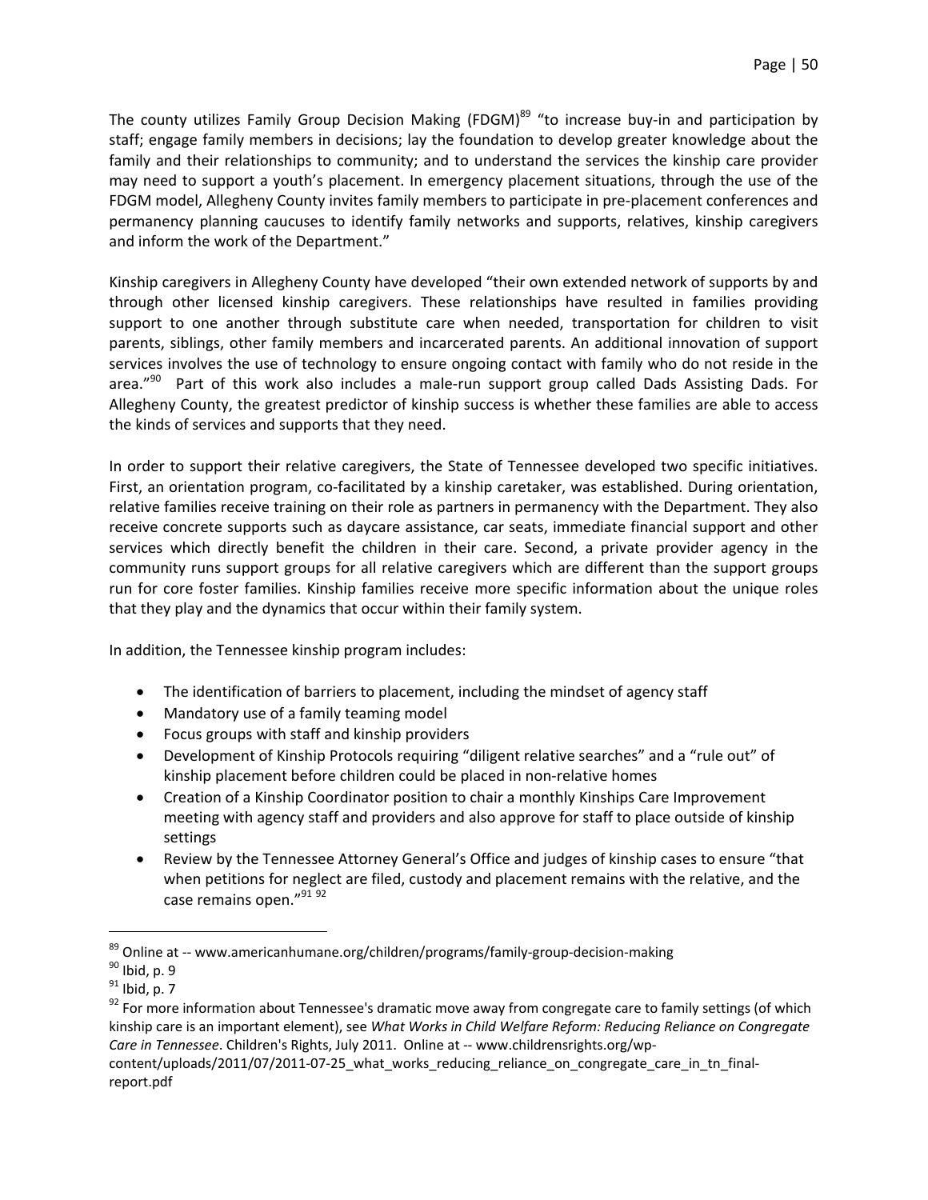The county utilizes Family Group Decision Making (FDGM)[89] "to increase buy-in and participation by staff; engage family members in decisions; lay the foundation to develop greater knowledge about the family and their relationships to community; and to understand the services the kinship care provider may need to support a youth's placement. In emergency placement situations, through the use of the FDGM model, Allegheny County invites family members to participate in pre-placement conferences and permanency planning caucuses to identify family networks and supports, relatives, kinship caregivers and inform the work of the Department."

Kinship caregivers in Allegheny County have developed "their own extended network of supports by and through other licensed kinship caregivers. These relationships have resulted in families providing support to one another through substitute care when needed, transportation for children to visit parents, siblings, other family members and incarcerated parents. An additional innovation of support services involves the use of technology to ensure ongoing contact with family who do not reside in the area."[90] Part of this work also includes a male-run support group called Dads Assisting Dads. For Allegheny County, the greatest predictor of kinship success is whether these families are able to access the kinds of services and supports that they need.

In order to support their relative caregivers, the State of Tennessee developed two specific initiatives. First, an orientation program, co-facilitated by a kinship caretaker, was established. During orientation, relative families receive training on their role as partners in permanency with the Department. They also receive concrete supports such as daycare assistance, car seats, immediate financial support and other services which directly benefit the children in their care. Second, a private provider agency in the community runs support groups for all relative caregivers which are different than the support groups run for core foster families. Kinship families receive more specific information about the unique roles that they play and the dynamics that occur within their family system.

In addition, the Tennessee kinship program includes:

- The identification of barriers to placement, including the mindset of agency staff
- Mandatory use of a family teaming model
- Focus groups with staff and kinship providers
- Development of Kinship Protocols requiring "diligent relative searches" and a "rule out" of kinship placement before children could be placed in non-relative homes
- Creation of a Kinship Coordinator position to chair a monthly Kinships Care Improvement meeting with agency staff and providers and also approve for staff to place outside of kinship settings
- Review by the Tennessee Attorney General's Office and judges of kinship cases to ensure "that when petitions for neglect are filed, custody and placement remains with the relative, and the case remains open."[91] [92]

---

[89] Online at -- www.americanhumane.org/children/programs/family-group-decision-making

[90] Ibid, p. 9

[91] Ibid, p. 7

[92] For more information about Tennessee's dramatic move away from congregate care to family settings (of which kinship care is an important element), see *What Works in Child Welfare Reform: Reducing Reliance on Congregate Care in Tennessee*. Children's Rights, July 2011. Online at -- www.childrensrights.org/wp-content/uploads/2011/07/2011-07-25_what_works_reducing_reliance_on_congregate_care_in_tn_final-report.pdf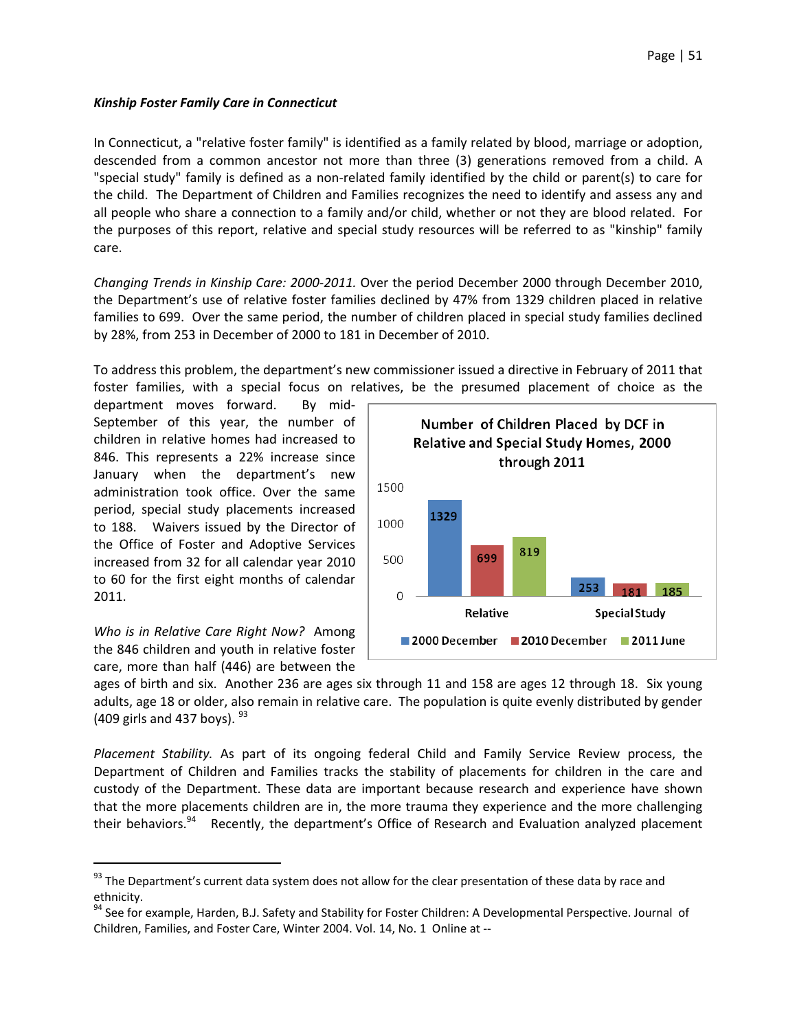***Kinship Foster Family Care in Connecticut***

In Connecticut, a "relative foster family" is identified as a family related by blood, marriage or adoption, descended from a common ancestor not more than three (3) generations removed from a child. A "special study" family is defined as a non-related family identified by the child or parent(s) to care for the child. The Department of Children and Families recognizes the need to identify and assess any and all people who share a connection to a family and/or child, whether or not they are blood related. For the purposes of this report, relative and special study resources will be referred to as "kinship" family care.

*Changing Trends in Kinship Care: 2000-2011.* Over the period December 2000 through December 2010, the Department's use of relative foster families declined by 47% from 1329 children placed in relative families to 699. Over the same period, the number of children placed in special study families declined by 28%, from 253 in December of 2000 to 181 in December of 2010.

To address this problem, the department's new commissioner issued a directive in February of 2011 that foster families, with a special focus on relatives, be the presumed placement of choice as the department moves forward. By mid-September of this year, the number of children in relative homes had increased to 846. This represents a 22% increase since January when the department's new administration took office. Over the same period, special study placements increased to 188. Waivers issued by the Director of the Office of Foster and Adoptive Services increased from 32 for all calendar year 2010 to 60 for the first eight months of calendar 2011.

**Number of Children Placed by DCF in Relative and Special Study Homes, 2000 through 2011**

| | 2000 December | 2010 December | 2011 June |
|---|---|---|---|
| Relative | 1329 | 699 | 819 |
| Special Study | 253 | 181 | 185 |

*Who is in Relative Care Right Now?* Among the 846 children and youth in relative foster care, more than half (446) are between the ages of birth and six. Another 236 are ages six through 11 and 158 are ages 12 through 18. Six young adults, age 18 or older, also remain in relative care. The population is quite evenly distributed by gender (409 girls and 437 boys). [93]

*Placement Stability.* As part of its ongoing federal Child and Family Service Review process, the Department of Children and Families tracks the stability of placements for children in the care and custody of the Department. These data are important because research and experience have shown that the more placements children are in, the more trauma they experience and the more challenging their behaviors.[94] Recently, the department's Office of Research and Evaluation analyzed placement

---

[93] The Department's current data system does not allow for the clear presentation of these data by race and ethnicity.

[94] See for example, Harden, B.J. Safety and Stability for Foster Children: A Developmental Perspective. Journal of Children, Families, and Foster Care, Winter 2004. Vol. 14, No. 1 Online at --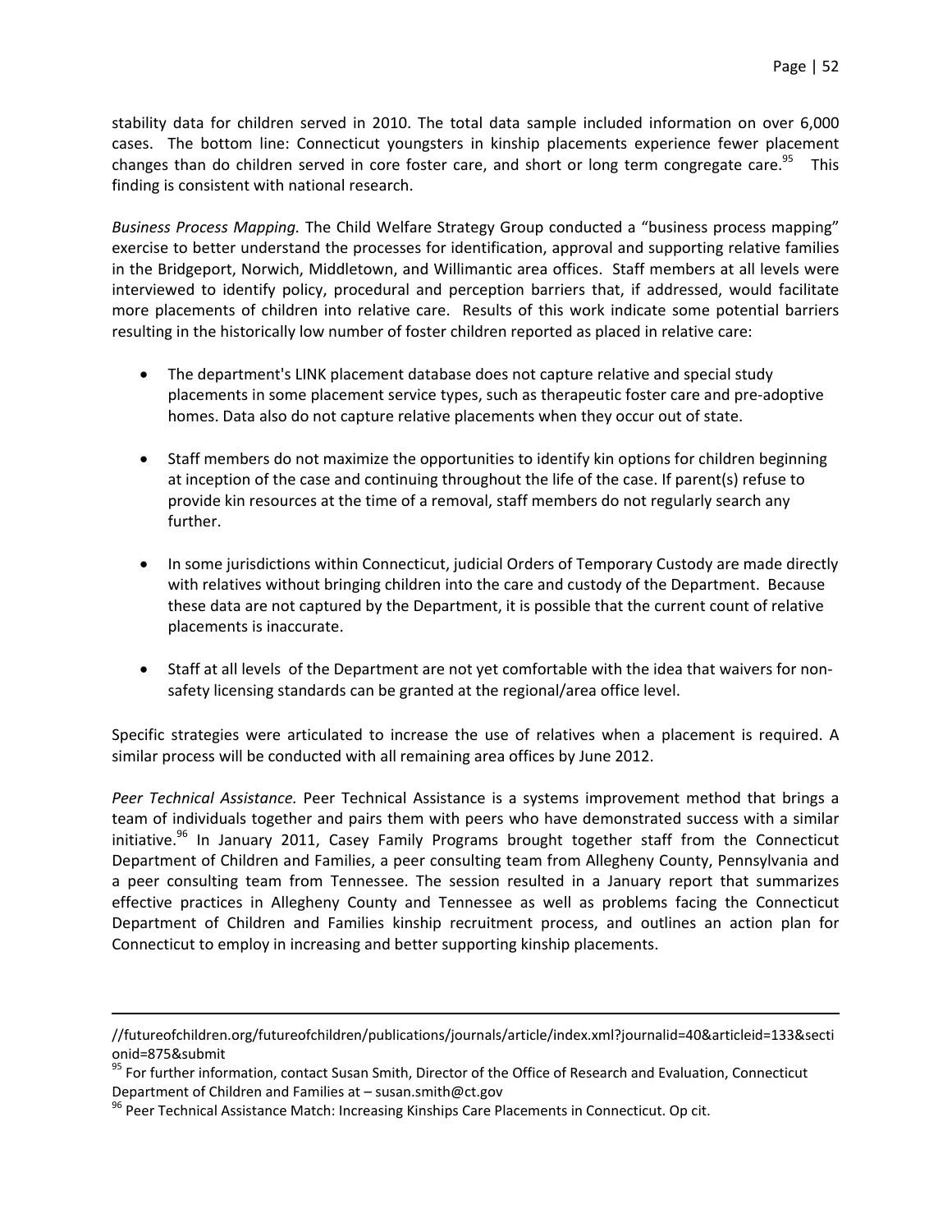stability data for children served in 2010. The total data sample included information on over 6,000 cases. The bottom line: Connecticut youngsters in kinship placements experience fewer placement changes than do children served in core foster care, and short or long term congregate care.[95] This finding is consistent with national research.

*Business Process Mapping.* The Child Welfare Strategy Group conducted a "business process mapping" exercise to better understand the processes for identification, approval and supporting relative families in the Bridgeport, Norwich, Middletown, and Willimantic area offices. Staff members at all levels were interviewed to identify policy, procedural and perception barriers that, if addressed, would facilitate more placements of children into relative care. Results of this work indicate some potential barriers resulting in the historically low number of foster children reported as placed in relative care:

- The department's LINK placement database does not capture relative and special study placements in some placement service types, such as therapeutic foster care and pre-adoptive homes. Data also do not capture relative placements when they occur out of state.
- Staff members do not maximize the opportunities to identify kin options for children beginning at inception of the case and continuing throughout the life of the case. If parent(s) refuse to provide kin resources at the time of a removal, staff members do not regularly search any further.
- In some jurisdictions within Connecticut, judicial Orders of Temporary Custody are made directly with relatives without bringing children into the care and custody of the Department. Because these data are not captured by the Department, it is possible that the current count of relative placements is inaccurate.
- Staff at all levels of the Department are not yet comfortable with the idea that waivers for non-safety licensing standards can be granted at the regional/area office level.

Specific strategies were articulated to increase the use of relatives when a placement is required. A similar process will be conducted with all remaining area offices by June 2012.

*Peer Technical Assistance.* Peer Technical Assistance is a systems improvement method that brings a team of individuals together and pairs them with peers who have demonstrated success with a similar initiative.[96] In January 2011, Casey Family Programs brought together staff from the Connecticut Department of Children and Families, a peer consulting team from Allegheny County, Pennsylvania and a peer consulting team from Tennessee. The session resulted in a January report that summarizes effective practices in Allegheny County and Tennessee as well as problems facing the Connecticut Department of Children and Families kinship recruitment process, and outlines an action plan for Connecticut to employ in increasing and better supporting kinship placements.

---

//futureofchildren.org/futureofchildren/publications/journals/article/index.xml?journalid=40&articleid=133&sectionid=875&submit

[95] For further information, contact Susan Smith, Director of the Office of Research and Evaluation, Connecticut Department of Children and Families at – susan.smith@ct.gov

[96] Peer Technical Assistance Match: Increasing Kinships Care Placements in Connecticut. Op cit.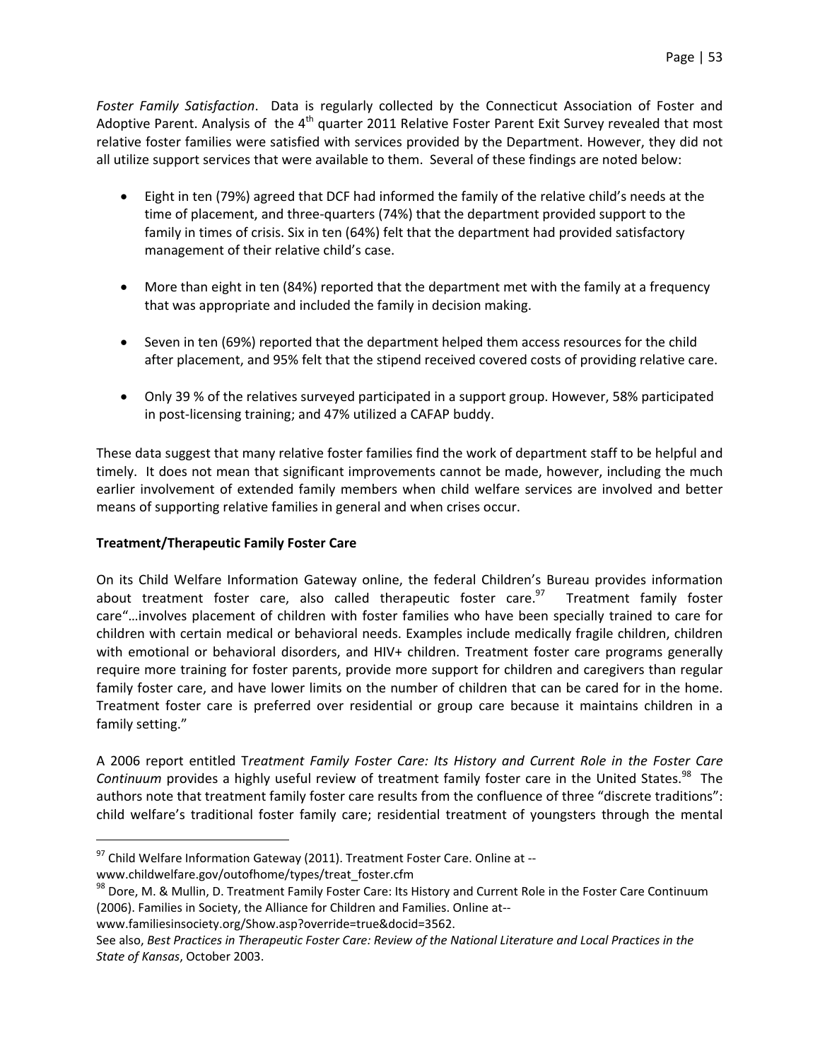*Foster Family Satisfaction*. Data is regularly collected by the Connecticut Association of Foster and Adoptive Parent. Analysis of the 4th quarter 2011 Relative Foster Parent Exit Survey revealed that most relative foster families were satisfied with services provided by the Department. However, they did not all utilize support services that were available to them. Several of these findings are noted below:

- Eight in ten (79%) agreed that DCF had informed the family of the relative child's needs at the time of placement, and three-quarters (74%) that the department provided support to the family in times of crisis. Six in ten (64%) felt that the department had provided satisfactory management of their relative child's case.
- More than eight in ten (84%) reported that the department met with the family at a frequency that was appropriate and included the family in decision making.
- Seven in ten (69%) reported that the department helped them access resources for the child after placement, and 95% felt that the stipend received covered costs of providing relative care.
- Only 39 % of the relatives surveyed participated in a support group. However, 58% participated in post-licensing training; and 47% utilized a CAFAP buddy.

These data suggest that many relative foster families find the work of department staff to be helpful and timely. It does not mean that significant improvements cannot be made, however, including the much earlier involvement of extended family members when child welfare services are involved and better means of supporting relative families in general and when crises occur.

**Treatment/Therapeutic Family Foster Care**

On its Child Welfare Information Gateway online, the federal Children's Bureau provides information about treatment foster care, also called therapeutic foster care.[97] Treatment family foster care"…involves placement of children with foster families who have been specially trained to care for children with certain medical or behavioral needs. Examples include medically fragile children, children with emotional or behavioral disorders, and HIV+ children. Treatment foster care programs generally require more training for foster parents, provide more support for children and caregivers than regular family foster care, and have lower limits on the number of children that can be cared for in the home. Treatment foster care is preferred over residential or group care because it maintains children in a family setting."

A 2006 report entitled T*reatment Family Foster Care: Its History and Current Role in the Foster Care Continuum* provides a highly useful review of treatment family foster care in the United States.[98] The authors note that treatment family foster care results from the confluence of three "discrete traditions": child welfare's traditional foster family care; residential treatment of youngsters through the mental

---

[97] Child Welfare Information Gateway (2011). Treatment Foster Care. Online at -- www.childwelfare.gov/outofhome/types/treat_foster.cfm

[98] Dore, M. & Mullin, D. Treatment Family Foster Care: Its History and Current Role in the Foster Care Continuum (2006). Families in Society, the Alliance for Children and Families. Online at-- www.familiesinsociety.org/Show.asp?override=true&docid=3562.

See also, *Best Practices in Therapeutic Foster Care: Review of the National Literature and Local Practices in the State of Kansas*, October 2003.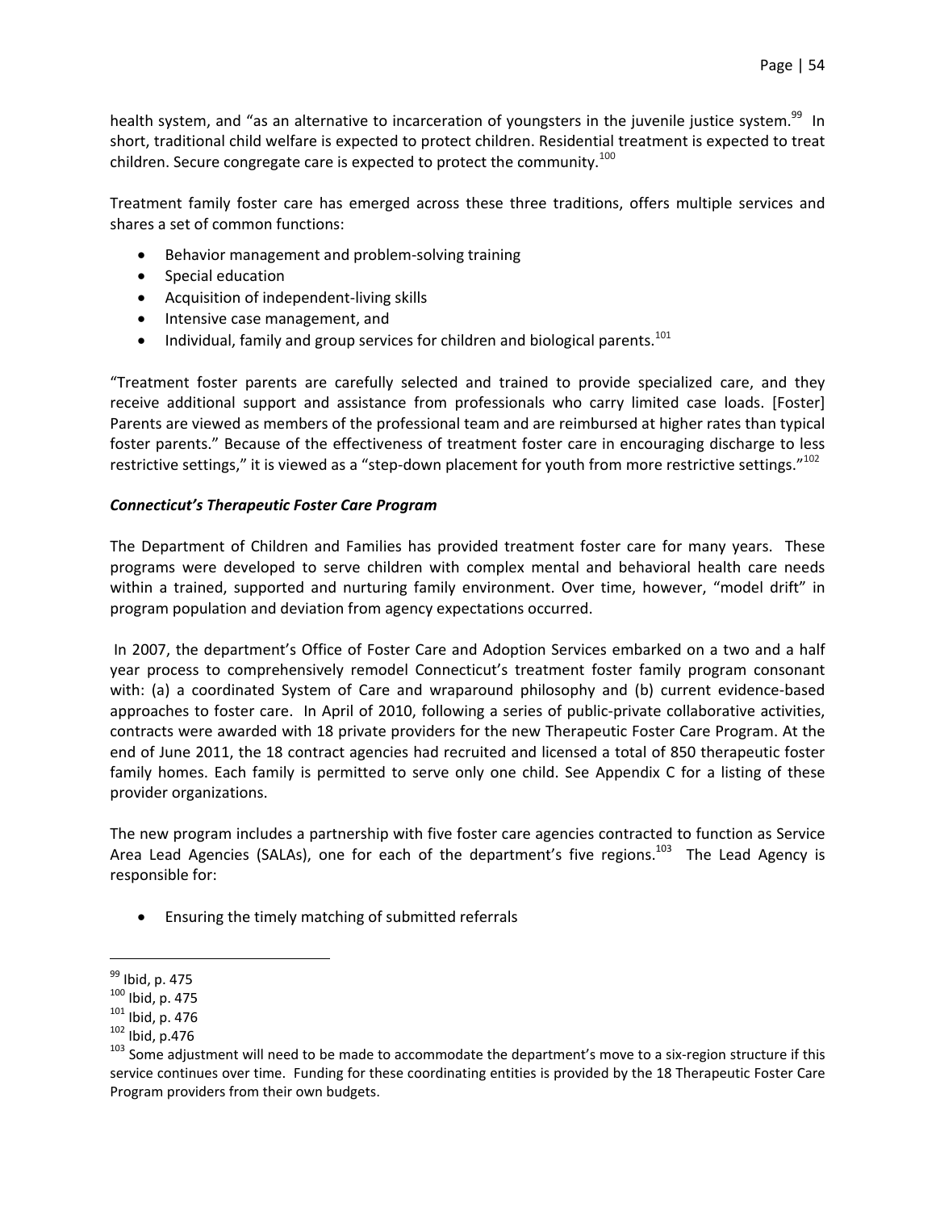health system, and "as an alternative to incarceration of youngsters in the juvenile justice system.[99] In short, traditional child welfare is expected to protect children. Residential treatment is expected to treat children. Secure congregate care is expected to protect the community.[100]

Treatment family foster care has emerged across these three traditions, offers multiple services and shares a set of common functions:

- Behavior management and problem-solving training
- Special education
- Acquisition of independent-living skills
- Intensive case management, and
- Individual, family and group services for children and biological parents.[101]

"Treatment foster parents are carefully selected and trained to provide specialized care, and they receive additional support and assistance from professionals who carry limited case loads. [Foster] Parents are viewed as members of the professional team and are reimbursed at higher rates than typical foster parents." Because of the effectiveness of treatment foster care in encouraging discharge to less restrictive settings," it is viewed as a "step-down placement for youth from more restrictive settings."[102]

### *Connecticut's Therapeutic Foster Care Program*

The Department of Children and Families has provided treatment foster care for many years. These programs were developed to serve children with complex mental and behavioral health care needs within a trained, supported and nurturing family environment. Over time, however, "model drift" in program population and deviation from agency expectations occurred.

In 2007, the department's Office of Foster Care and Adoption Services embarked on a two and a half year process to comprehensively remodel Connecticut's treatment foster family program consonant with: (a) a coordinated System of Care and wraparound philosophy and (b) current evidence-based approaches to foster care. In April of 2010, following a series of public-private collaborative activities, contracts were awarded with 18 private providers for the new Therapeutic Foster Care Program. At the end of June 2011, the 18 contract agencies had recruited and licensed a total of 850 therapeutic foster family homes. Each family is permitted to serve only one child. See Appendix C for a listing of these provider organizations.

The new program includes a partnership with five foster care agencies contracted to function as Service Area Lead Agencies (SALAs), one for each of the department's five regions.[103] The Lead Agency is responsible for:

- Ensuring the timely matching of submitted referrals

---

[99] Ibid, p. 475

[100] Ibid, p. 475

[101] Ibid, p. 476

[102] Ibid, p.476

[103] Some adjustment will need to be made to accommodate the department's move to a six-region structure if this service continues over time. Funding for these coordinating entities is provided by the 18 Therapeutic Foster Care Program providers from their own budgets.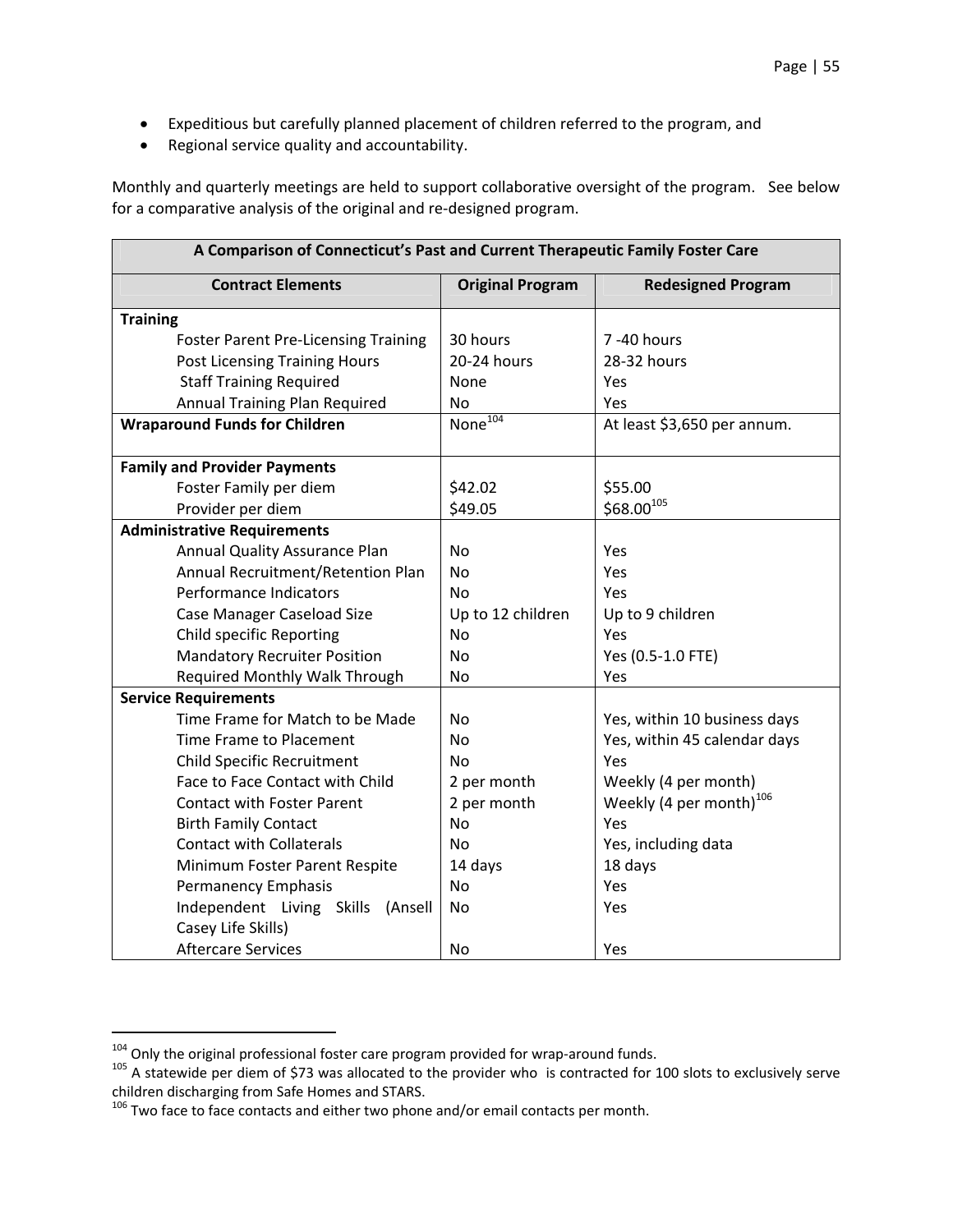- Expeditious but carefully planned placement of children referred to the program, and
- Regional service quality and accountability.

Monthly and quarterly meetings are held to support collaborative oversight of the program. See below for a comparative analysis of the original and re-designed program.

| A Comparison of Connecticut's Past and Current Therapeutic Family Foster Care | | |
|---|---|---|
| **Contract Elements** | **Original Program** | **Redesigned Program** |
| **Training** | | |
| Foster Parent Pre-Licensing Training | 30 hours | 7 -40 hours |
| Post Licensing Training Hours | 20-24 hours | 28-32 hours |
| Staff Training Required | None | Yes |
| Annual Training Plan Required | No | Yes |
| **Wraparound Funds for Children** | None[104] | At least $3,650 per annum. |
| **Family and Provider Payments** | | |
| Foster Family per diem | $42.02 | $55.00 |
| Provider per diem | $49.05 | $68.00[105] |
| **Administrative Requirements** | | |
| Annual Quality Assurance Plan | No | Yes |
| Annual Recruitment/Retention Plan | No | Yes |
| Performance Indicators | No | Yes |
| Case Manager Caseload Size | Up to 12 children | Up to 9 children |
| Child specific Reporting | No | Yes |
| Mandatory Recruiter Position | No | Yes (0.5-1.0 FTE) |
| Required Monthly Walk Through | No | Yes |
| **Service Requirements** | | |
| Time Frame for Match to be Made | No | Yes, within 10 business days |
| Time Frame to Placement | No | Yes, within 45 calendar days |
| Child Specific Recruitment | No | Yes |
| Face to Face Contact with Child | 2 per month | Weekly (4 per month) |
| Contact with Foster Parent | 2 per month | Weekly (4 per month)[106] |
| Birth Family Contact | No | Yes |
| Contact with Collaterals | No | Yes, including data |
| Minimum Foster Parent Respite | 14 days | 18 days |
| Permanency Emphasis | No | Yes |
| Independent Living Skills (Ansell Casey Life Skills) | No | Yes |
| Aftercare Services | No | Yes |

[104] Only the original professional foster care program provided for wrap-around funds.

[105] A statewide per diem of $73 was allocated to the provider who is contracted for 100 slots to exclusively serve children discharging from Safe Homes and STARS.

[106] Two face to face contacts and either two phone and/or email contacts per month.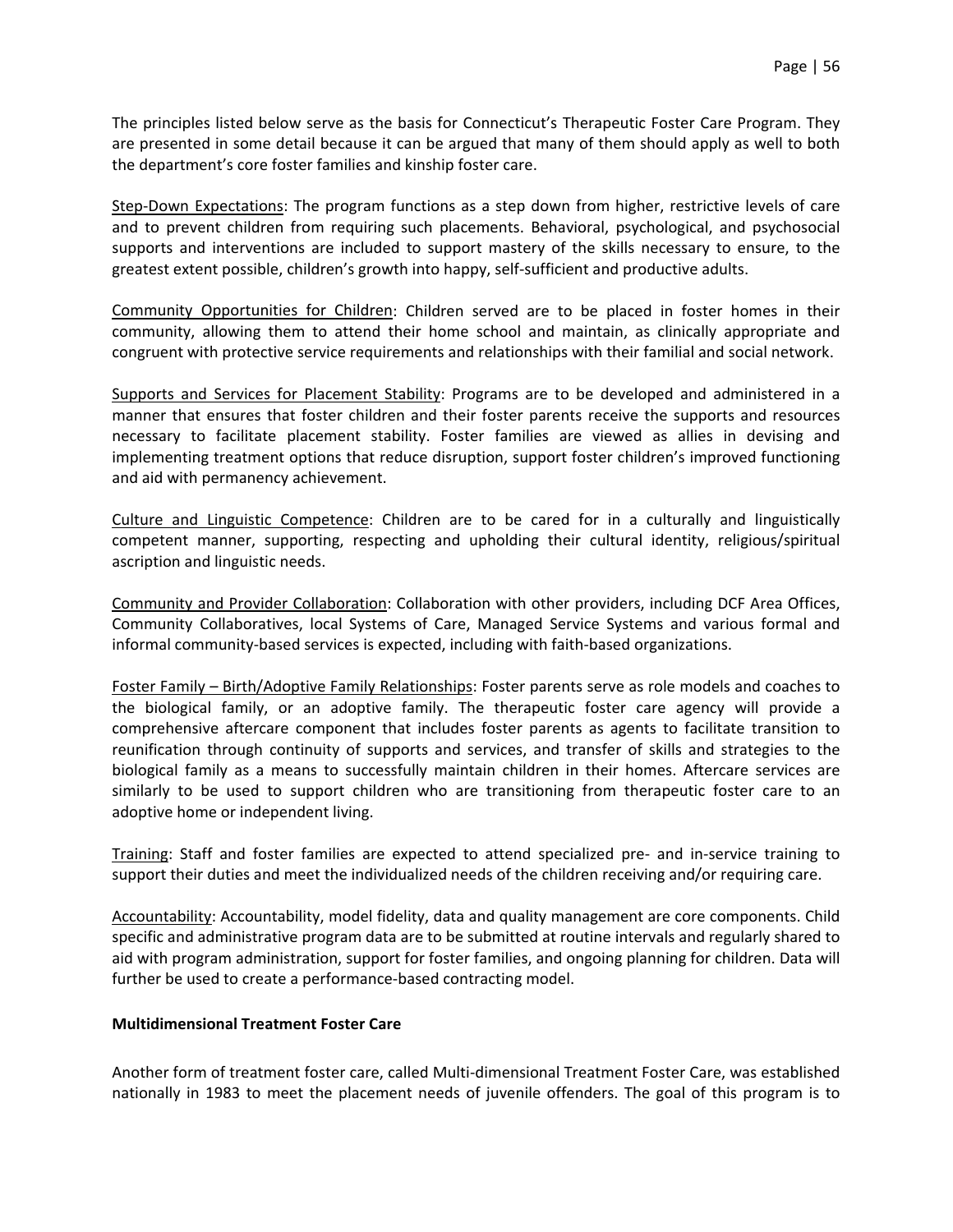The principles listed below serve as the basis for Connecticut's Therapeutic Foster Care Program. They are presented in some detail because it can be argued that many of them should apply as well to both the department's core foster families and kinship foster care.

Step-Down Expectations: The program functions as a step down from higher, restrictive levels of care and to prevent children from requiring such placements. Behavioral, psychological, and psychosocial supports and interventions are included to support mastery of the skills necessary to ensure, to the greatest extent possible, children's growth into happy, self-sufficient and productive adults.

Community Opportunities for Children: Children served are to be placed in foster homes in their community, allowing them to attend their home school and maintain, as clinically appropriate and congruent with protective service requirements and relationships with their familial and social network.

Supports and Services for Placement Stability: Programs are to be developed and administered in a manner that ensures that foster children and their foster parents receive the supports and resources necessary to facilitate placement stability. Foster families are viewed as allies in devising and implementing treatment options that reduce disruption, support foster children's improved functioning and aid with permanency achievement.

Culture and Linguistic Competence: Children are to be cared for in a culturally and linguistically competent manner, supporting, respecting and upholding their cultural identity, religious/spiritual ascription and linguistic needs.

Community and Provider Collaboration: Collaboration with other providers, including DCF Area Offices, Community Collaboratives, local Systems of Care, Managed Service Systems and various formal and informal community-based services is expected, including with faith-based organizations.

Foster Family – Birth/Adoptive Family Relationships: Foster parents serve as role models and coaches to the biological family, or an adoptive family. The therapeutic foster care agency will provide a comprehensive aftercare component that includes foster parents as agents to facilitate transition to reunification through continuity of supports and services, and transfer of skills and strategies to the biological family as a means to successfully maintain children in their homes. Aftercare services are similarly to be used to support children who are transitioning from therapeutic foster care to an adoptive home or independent living.

Training: Staff and foster families are expected to attend specialized pre- and in-service training to support their duties and meet the individualized needs of the children receiving and/or requiring care.

Accountability: Accountability, model fidelity, data and quality management are core components. Child specific and administrative program data are to be submitted at routine intervals and regularly shared to aid with program administration, support for foster families, and ongoing planning for children. Data will further be used to create a performance-based contracting model.

**Multidimensional Treatment Foster Care**

Another form of treatment foster care, called Multi-dimensional Treatment Foster Care, was established nationally in 1983 to meet the placement needs of juvenile offenders. The goal of this program is to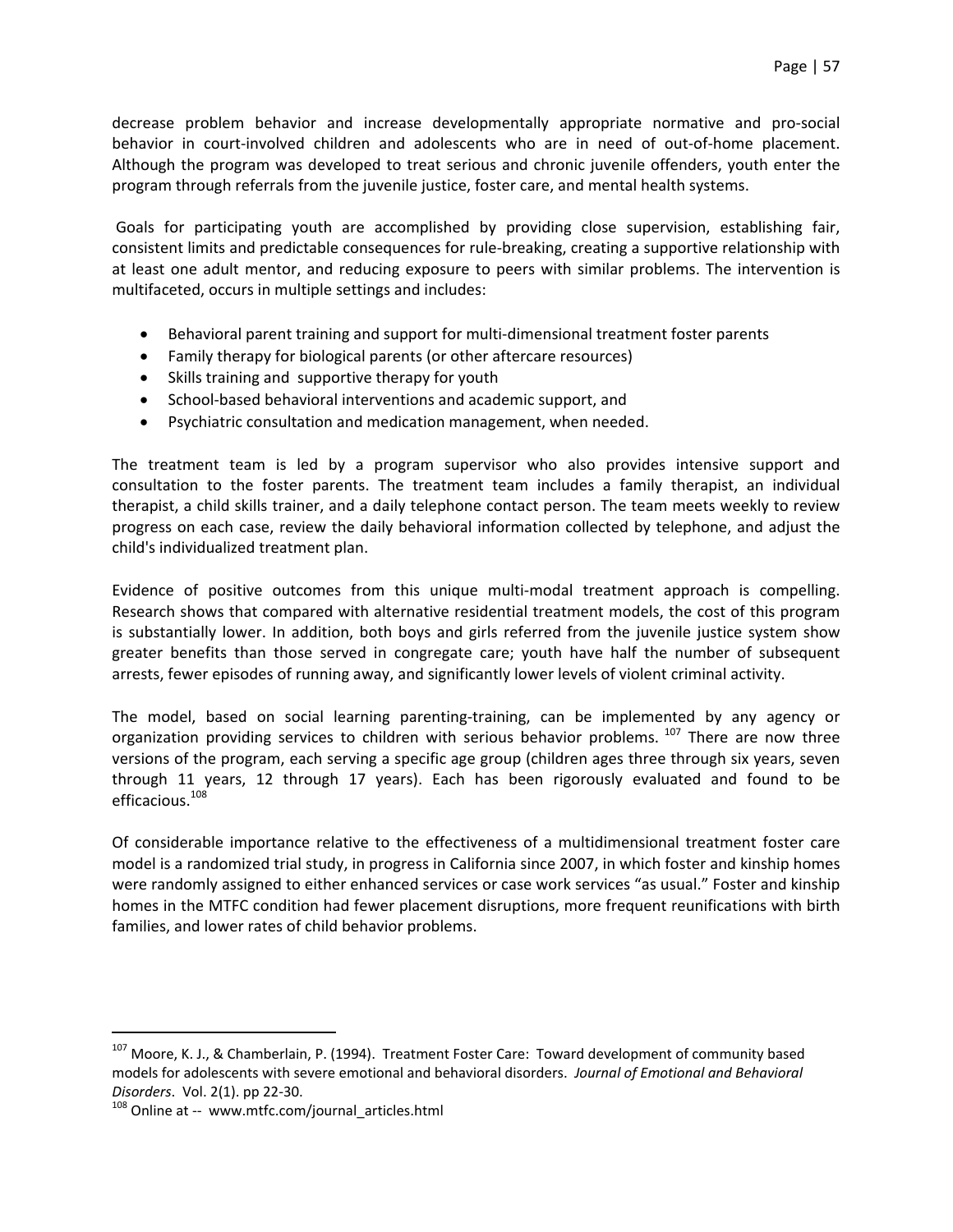decrease problem behavior and increase developmentally appropriate normative and pro-social behavior in court-involved children and adolescents who are in need of out-of-home placement. Although the program was developed to treat serious and chronic juvenile offenders, youth enter the program through referrals from the juvenile justice, foster care, and mental health systems.

Goals for participating youth are accomplished by providing close supervision, establishing fair, consistent limits and predictable consequences for rule-breaking, creating a supportive relationship with at least one adult mentor, and reducing exposure to peers with similar problems. The intervention is multifaceted, occurs in multiple settings and includes:

- Behavioral parent training and support for multi-dimensional treatment foster parents
- Family therapy for biological parents (or other aftercare resources)
- Skills training and supportive therapy for youth
- School-based behavioral interventions and academic support, and
- Psychiatric consultation and medication management, when needed.

The treatment team is led by a program supervisor who also provides intensive support and consultation to the foster parents. The treatment team includes a family therapist, an individual therapist, a child skills trainer, and a daily telephone contact person. The team meets weekly to review progress on each case, review the daily behavioral information collected by telephone, and adjust the child's individualized treatment plan.

Evidence of positive outcomes from this unique multi-modal treatment approach is compelling. Research shows that compared with alternative residential treatment models, the cost of this program is substantially lower. In addition, both boys and girls referred from the juvenile justice system show greater benefits than those served in congregate care; youth have half the number of subsequent arrests, fewer episodes of running away, and significantly lower levels of violent criminal activity.

The model, based on social learning parenting-training, can be implemented by any agency or organization providing services to children with serious behavior problems. [107] There are now three versions of the program, each serving a specific age group (children ages three through six years, seven through 11 years, 12 through 17 years). Each has been rigorously evaluated and found to be efficacious.[108]

Of considerable importance relative to the effectiveness of a multidimensional treatment foster care model is a randomized trial study, in progress in California since 2007, in which foster and kinship homes were randomly assigned to either enhanced services or case work services "as usual." Foster and kinship homes in the MTFC condition had fewer placement disruptions, more frequent reunifications with birth families, and lower rates of child behavior problems.

---

[107] Moore, K. J., & Chamberlain, P. (1994). Treatment Foster Care: Toward development of community based models for adolescents with severe emotional and behavioral disorders. *Journal of Emotional and Behavioral Disorders*. Vol. 2(1). pp 22-30.

[108] Online at -- www.mtfc.com/journal_articles.html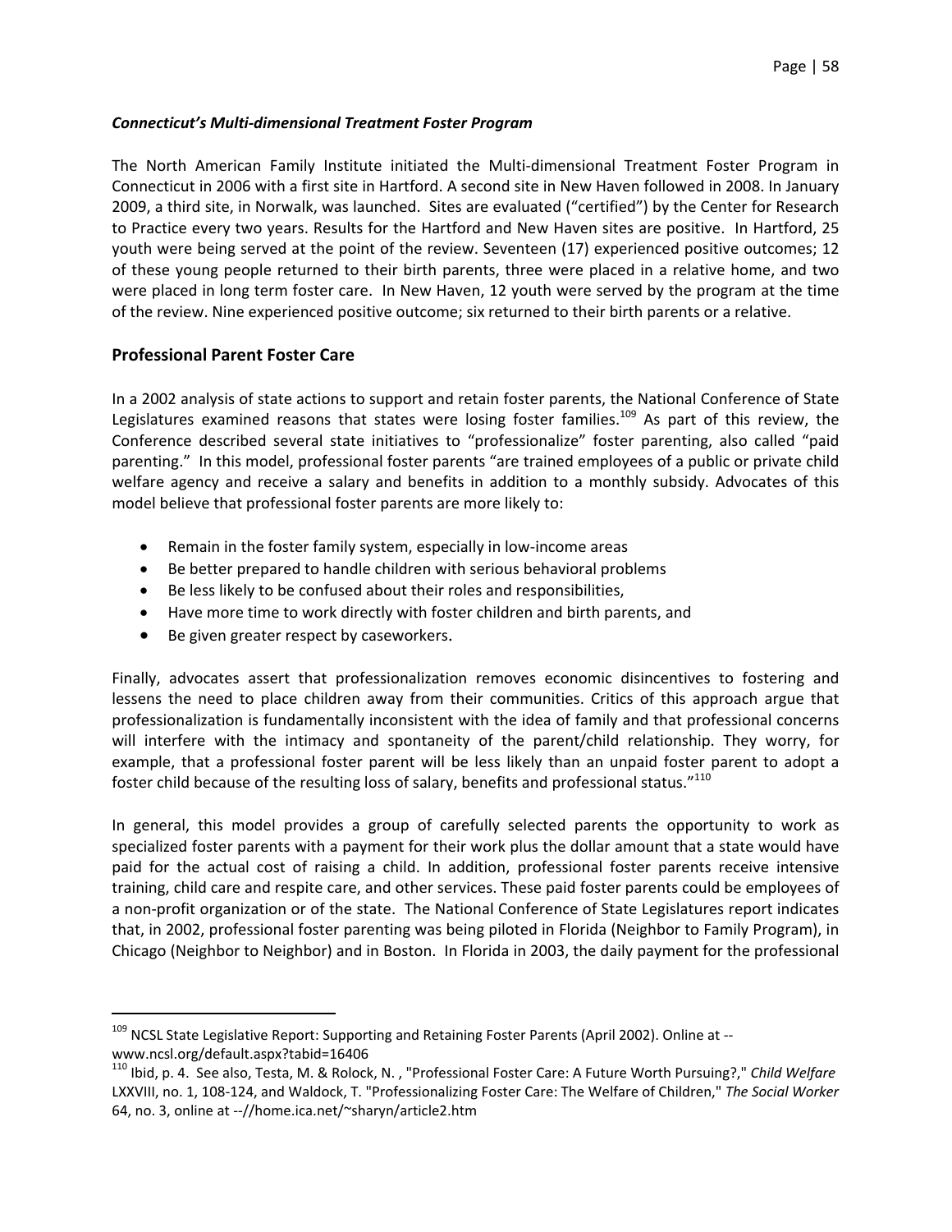***Connecticut's Multi-dimensional Treatment Foster Program***

The North American Family Institute initiated the Multi-dimensional Treatment Foster Program in Connecticut in 2006 with a first site in Hartford. A second site in New Haven followed in 2008. In January 2009, a third site, in Norwalk, was launched. Sites are evaluated ("certified") by the Center for Research to Practice every two years. Results for the Hartford and New Haven sites are positive. In Hartford, 25 youth were being served at the point of the review. Seventeen (17) experienced positive outcomes; 12 of these young people returned to their birth parents, three were placed in a relative home, and two were placed in long term foster care. In New Haven, 12 youth were served by the program at the time of the review. Nine experienced positive outcome; six returned to their birth parents or a relative.

## Professional Parent Foster Care

In a 2002 analysis of state actions to support and retain foster parents, the National Conference of State Legislatures examined reasons that states were losing foster families.[109] As part of this review, the Conference described several state initiatives to "professionalize" foster parenting, also called "paid parenting." In this model, professional foster parents "are trained employees of a public or private child welfare agency and receive a salary and benefits in addition to a monthly subsidy. Advocates of this model believe that professional foster parents are more likely to:

- Remain in the foster family system, especially in low-income areas
- Be better prepared to handle children with serious behavioral problems
- Be less likely to be confused about their roles and responsibilities,
- Have more time to work directly with foster children and birth parents, and
- Be given greater respect by caseworkers.

Finally, advocates assert that professionalization removes economic disincentives to fostering and lessens the need to place children away from their communities. Critics of this approach argue that professionalization is fundamentally inconsistent with the idea of family and that professional concerns will interfere with the intimacy and spontaneity of the parent/child relationship. They worry, for example, that a professional foster parent will be less likely than an unpaid foster parent to adopt a foster child because of the resulting loss of salary, benefits and professional status."[110]

In general, this model provides a group of carefully selected parents the opportunity to work as specialized foster parents with a payment for their work plus the dollar amount that a state would have paid for the actual cost of raising a child. In addition, professional foster parents receive intensive training, child care and respite care, and other services. These paid foster parents could be employees of a non-profit organization or of the state. The National Conference of State Legislatures report indicates that, in 2002, professional foster parenting was being piloted in Florida (Neighbor to Family Program), in Chicago (Neighbor to Neighbor) and in Boston. In Florida in 2003, the daily payment for the professional

---

[109] NCSL State Legislative Report: Supporting and Retaining Foster Parents (April 2002). Online at -- www.ncsl.org/default.aspx?tabid=16406

[110] Ibid, p. 4. See also, Testa, M. & Rolock, N. , "Professional Foster Care: A Future Worth Pursuing?," *Child Welfare* LXXVIII, no. 1, 108-124, and Waldock, T. "Professionalizing Foster Care: The Welfare of Children," *The Social Worker* 64, no. 3, online at --//home.ica.net/~sharyn/article2.htm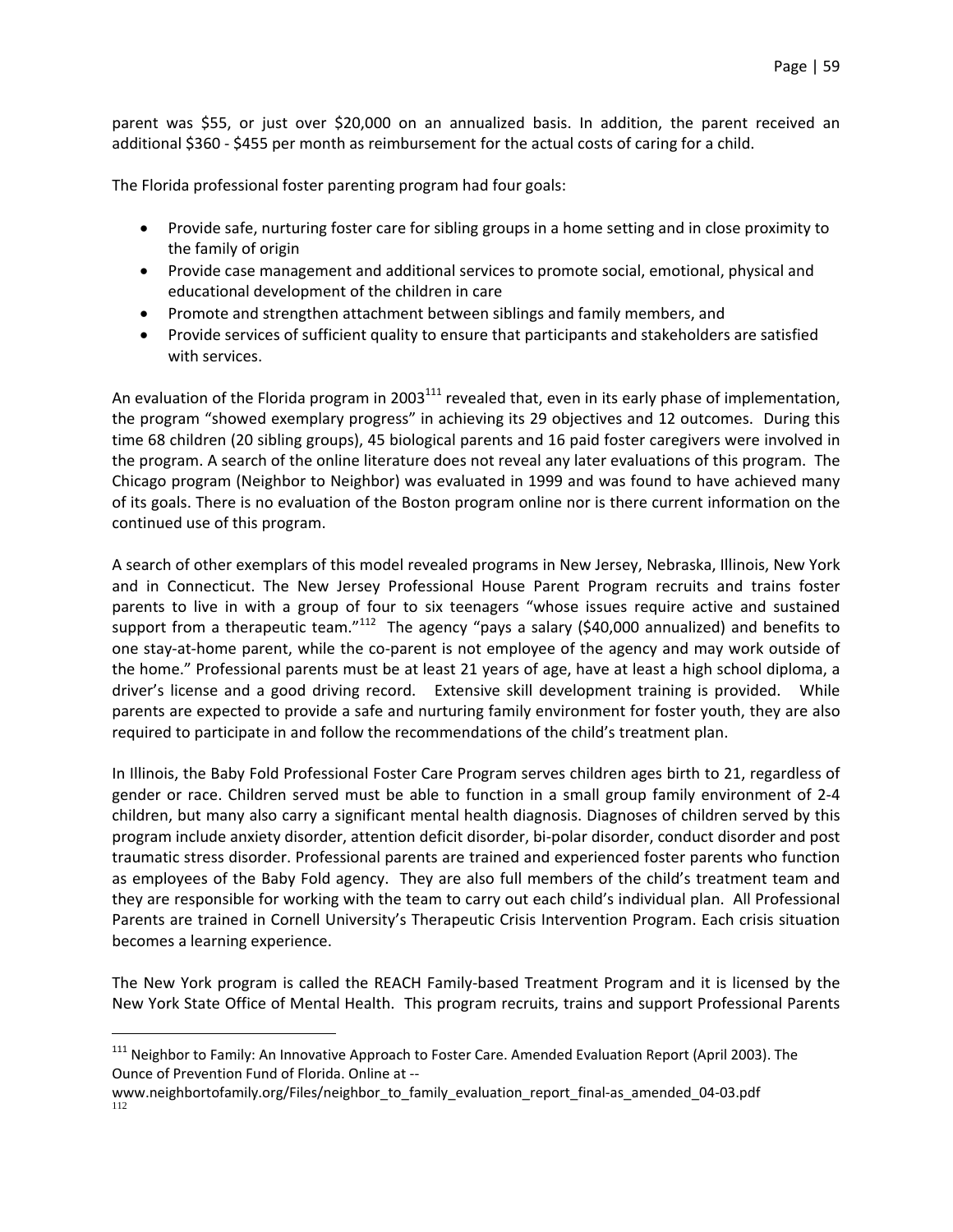parent was $55, or just over $20,000 on an annualized basis. In addition, the parent received an additional $360 - $455 per month as reimbursement for the actual costs of caring for a child.

The Florida professional foster parenting program had four goals:

- Provide safe, nurturing foster care for sibling groups in a home setting and in close proximity to the family of origin
- Provide case management and additional services to promote social, emotional, physical and educational development of the children in care
- Promote and strengthen attachment between siblings and family members, and
- Provide services of sufficient quality to ensure that participants and stakeholders are satisfied with services.

An evaluation of the Florida program in 2003[111] revealed that, even in its early phase of implementation, the program "showed exemplary progress" in achieving its 29 objectives and 12 outcomes. During this time 68 children (20 sibling groups), 45 biological parents and 16 paid foster caregivers were involved in the program. A search of the online literature does not reveal any later evaluations of this program. The Chicago program (Neighbor to Neighbor) was evaluated in 1999 and was found to have achieved many of its goals. There is no evaluation of the Boston program online nor is there current information on the continued use of this program.

A search of other exemplars of this model revealed programs in New Jersey, Nebraska, Illinois, New York and in Connecticut. The New Jersey Professional House Parent Program recruits and trains foster parents to live in with a group of four to six teenagers "whose issues require active and sustained support from a therapeutic team."[112] The agency "pays a salary ($40,000 annualized) and benefits to one stay-at-home parent, while the co-parent is not employee of the agency and may work outside of the home." Professional parents must be at least 21 years of age, have at least a high school diploma, a driver's license and a good driving record. Extensive skill development training is provided. While parents are expected to provide a safe and nurturing family environment for foster youth, they are also required to participate in and follow the recommendations of the child's treatment plan.

In Illinois, the Baby Fold Professional Foster Care Program serves children ages birth to 21, regardless of gender or race. Children served must be able to function in a small group family environment of 2-4 children, but many also carry a significant mental health diagnosis. Diagnoses of children served by this program include anxiety disorder, attention deficit disorder, bi-polar disorder, conduct disorder and post traumatic stress disorder. Professional parents are trained and experienced foster parents who function as employees of the Baby Fold agency. They are also full members of the child's treatment team and they are responsible for working with the team to carry out each child's individual plan. All Professional Parents are trained in Cornell University's Therapeutic Crisis Intervention Program. Each crisis situation becomes a learning experience.

The New York program is called the REACH Family-based Treatment Program and it is licensed by the New York State Office of Mental Health. This program recruits, trains and support Professional Parents

---

[111] Neighbor to Family: An Innovative Approach to Foster Care. Amended Evaluation Report (April 2003). The Ounce of Prevention Fund of Florida. Online at -- www.neighbortofamily.org/Files/neighbor_to_family_evaluation_report_final-as_amended_04-03.pdf

[112]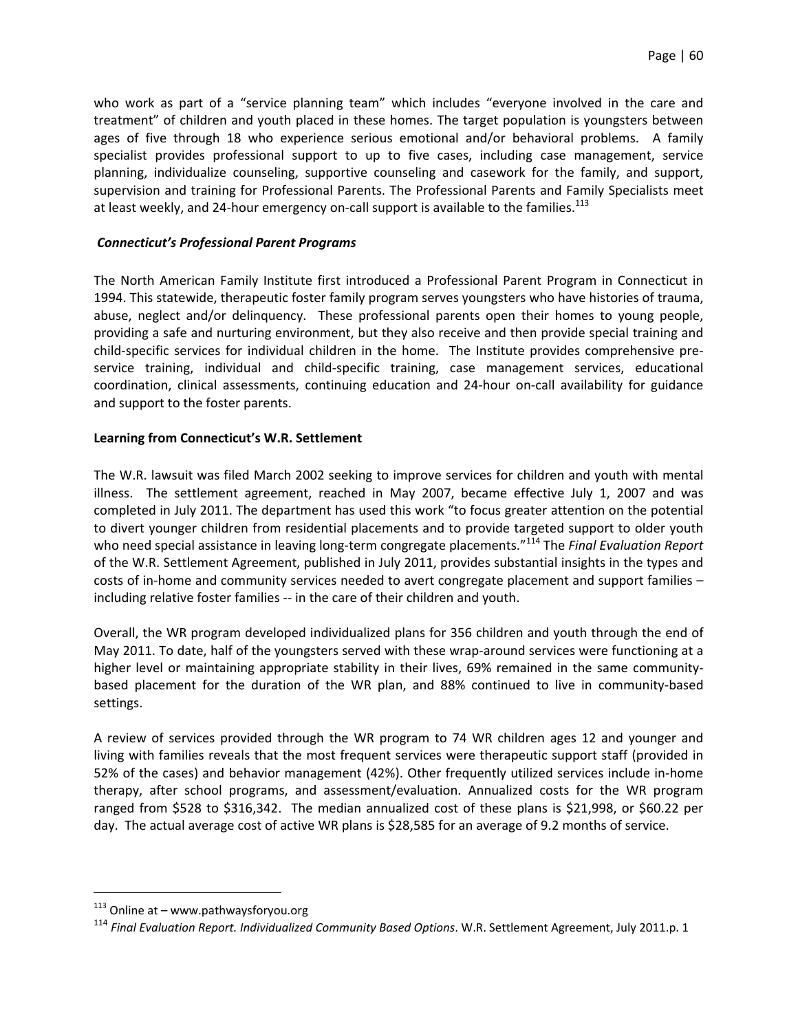who work as part of a "service planning team" which includes "everyone involved in the care and treatment" of children and youth placed in these homes. The target population is youngsters between ages of five through 18 who experience serious emotional and/or behavioral problems. A family specialist provides professional support to up to five cases, including case management, service planning, individualize counseling, supportive counseling and casework for the family, and support, supervision and training for Professional Parents. The Professional Parents and Family Specialists meet at least weekly, and 24-hour emergency on-call support is available to the families.[113]

***Connecticut's Professional Parent Programs***

The North American Family Institute first introduced a Professional Parent Program in Connecticut in 1994. This statewide, therapeutic foster family program serves youngsters who have histories of trauma, abuse, neglect and/or delinquency. These professional parents open their homes to young people, providing a safe and nurturing environment, but they also receive and then provide special training and child-specific services for individual children in the home. The Institute provides comprehensive pre-service training, individual and child-specific training, case management services, educational coordination, clinical assessments, continuing education and 24-hour on-call availability for guidance and support to the foster parents.

**Learning from Connecticut's W.R. Settlement**

The W.R. lawsuit was filed March 2002 seeking to improve services for children and youth with mental illness. The settlement agreement, reached in May 2007, became effective July 1, 2007 and was completed in July 2011. The department has used this work "to focus greater attention on the potential to divert younger children from residential placements and to provide targeted support to older youth who need special assistance in leaving long-term congregate placements."[114] The *Final Evaluation Report* of the W.R. Settlement Agreement, published in July 2011, provides substantial insights in the types and costs of in-home and community services needed to avert congregate placement and support families – including relative foster families -- in the care of their children and youth.

Overall, the WR program developed individualized plans for 356 children and youth through the end of May 2011. To date, half of the youngsters served with these wrap-around services were functioning at a higher level or maintaining appropriate stability in their lives, 69% remained in the same community-based placement for the duration of the WR plan, and 88% continued to live in community-based settings.

A review of services provided through the WR program to 74 WR children ages 12 and younger and living with families reveals that the most frequent services were therapeutic support staff (provided in 52% of the cases) and behavior management (42%). Other frequently utilized services include in-home therapy, after school programs, and assessment/evaluation. Annualized costs for the WR program ranged from \$528 to \$316,342. The median annualized cost of these plans is \$21,998, or \$60.22 per day. The actual average cost of active WR plans is \$28,585 for an average of 9.2 months of service.

---

[113] Online at – www.pathwaysforyou.org

[114] *Final Evaluation Report. Individualized Community Based Options*. W.R. Settlement Agreement, July 2011.p. 1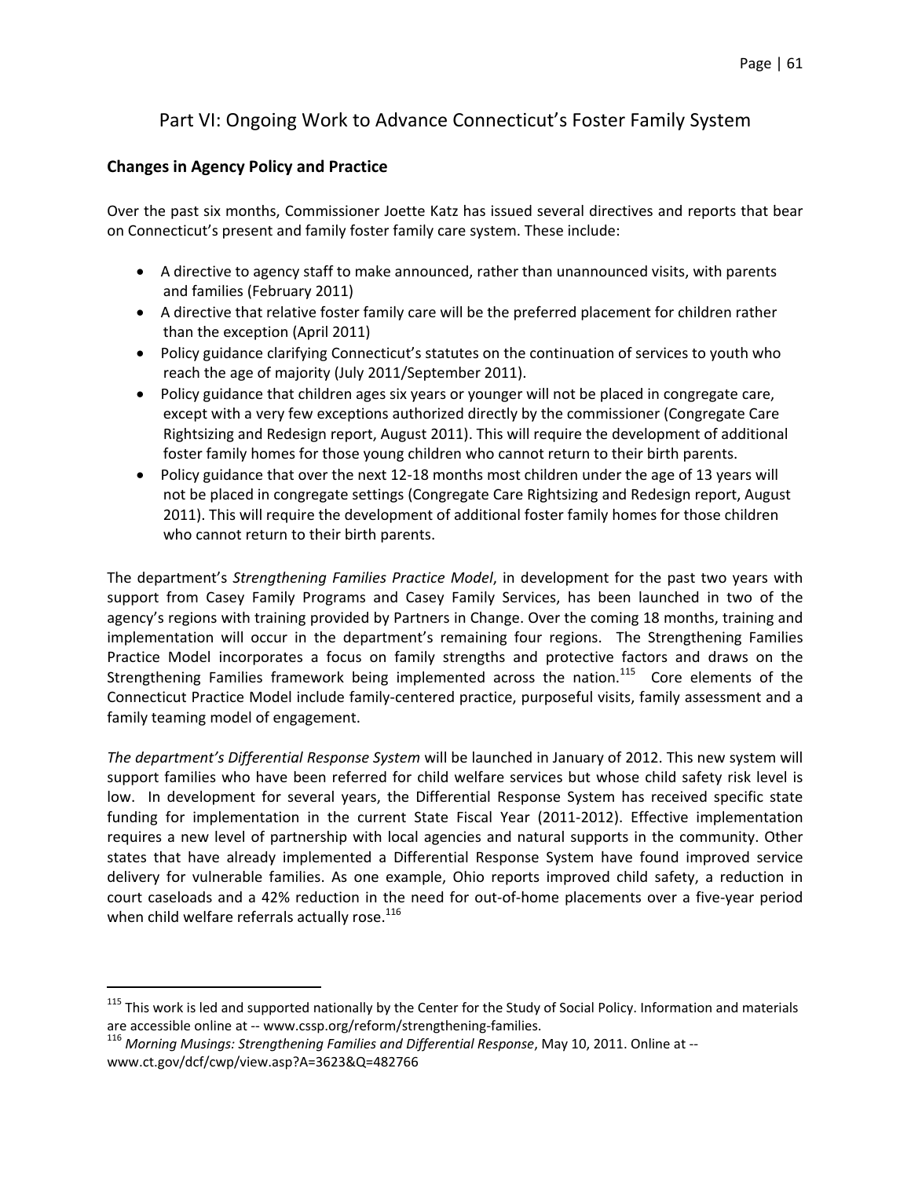# Part VI: Ongoing Work to Advance Connecticut's Foster Family System

## Changes in Agency Policy and Practice

Over the past six months, Commissioner Joette Katz has issued several directives and reports that bear on Connecticut's present and family foster family care system. These include:

- A directive to agency staff to make announced, rather than unannounced visits, with parents and families (February 2011)
- A directive that relative foster family care will be the preferred placement for children rather than the exception (April 2011)
- Policy guidance clarifying Connecticut's statutes on the continuation of services to youth who reach the age of majority (July 2011/September 2011).
- Policy guidance that children ages six years or younger will not be placed in congregate care, except with a very few exceptions authorized directly by the commissioner (Congregate Care Rightsizing and Redesign report, August 2011). This will require the development of additional foster family homes for those young children who cannot return to their birth parents.
- Policy guidance that over the next 12-18 months most children under the age of 13 years will not be placed in congregate settings (Congregate Care Rightsizing and Redesign report, August 2011). This will require the development of additional foster family homes for those children who cannot return to their birth parents.

The department's *Strengthening Families Practice Model*, in development for the past two years with support from Casey Family Programs and Casey Family Services, has been launched in two of the agency's regions with training provided by Partners in Change. Over the coming 18 months, training and implementation will occur in the department's remaining four regions. The Strengthening Families Practice Model incorporates a focus on family strengths and protective factors and draws on the Strengthening Families framework being implemented across the nation.[115] Core elements of the Connecticut Practice Model include family-centered practice, purposeful visits, family assessment and a family teaming model of engagement.

*The department's Differential Response System* will be launched in January of 2012. This new system will support families who have been referred for child welfare services but whose child safety risk level is low. In development for several years, the Differential Response System has received specific state funding for implementation in the current State Fiscal Year (2011-2012). Effective implementation requires a new level of partnership with local agencies and natural supports in the community. Other states that have already implemented a Differential Response System have found improved service delivery for vulnerable families. As one example, Ohio reports improved child safety, a reduction in court caseloads and a 42% reduction in the need for out-of-home placements over a five-year period when child welfare referrals actually rose.[116]

---

[115] This work is led and supported nationally by the Center for the Study of Social Policy. Information and materials are accessible online at -- www.cssp.org/reform/strengthening-families.

[116] *Morning Musings: Strengthening Families and Differential Response*, May 10, 2011. Online at -- www.ct.gov/dcf/cwp/view.asp?A=3623&Q=482766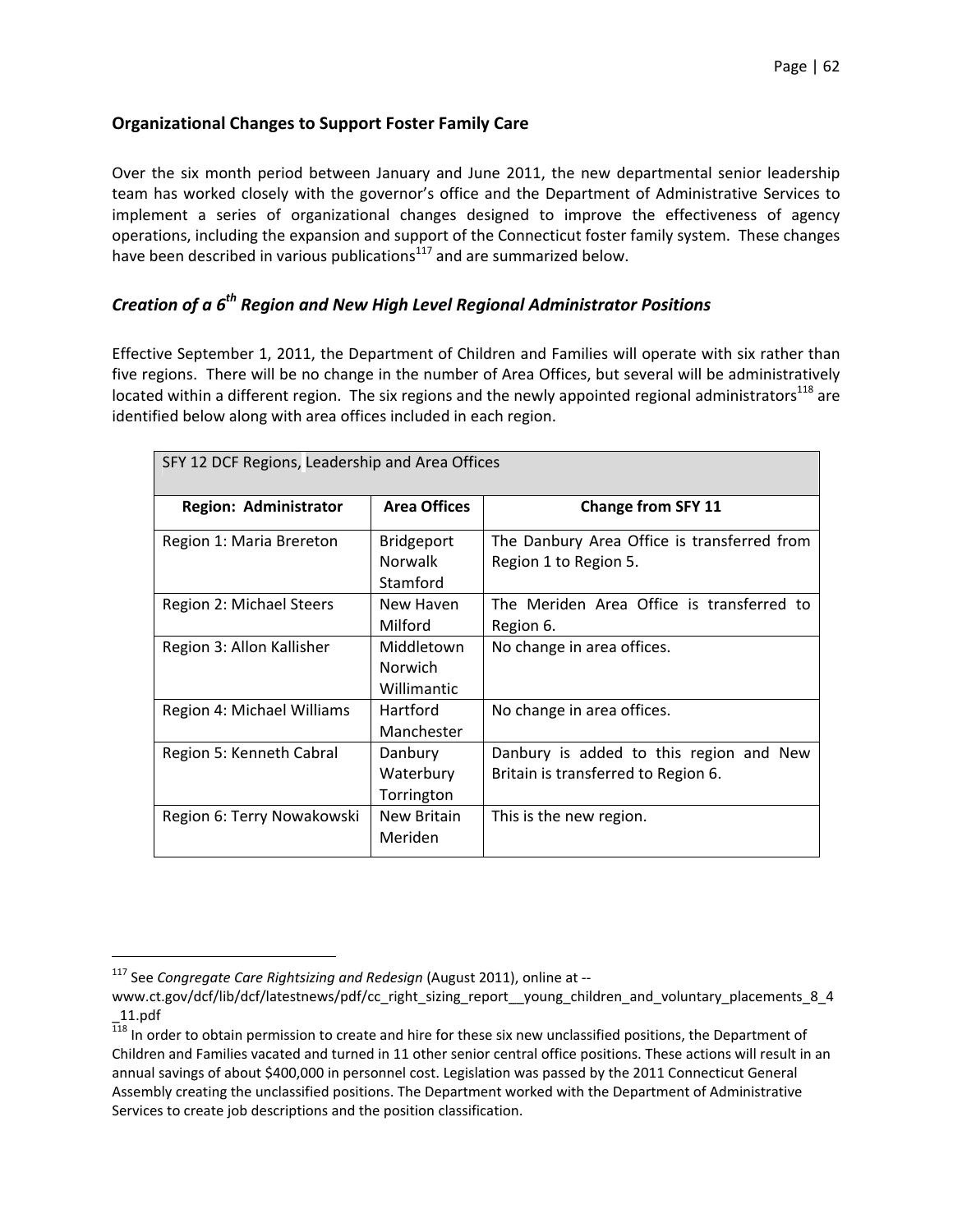## Organizational Changes to Support Foster Family Care

Over the six month period between January and June 2011, the new departmental senior leadership team has worked closely with the governor's office and the Department of Administrative Services to implement a series of organizational changes designed to improve the effectiveness of agency operations, including the expansion and support of the Connecticut foster family system. These changes have been described in various publications[117] and are summarized below.

### *Creation of a 6th Region and New High Level Regional Administrator Positions*

Effective September 1, 2011, the Department of Children and Families will operate with six rather than five regions. There will be no change in the number of Area Offices, but several will be administratively located within a different region. The six regions and the newly appointed regional administrators[118] are identified below along with area offices included in each region.

| SFY 12 DCF Regions, Leadership and Area Offices | | |
|---|---|---|
| **Region: Administrator** | **Area Offices** | **Change from SFY 11** |
| Region 1: Maria Brereton | Bridgeport<br>Norwalk<br>Stamford | The Danbury Area Office is transferred from Region 1 to Region 5. |
| Region 2: Michael Steers | New Haven<br>Milford | The Meriden Area Office is transferred to Region 6. |
| Region 3: Allon Kallisher | Middletown<br>Norwich<br>Willimantic | No change in area offices. |
| Region 4: Michael Williams | Hartford<br>Manchester | No change in area offices. |
| Region 5: Kenneth Cabral | Danbury<br>Waterbury<br>Torrington | Danbury is added to this region and New Britain is transferred to Region 6. |
| Region 6: Terry Nowakowski | New Britain<br>Meriden | This is the new region. |

---

[117] See *Congregate Care Rightsizing and Redesign* (August 2011), online at -- www.ct.gov/dcf/lib/dcf/latestnews/pdf/cc_right_sizing_report__young_children_and_voluntary_placements_8_4_11.pdf

[118] In order to obtain permission to create and hire for these six new unclassified positions, the Department of Children and Families vacated and turned in 11 other senior central office positions. These actions will result in an annual savings of about $400,000 in personnel cost. Legislation was passed by the 2011 Connecticut General Assembly creating the unclassified positions. The Department worked with the Department of Administrative Services to create job descriptions and the position classification.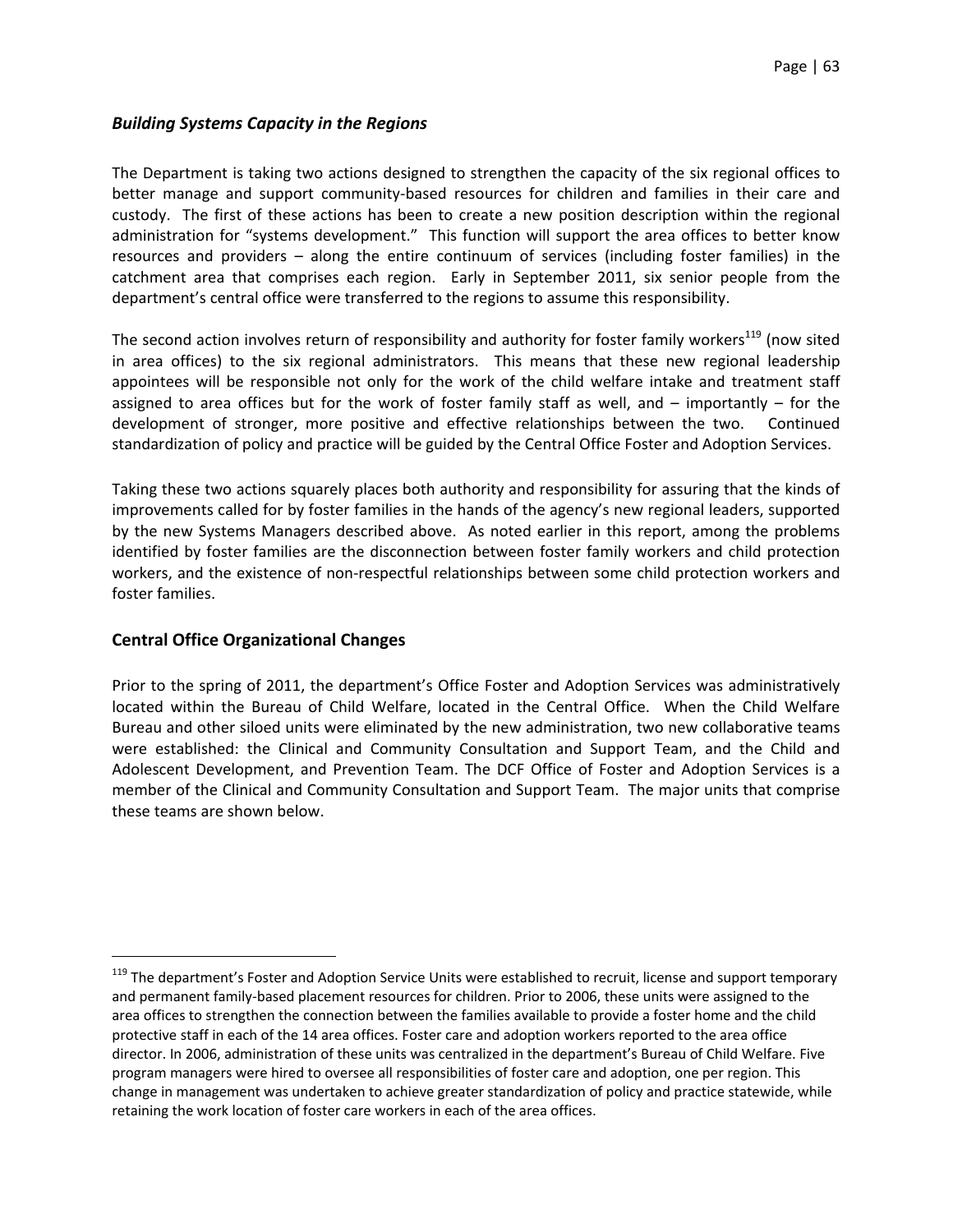### *Building Systems Capacity in the Regions*

The Department is taking two actions designed to strengthen the capacity of the six regional offices to better manage and support community-based resources for children and families in their care and custody. The first of these actions has been to create a new position description within the regional administration for "systems development." This function will support the area offices to better know resources and providers – along the entire continuum of services (including foster families) in the catchment area that comprises each region. Early in September 2011, six senior people from the department's central office were transferred to the regions to assume this responsibility.

The second action involves return of responsibility and authority for foster family workers[119] (now sited in area offices) to the six regional administrators. This means that these new regional leadership appointees will be responsible not only for the work of the child welfare intake and treatment staff assigned to area offices but for the work of foster family staff as well, and – importantly – for the development of stronger, more positive and effective relationships between the two. Continued standardization of policy and practice will be guided by the Central Office Foster and Adoption Services.

Taking these two actions squarely places both authority and responsibility for assuring that the kinds of improvements called for by foster families in the hands of the agency's new regional leaders, supported by the new Systems Managers described above. As noted earlier in this report, among the problems identified by foster families are the disconnection between foster family workers and child protection workers, and the existence of non-respectful relationships between some child protection workers and foster families.

## Central Office Organizational Changes

Prior to the spring of 2011, the department's Office Foster and Adoption Services was administratively located within the Bureau of Child Welfare, located in the Central Office. When the Child Welfare Bureau and other siloed units were eliminated by the new administration, two new collaborative teams were established: the Clinical and Community Consultation and Support Team, and the Child and Adolescent Development, and Prevention Team. The DCF Office of Foster and Adoption Services is a member of the Clinical and Community Consultation and Support Team. The major units that comprise these teams are shown below.

---

[119] The department's Foster and Adoption Service Units were established to recruit, license and support temporary and permanent family-based placement resources for children. Prior to 2006, these units were assigned to the area offices to strengthen the connection between the families available to provide a foster home and the child protective staff in each of the 14 area offices. Foster care and adoption workers reported to the area office director. In 2006, administration of these units was centralized in the department's Bureau of Child Welfare. Five program managers were hired to oversee all responsibilities of foster care and adoption, one per region. This change in management was undertaken to achieve greater standardization of policy and practice statewide, while retaining the work location of foster care workers in each of the area offices.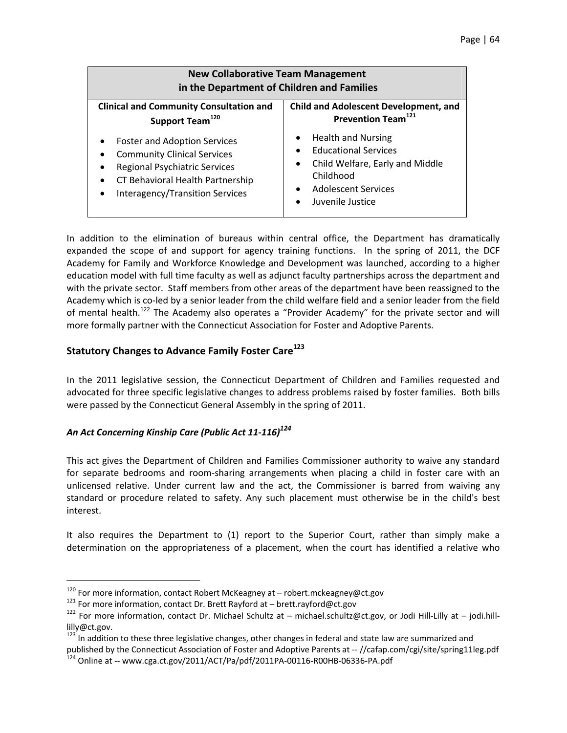| New Collaborative Team Management in the Department of Children and Families | |
|---|---|
| **Clinical and Community Consultation and Support Team**[120] | **Child and Adolescent Development, and Prevention Team**[121] |
| • Foster and Adoption Services<br>• Community Clinical Services<br>• Regional Psychiatric Services<br>• CT Behavioral Health Partnership<br>• Interagency/Transition Services | • Health and Nursing<br>• Educational Services<br>• Child Welfare, Early and Middle Childhood<br>• Adolescent Services<br>• Juvenile Justice |

In addition to the elimination of bureaus within central office, the Department has dramatically expanded the scope of and support for agency training functions. In the spring of 2011, the DCF Academy for Family and Workforce Knowledge and Development was launched, according to a higher education model with full time faculty as well as adjunct faculty partnerships across the department and with the private sector. Staff members from other areas of the department have been reassigned to the Academy which is co-led by a senior leader from the child welfare field and a senior leader from the field of mental health.[122] The Academy also operates a "Provider Academy" for the private sector and will more formally partner with the Connecticut Association for Foster and Adoptive Parents.

## Statutory Changes to Advance Family Foster Care[123]

In the 2011 legislative session, the Connecticut Department of Children and Families requested and advocated for three specific legislative changes to address problems raised by foster families. Both bills were passed by the Connecticut General Assembly in the spring of 2011.

### *An Act Concerning Kinship Care (Public Act 11-116)*[124]

This act gives the Department of Children and Families Commissioner authority to waive any standard for separate bedrooms and room-sharing arrangements when placing a child in foster care with an unlicensed relative. Under current law and the act, the Commissioner is barred from waiving any standard or procedure related to safety. Any such placement must otherwise be in the child's best interest.

It also requires the Department to (1) report to the Superior Court, rather than simply make a determination on the appropriateness of a placement, when the court has identified a relative who

---

[120] For more information, contact Robert McKeagney at – robert.mckeagney@ct.gov

[121] For more information, contact Dr. Brett Rayford at – brett.rayford@ct.gov

[122] For more information, contact Dr. Michael Schultz at – michael.schultz@ct.gov, or Jodi Hill-Lilly at – jodi.hill-lilly@ct.gov.

[123] In addition to these three legislative changes, other changes in federal and state law are summarized and published by the Connecticut Association of Foster and Adoptive Parents at -- //cafap.com/cgi/site/spring11leg.pdf

[124] Online at -- www.cga.ct.gov/2011/ACT/Pa/pdf/2011PA-00116-R00HB-06336-PA.pdf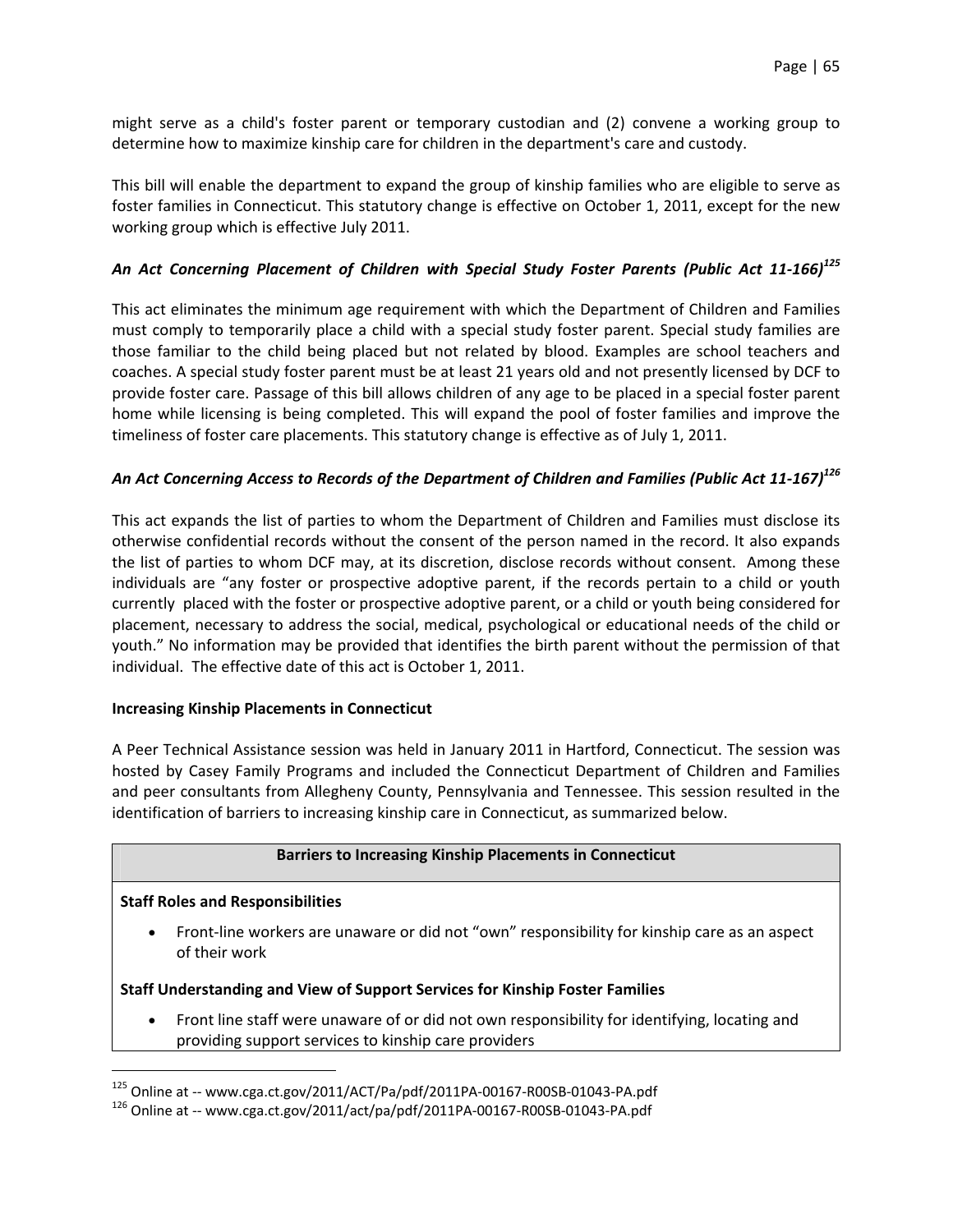might serve as a child's foster parent or temporary custodian and (2) convene a working group to determine how to maximize kinship care for children in the department's care and custody.

This bill will enable the department to expand the group of kinship families who are eligible to serve as foster families in Connecticut. This statutory change is effective on October 1, 2011, except for the new working group which is effective July 2011.

### *An Act Concerning Placement of Children with Special Study Foster Parents (Public Act 11-166)*[125]

This act eliminates the minimum age requirement with which the Department of Children and Families must comply to temporarily place a child with a special study foster parent. Special study families are those familiar to the child being placed but not related by blood. Examples are school teachers and coaches. A special study foster parent must be at least 21 years old and not presently licensed by DCF to provide foster care. Passage of this bill allows children of any age to be placed in a special foster parent home while licensing is being completed. This will expand the pool of foster families and improve the timeliness of foster care placements. This statutory change is effective as of July 1, 2011.

### *An Act Concerning Access to Records of the Department of Children and Families (Public Act 11-167)*[126]

This act expands the list of parties to whom the Department of Children and Families must disclose its otherwise confidential records without the consent of the person named in the record. It also expands the list of parties to whom DCF may, at its discretion, disclose records without consent. Among these individuals are "any foster or prospective adoptive parent, if the records pertain to a child or youth currently placed with the foster or prospective adoptive parent, or a child or youth being considered for placement, necessary to address the social, medical, psychological or educational needs of the child or youth." No information may be provided that identifies the birth parent without the permission of that individual. The effective date of this act is October 1, 2011.

### Increasing Kinship Placements in Connecticut

A Peer Technical Assistance session was held in January 2011 in Hartford, Connecticut. The session was hosted by Casey Family Programs and included the Connecticut Department of Children and Families and peer consultants from Allegheny County, Pennsylvania and Tennessee. This session resulted in the identification of barriers to increasing kinship care in Connecticut, as summarized below.

| Barriers to Increasing Kinship Placements in Connecticut |
|---|
| **Staff Roles and Responsibilities**<br>• Front-line workers are unaware or did not "own" responsibility for kinship care as an aspect of their work |
| **Staff Understanding and View of Support Services for Kinship Foster Families**<br>• Front line staff were unaware of or did not own responsibility for identifying, locating and providing support services to kinship care providers |

[125] Online at -- www.cga.ct.gov/2011/ACT/Pa/pdf/2011PA-00167-R00SB-01043-PA.pdf

[126] Online at -- www.cga.ct.gov/2011/act/pa/pdf/2011PA-00167-R00SB-01043-PA.pdf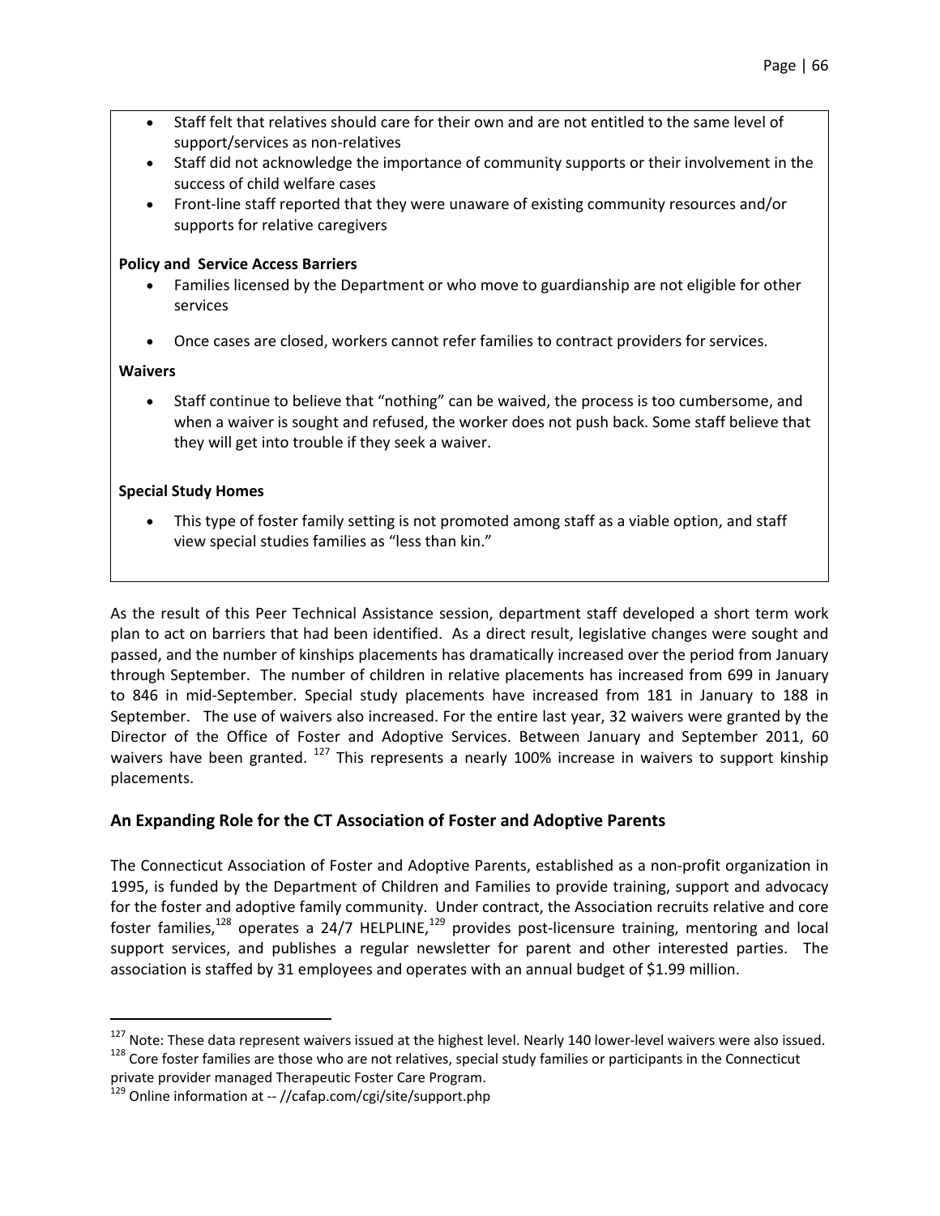- Staff felt that relatives should care for their own and are not entitled to the same level of support/services as non-relatives
- Staff did not acknowledge the importance of community supports or their involvement in the success of child welfare cases
- Front-line staff reported that they were unaware of existing community resources and/or supports for relative caregivers

**Policy and Service Access Barriers**

- Families licensed by the Department or who move to guardianship are not eligible for other services
- Once cases are closed, workers cannot refer families to contract providers for services.

**Waivers**

- Staff continue to believe that "nothing" can be waived, the process is too cumbersome, and when a waiver is sought and refused, the worker does not push back. Some staff believe that they will get into trouble if they seek a waiver.

**Special Study Homes**

- This type of foster family setting is not promoted among staff as a viable option, and staff view special studies families as "less than kin."

As the result of this Peer Technical Assistance session, department staff developed a short term work plan to act on barriers that had been identified. As a direct result, legislative changes were sought and passed, and the number of kinships placements has dramatically increased over the period from January through September. The number of children in relative placements has increased from 699 in January to 846 in mid-September. Special study placements have increased from 181 in January to 188 in September. The use of waivers also increased. For the entire last year, 32 waivers were granted by the Director of the Office of Foster and Adoptive Services. Between January and September 2011, 60 waivers have been granted. [127] This represents a nearly 100% increase in waivers to support kinship placements.

## An Expanding Role for the CT Association of Foster and Adoptive Parents

The Connecticut Association of Foster and Adoptive Parents, established as a non-profit organization in 1995, is funded by the Department of Children and Families to provide training, support and advocacy for the foster and adoptive family community. Under contract, the Association recruits relative and core foster families,[128] operates a 24/7 HELPLINE,[129] provides post-licensure training, mentoring and local support services, and publishes a regular newsletter for parent and other interested parties. The association is staffed by 31 employees and operates with an annual budget of $1.99 million.

---

[127] Note: These data represent waivers issued at the highest level. Nearly 140 lower-level waivers were also issued.

[128] Core foster families are those who are not relatives, special study families or participants in the Connecticut private provider managed Therapeutic Foster Care Program.

[129] Online information at -- //cafap.com/cgi/site/support.php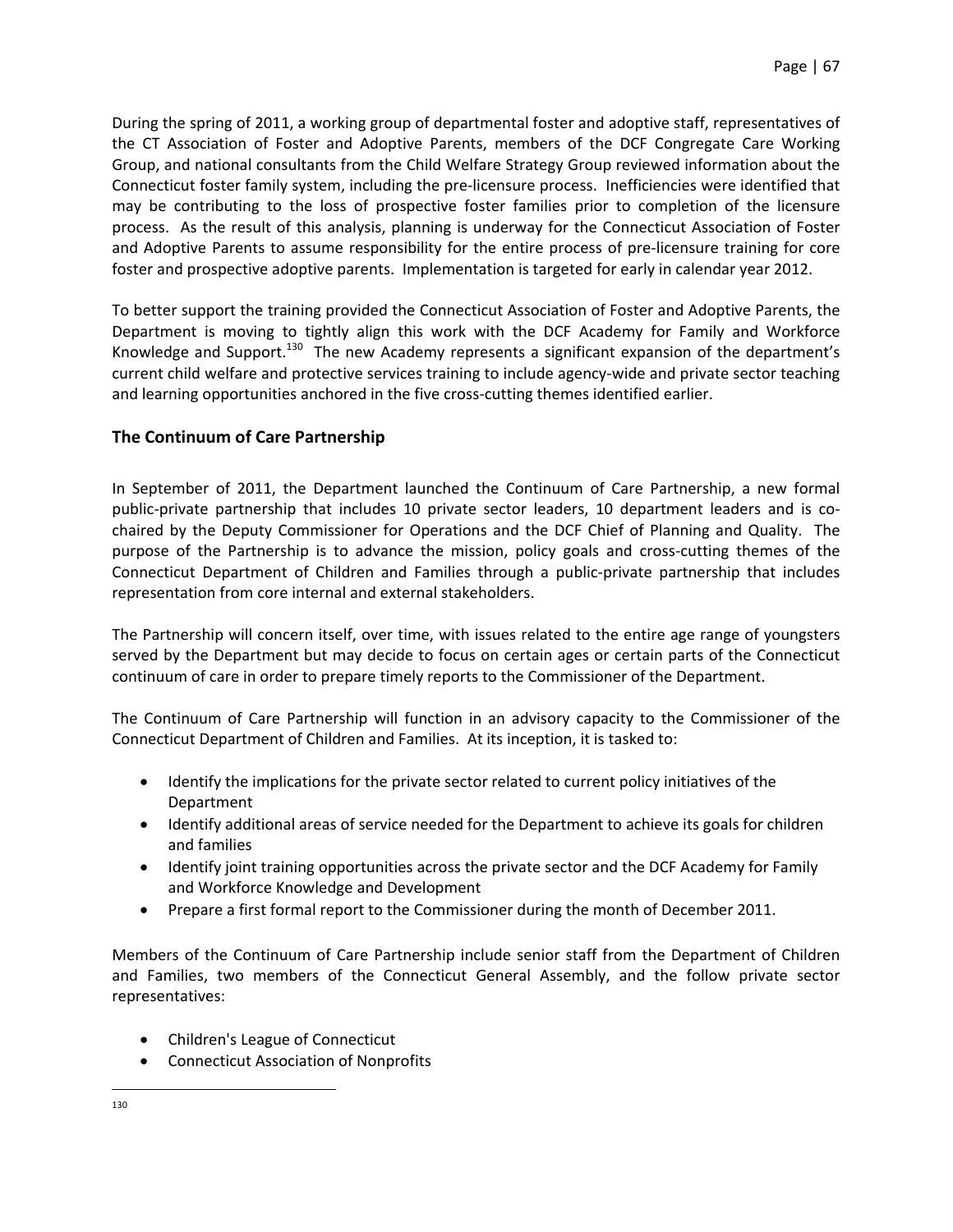During the spring of 2011, a working group of departmental foster and adoptive staff, representatives of the CT Association of Foster and Adoptive Parents, members of the DCF Congregate Care Working Group, and national consultants from the Child Welfare Strategy Group reviewed information about the Connecticut foster family system, including the pre-licensure process. Inefficiencies were identified that may be contributing to the loss of prospective foster families prior to completion of the licensure process. As the result of this analysis, planning is underway for the Connecticut Association of Foster and Adoptive Parents to assume responsibility for the entire process of pre-licensure training for core foster and prospective adoptive parents. Implementation is targeted for early in calendar year 2012.

To better support the training provided the Connecticut Association of Foster and Adoptive Parents, the Department is moving to tightly align this work with the DCF Academy for Family and Workforce Knowledge and Support.[130] The new Academy represents a significant expansion of the department's current child welfare and protective services training to include agency-wide and private sector teaching and learning opportunities anchored in the five cross-cutting themes identified earlier.

## The Continuum of Care Partnership

In September of 2011, the Department launched the Continuum of Care Partnership, a new formal public-private partnership that includes 10 private sector leaders, 10 department leaders and is co-chaired by the Deputy Commissioner for Operations and the DCF Chief of Planning and Quality. The purpose of the Partnership is to advance the mission, policy goals and cross-cutting themes of the Connecticut Department of Children and Families through a public-private partnership that includes representation from core internal and external stakeholders.

The Partnership will concern itself, over time, with issues related to the entire age range of youngsters served by the Department but may decide to focus on certain ages or certain parts of the Connecticut continuum of care in order to prepare timely reports to the Commissioner of the Department.

The Continuum of Care Partnership will function in an advisory capacity to the Commissioner of the Connecticut Department of Children and Families. At its inception, it is tasked to:

- Identify the implications for the private sector related to current policy initiatives of the Department
- Identify additional areas of service needed for the Department to achieve its goals for children and families
- Identify joint training opportunities across the private sector and the DCF Academy for Family and Workforce Knowledge and Development
- Prepare a first formal report to the Commissioner during the month of December 2011.

Members of the Continuum of Care Partnership include senior staff from the Department of Children and Families, two members of the Connecticut General Assembly, and the follow private sector representatives:

- Children's League of Connecticut
- Connecticut Association of Nonprofits

---

130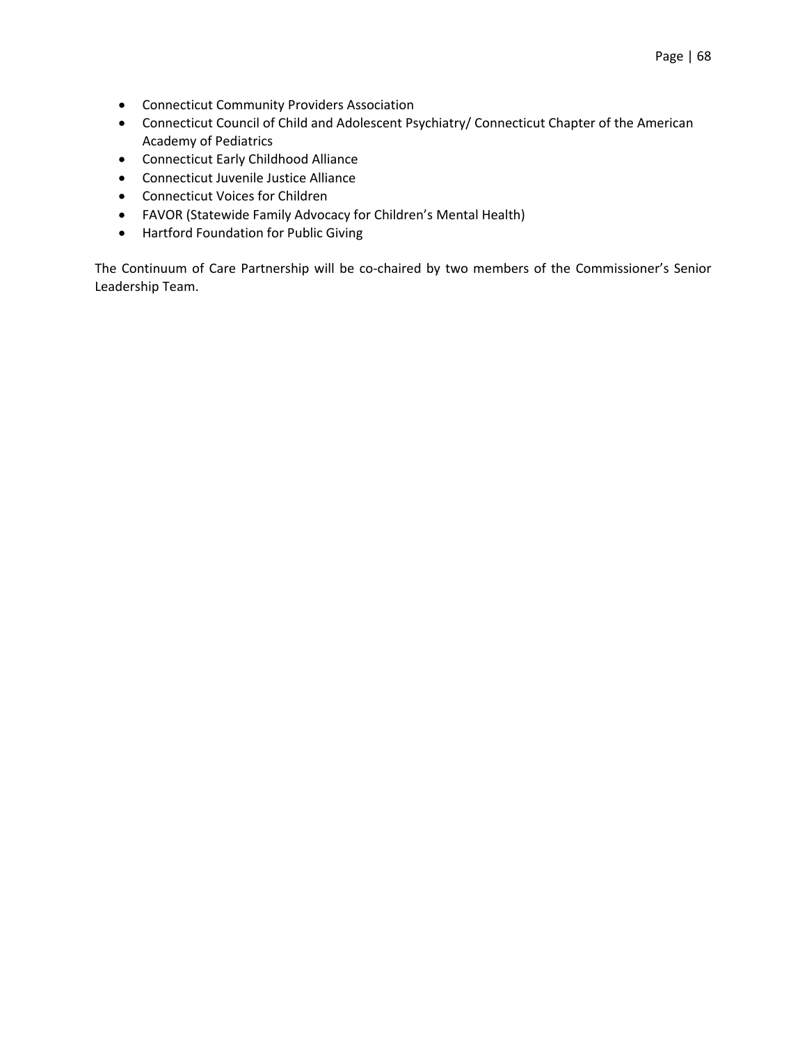- Connecticut Community Providers Association
- Connecticut Council of Child and Adolescent Psychiatry/ Connecticut Chapter of the American Academy of Pediatrics
- Connecticut Early Childhood Alliance
- Connecticut Juvenile Justice Alliance
- Connecticut Voices for Children
- FAVOR (Statewide Family Advocacy for Children's Mental Health)
- Hartford Foundation for Public Giving

The Continuum of Care Partnership will be co-chaired by two members of the Commissioner's Senior Leadership Team.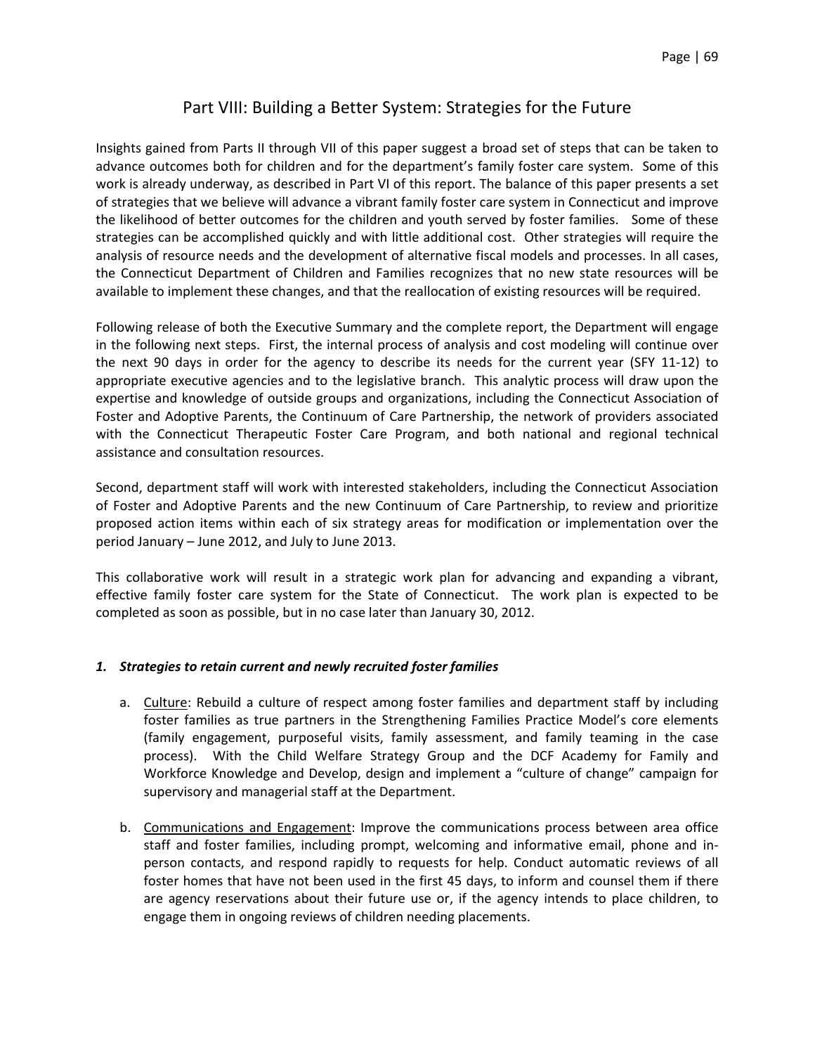# Part VIII: Building a Better System: Strategies for the Future

Insights gained from Parts II through VII of this paper suggest a broad set of steps that can be taken to advance outcomes both for children and for the department's family foster care system. Some of this work is already underway, as described in Part VI of this report. The balance of this paper presents a set of strategies that we believe will advance a vibrant family foster care system in Connecticut and improve the likelihood of better outcomes for the children and youth served by foster families. Some of these strategies can be accomplished quickly and with little additional cost. Other strategies will require the analysis of resource needs and the development of alternative fiscal models and processes. In all cases, the Connecticut Department of Children and Families recognizes that no new state resources will be available to implement these changes, and that the reallocation of existing resources will be required.

Following release of both the Executive Summary and the complete report, the Department will engage in the following next steps. First, the internal process of analysis and cost modeling will continue over the next 90 days in order for the agency to describe its needs for the current year (SFY 11-12) to appropriate executive agencies and to the legislative branch. This analytic process will draw upon the expertise and knowledge of outside groups and organizations, including the Connecticut Association of Foster and Adoptive Parents, the Continuum of Care Partnership, the network of providers associated with the Connecticut Therapeutic Foster Care Program, and both national and regional technical assistance and consultation resources.

Second, department staff will work with interested stakeholders, including the Connecticut Association of Foster and Adoptive Parents and the new Continuum of Care Partnership, to review and prioritize proposed action items within each of six strategy areas for modification or implementation over the period January – June 2012, and July to June 2013.

This collaborative work will result in a strategic work plan for advancing and expanding a vibrant, effective family foster care system for the State of Connecticut. The work plan is expected to be completed as soon as possible, but in no case later than January 30, 2012.

### *1. Strategies to retain current and newly recruited foster families*

a. Culture: Rebuild a culture of respect among foster families and department staff by including foster families as true partners in the Strengthening Families Practice Model's core elements (family engagement, purposeful visits, family assessment, and family teaming in the case process). With the Child Welfare Strategy Group and the DCF Academy for Family and Workforce Knowledge and Develop, design and implement a "culture of change" campaign for supervisory and managerial staff at the Department.

b. Communications and Engagement: Improve the communications process between area office staff and foster families, including prompt, welcoming and informative email, phone and in-person contacts, and respond rapidly to requests for help. Conduct automatic reviews of all foster homes that have not been used in the first 45 days, to inform and counsel them if there are agency reservations about their future use or, if the agency intends to place children, to engage them in ongoing reviews of children needing placements.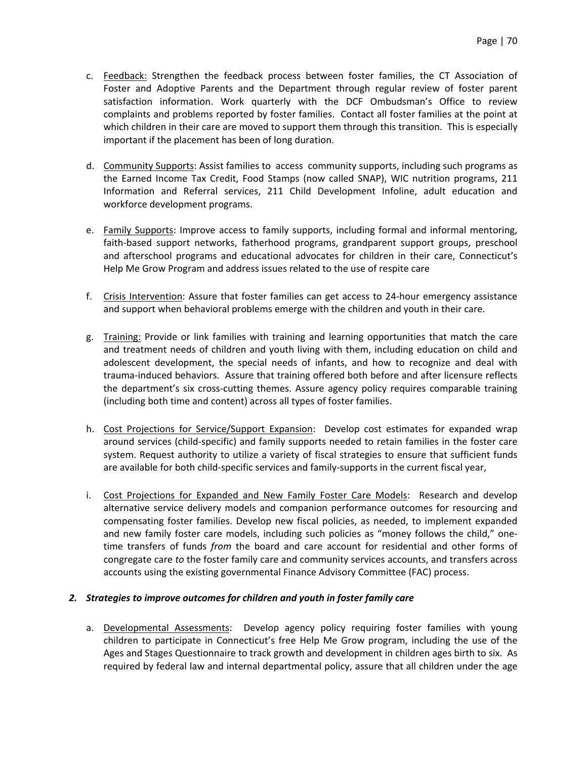c. Feedback: Strengthen the feedback process between foster families, the CT Association of Foster and Adoptive Parents and the Department through regular review of foster parent satisfaction information. Work quarterly with the DCF Ombudsman's Office to review complaints and problems reported by foster families. Contact all foster families at the point at which children in their care are moved to support them through this transition. This is especially important if the placement has been of long duration.

d. Community Supports: Assist families to access community supports, including such programs as the Earned Income Tax Credit, Food Stamps (now called SNAP), WIC nutrition programs, 211 Information and Referral services, 211 Child Development Infoline, adult education and workforce development programs.

e. Family Supports: Improve access to family supports, including formal and informal mentoring, faith-based support networks, fatherhood programs, grandparent support groups, preschool and afterschool programs and educational advocates for children in their care, Connecticut's Help Me Grow Program and address issues related to the use of respite care

f. Crisis Intervention: Assure that foster families can get access to 24-hour emergency assistance and support when behavioral problems emerge with the children and youth in their care.

g. Training: Provide or link families with training and learning opportunities that match the care and treatment needs of children and youth living with them, including education on child and adolescent development, the special needs of infants, and how to recognize and deal with trauma-induced behaviors. Assure that training offered both before and after licensure reflects the department's six cross-cutting themes. Assure agency policy requires comparable training (including both time and content) across all types of foster families.

h. Cost Projections for Service/Support Expansion: Develop cost estimates for expanded wrap around services (child-specific) and family supports needed to retain families in the foster care system. Request authority to utilize a variety of fiscal strategies to ensure that sufficient funds are available for both child-specific services and family-supports in the current fiscal year,

i. Cost Projections for Expanded and New Family Foster Care Models: Research and develop alternative service delivery models and companion performance outcomes for resourcing and compensating foster families. Develop new fiscal policies, as needed, to implement expanded and new family foster care models, including such policies as "money follows the child," one-time transfers of funds *from* the board and care account for residential and other forms of congregate care *to* the foster family care and community services accounts, and transfers across accounts using the existing governmental Finance Advisory Committee (FAC) process.

***2. Strategies to improve outcomes for children and youth in foster family care***

a. Developmental Assessments: Develop agency policy requiring foster families with young children to participate in Connecticut's free Help Me Grow program, including the use of the Ages and Stages Questionnaire to track growth and development in children ages birth to six. As required by federal law and internal departmental policy, assure that all children under the age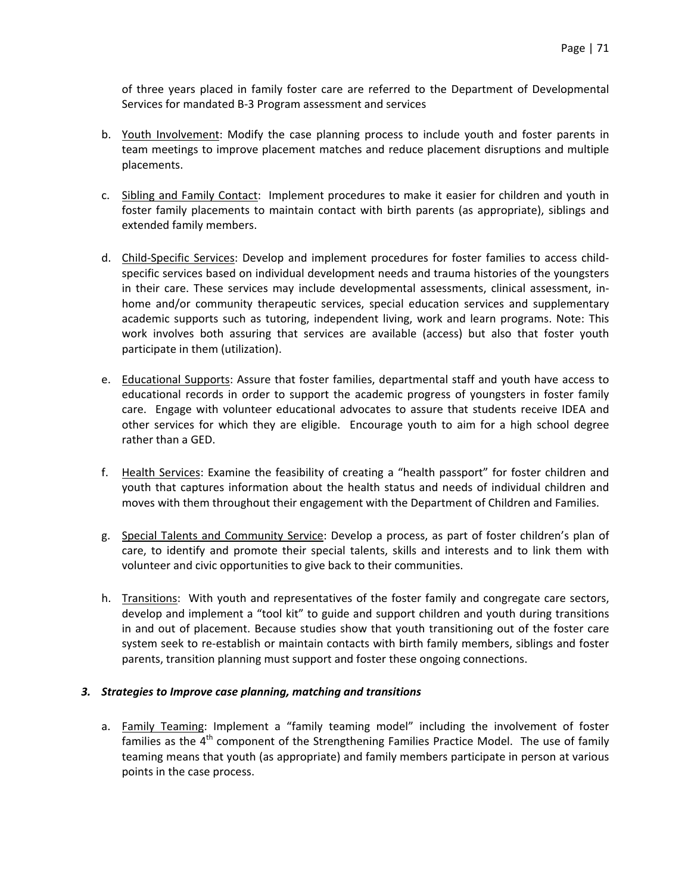of three years placed in family foster care are referred to the Department of Developmental Services for mandated B-3 Program assessment and services

b. Youth Involvement: Modify the case planning process to include youth and foster parents in team meetings to improve placement matches and reduce placement disruptions and multiple placements.

c. Sibling and Family Contact: Implement procedures to make it easier for children and youth in foster family placements to maintain contact with birth parents (as appropriate), siblings and extended family members.

d. Child-Specific Services: Develop and implement procedures for foster families to access child-specific services based on individual development needs and trauma histories of the youngsters in their care. These services may include developmental assessments, clinical assessment, in-home and/or community therapeutic services, special education services and supplementary academic supports such as tutoring, independent living, work and learn programs. Note: This work involves both assuring that services are available (access) but also that foster youth participate in them (utilization).

e. Educational Supports: Assure that foster families, departmental staff and youth have access to educational records in order to support the academic progress of youngsters in foster family care. Engage with volunteer educational advocates to assure that students receive IDEA and other services for which they are eligible. Encourage youth to aim for a high school degree rather than a GED.

f. Health Services: Examine the feasibility of creating a "health passport" for foster children and youth that captures information about the health status and needs of individual children and moves with them throughout their engagement with the Department of Children and Families.

g. Special Talents and Community Service: Develop a process, as part of foster children's plan of care, to identify and promote their special talents, skills and interests and to link them with volunteer and civic opportunities to give back to their communities.

h. Transitions: With youth and representatives of the foster family and congregate care sectors, develop and implement a "tool kit" to guide and support children and youth during transitions in and out of placement. Because studies show that youth transitioning out of the foster care system seek to re-establish or maintain contacts with birth family members, siblings and foster parents, transition planning must support and foster these ongoing connections.

### ***3. Strategies to Improve case planning, matching and transitions***

a. Family Teaming: Implement a "family teaming model" including the involvement of foster families as the 4th component of the Strengthening Families Practice Model. The use of family teaming means that youth (as appropriate) and family members participate in person at various points in the case process.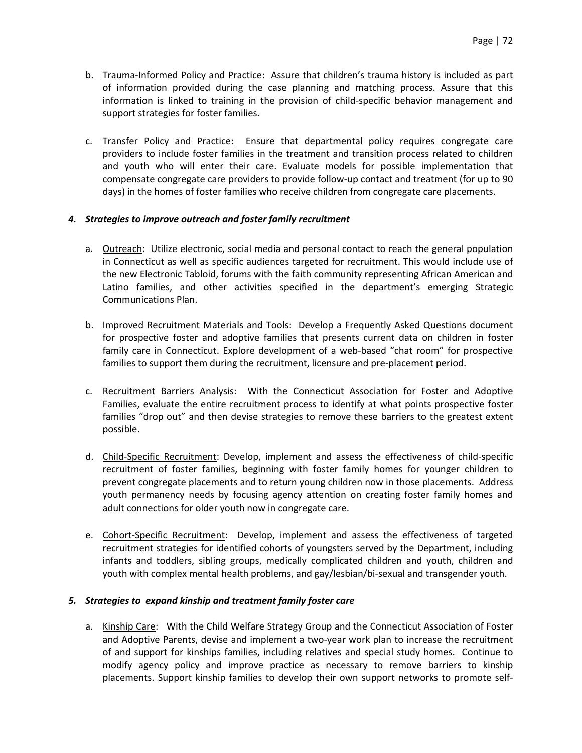b. Trauma-Informed Policy and Practice: Assure that children's trauma history is included as part of information provided during the case planning and matching process. Assure that this information is linked to training in the provision of child-specific behavior management and support strategies for foster families.

c. Transfer Policy and Practice: Ensure that departmental policy requires congregate care providers to include foster families in the treatment and transition process related to children and youth who will enter their care. Evaluate models for possible implementation that compensate congregate care providers to provide follow-up contact and treatment (for up to 90 days) in the homes of foster families who receive children from congregate care placements.

***4. Strategies to improve outreach and foster family recruitment***

a. Outreach: Utilize electronic, social media and personal contact to reach the general population in Connecticut as well as specific audiences targeted for recruitment. This would include use of the new Electronic Tabloid, forums with the faith community representing African American and Latino families, and other activities specified in the department's emerging Strategic Communications Plan.

b. Improved Recruitment Materials and Tools: Develop a Frequently Asked Questions document for prospective foster and adoptive families that presents current data on children in foster family care in Connecticut. Explore development of a web-based "chat room" for prospective families to support them during the recruitment, licensure and pre-placement period.

c. Recruitment Barriers Analysis: With the Connecticut Association for Foster and Adoptive Families, evaluate the entire recruitment process to identify at what points prospective foster families "drop out" and then devise strategies to remove these barriers to the greatest extent possible.

d. Child-Specific Recruitment: Develop, implement and assess the effectiveness of child-specific recruitment of foster families, beginning with foster family homes for younger children to prevent congregate placements and to return young children now in those placements. Address youth permanency needs by focusing agency attention on creating foster family homes and adult connections for older youth now in congregate care.

e. Cohort-Specific Recruitment: Develop, implement and assess the effectiveness of targeted recruitment strategies for identified cohorts of youngsters served by the Department, including infants and toddlers, sibling groups, medically complicated children and youth, children and youth with complex mental health problems, and gay/lesbian/bi-sexual and transgender youth.

***5. Strategies to expand kinship and treatment family foster care***

a. Kinship Care: With the Child Welfare Strategy Group and the Connecticut Association of Foster and Adoptive Parents, devise and implement a two-year work plan to increase the recruitment of and support for kinships families, including relatives and special study homes. Continue to modify agency policy and improve practice as necessary to remove barriers to kinship placements. Support kinship families to develop their own support networks to promote self-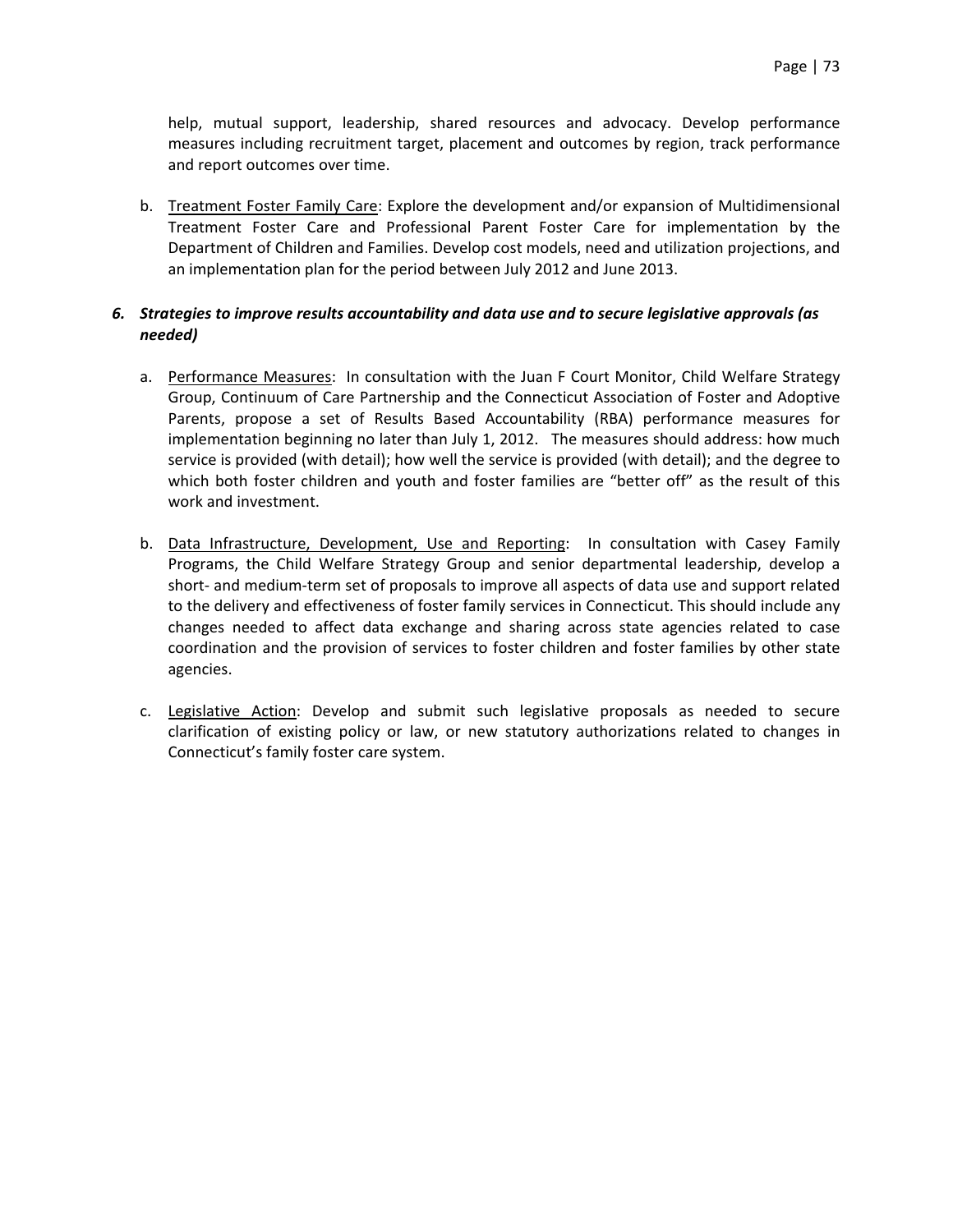help, mutual support, leadership, shared resources and advocacy. Develop performance measures including recruitment target, placement and outcomes by region, track performance and report outcomes over time.

b. Treatment Foster Family Care: Explore the development and/or expansion of Multidimensional Treatment Foster Care and Professional Parent Foster Care for implementation by the Department of Children and Families. Develop cost models, need and utilization projections, and an implementation plan for the period between July 2012 and June 2013.

### *6. Strategies to improve results accountability and data use and to secure legislative approvals (as needed)*

a. Performance Measures: In consultation with the Juan F Court Monitor, Child Welfare Strategy Group, Continuum of Care Partnership and the Connecticut Association of Foster and Adoptive Parents, propose a set of Results Based Accountability (RBA) performance measures for implementation beginning no later than July 1, 2012. The measures should address: how much service is provided (with detail); how well the service is provided (with detail); and the degree to which both foster children and youth and foster families are "better off" as the result of this work and investment.

b. Data Infrastructure, Development, Use and Reporting: In consultation with Casey Family Programs, the Child Welfare Strategy Group and senior departmental leadership, develop a short- and medium-term set of proposals to improve all aspects of data use and support related to the delivery and effectiveness of foster family services in Connecticut. This should include any changes needed to affect data exchange and sharing across state agencies related to case coordination and the provision of services to foster children and foster families by other state agencies.

c. Legislative Action: Develop and submit such legislative proposals as needed to secure clarification of existing policy or law, or new statutory authorizations related to changes in Connecticut's family foster care system.